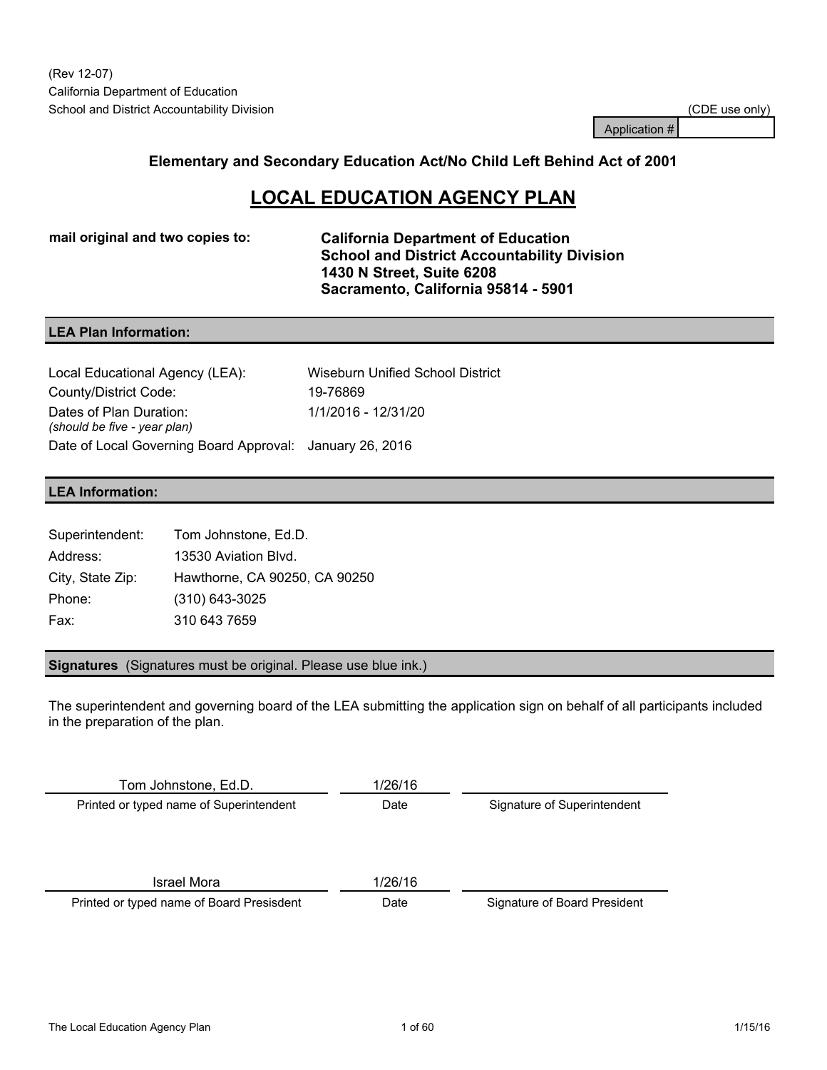(Rev 12-07)
California Department of Education
School and District Accountability Division

(CDE use only)

| Application # | |
|---|---|

**Elementary and Secondary Education Act/No Child Left Behind Act of 2001**

# LOCAL EDUCATION AGENCY PLAN

**mail original and two copies to:**

**California Department of Education**
**School and District Accountability Division**
**1430 N Street, Suite 6208**
**Sacramento, California 95814 - 5901**

## LEA Plan Information:

| | |
|---|---|
| Local Educational Agency (LEA): | Wiseburn Unified School District |
| County/District Code: | 19-76869 |
| Dates of Plan Duration: *(should be five - year plan)* | 1/1/2016 - 12/31/20 |
| Date of Local Governing Board Approval: | January 26, 2016 |

## LEA Information:

| | |
|---|---|
| Superintendent: | Tom Johnstone, Ed.D. |
| Address: | 13530 Aviation Blvd. |
| City, State Zip: | Hawthorne, CA 90250, CA 90250 |
| Phone: | (310) 643-3025 |
| Fax: | 310 643 7659 |

## Signatures (Signatures must be original. Please use blue ink.)

The superintendent and governing board of the LEA submitting the application sign on behalf of all participants included in the preparation of the plan.

| Tom Johnstone, Ed.D. | 1/26/16 | |
|---|---|---|
| Printed or typed name of Superintendent | Date | Signature of Superintendent |

| Israel Mora | 1/26/16 | |
|---|---|---|
| Printed or typed name of Board Presisdent | Date | Signature of Board President |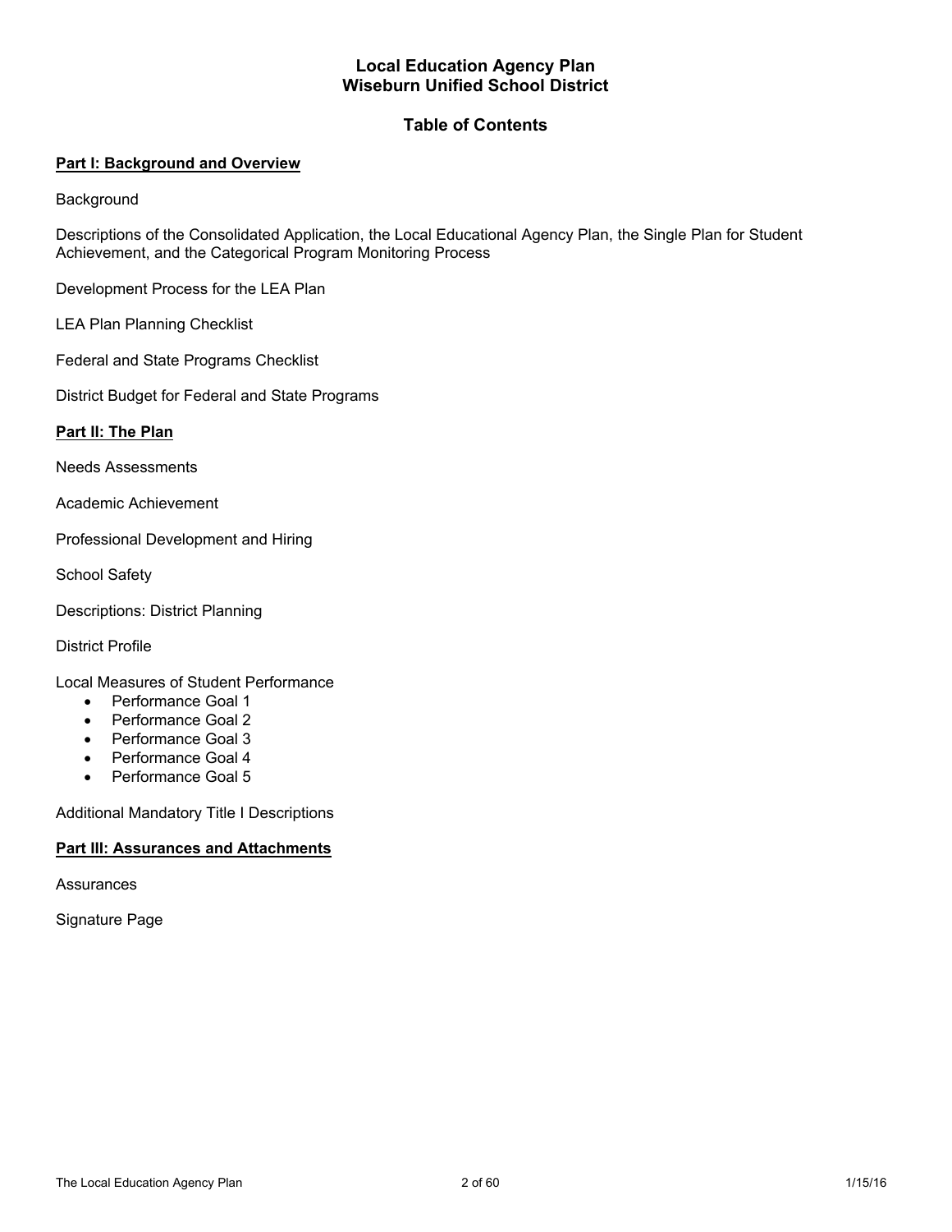# Local Education Agency Plan
# Wiseburn Unified School District

## Table of Contents

**Part I: Background and Overview**

Background

Descriptions of the Consolidated Application, the Local Educational Agency Plan, the Single Plan for Student Achievement, and the Categorical Program Monitoring Process

Development Process for the LEA Plan

LEA Plan Planning Checklist

Federal and State Programs Checklist

District Budget for Federal and State Programs

**Part II: The Plan**

Needs Assessments

Academic Achievement

Professional Development and Hiring

School Safety

Descriptions: District Planning

District Profile

Local Measures of Student Performance

- Performance Goal 1
- Performance Goal 2
- Performance Goal 3
- Performance Goal 4
- Performance Goal 5

Additional Mandatory Title I Descriptions

**Part III: Assurances and Attachments**

Assurances

Signature Page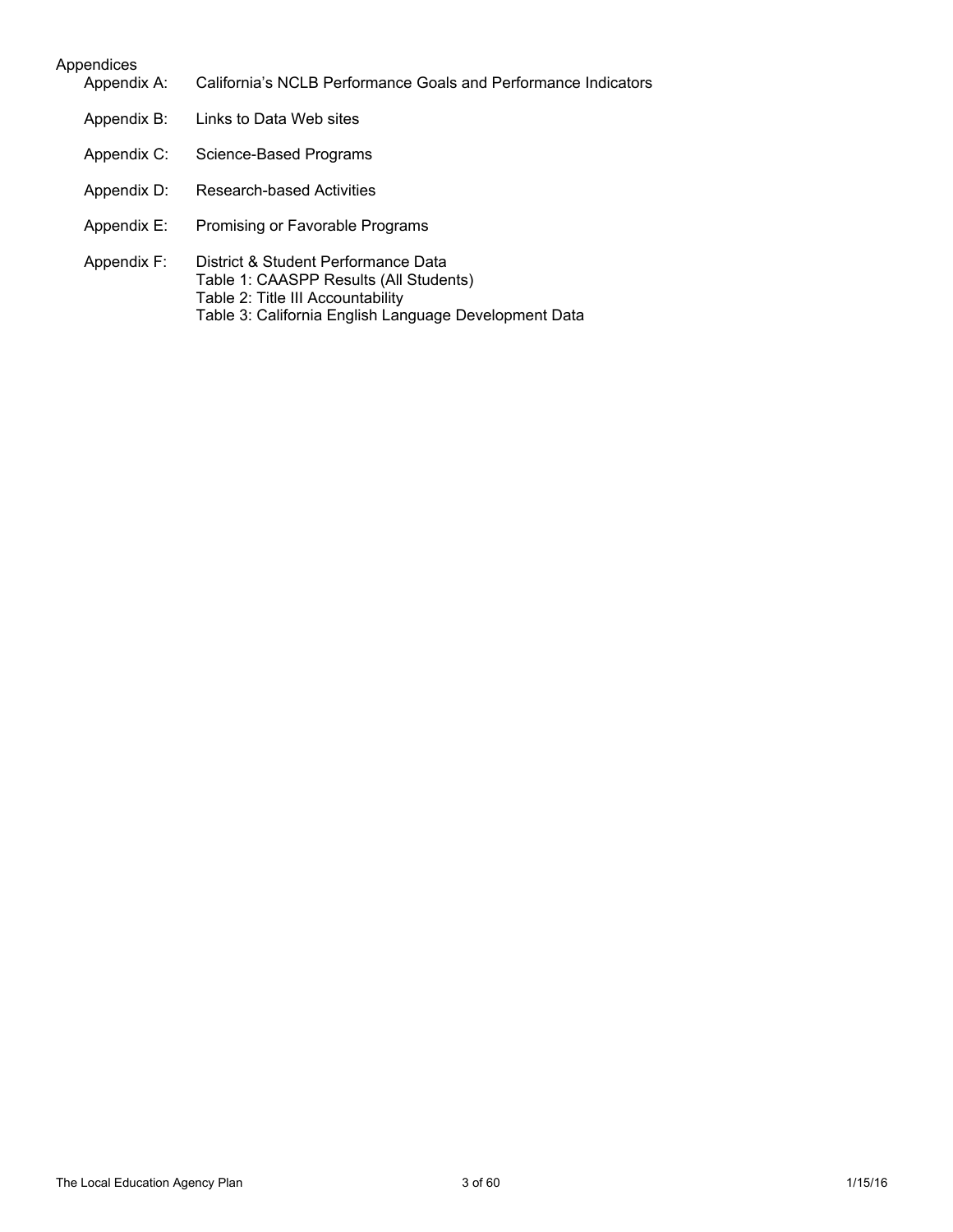Appendices

- Appendix A: California's NCLB Performance Goals and Performance Indicators
- Appendix B: Links to Data Web sites
- Appendix C: Science-Based Programs
- Appendix D: Research-based Activities
- Appendix E: Promising or Favorable Programs
- Appendix F: District & Student Performance Data
  - Table 1: CAASPP Results (All Students)
  - Table 2: Title III Accountability
  - Table 3: California English Language Development Data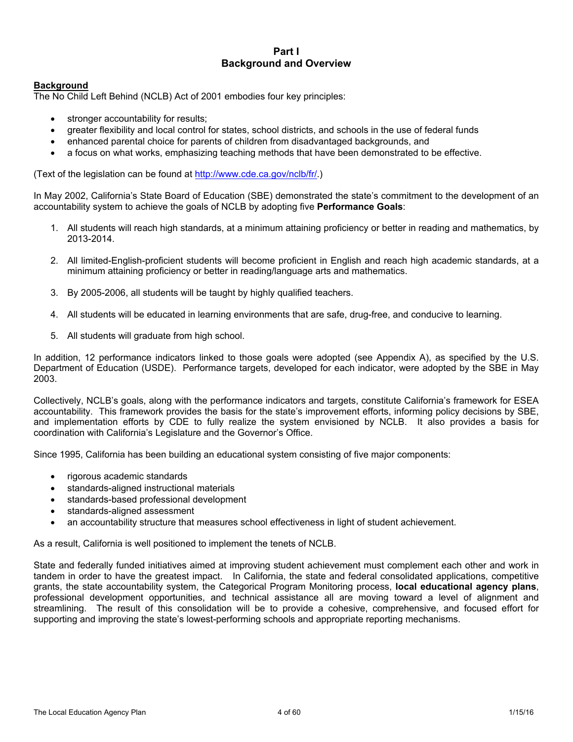# Part I
# Background and Overview

## Background

The No Child Left Behind (NCLB) Act of 2001 embodies four key principles:

- stronger accountability for results;
- greater flexibility and local control for states, school districts, and schools in the use of federal funds
- enhanced parental choice for parents of children from disadvantaged backgrounds, and
- a focus on what works, emphasizing teaching methods that have been demonstrated to be effective.

(Text of the legislation can be found at http://www.cde.ca.gov/nclb/fr/.)

In May 2002, California's State Board of Education (SBE) demonstrated the state's commitment to the development of an accountability system to achieve the goals of NCLB by adopting five **Performance Goals**:

1. All students will reach high standards, at a minimum attaining proficiency or better in reading and mathematics, by 2013-2014.

2. All limited-English-proficient students will become proficient in English and reach high academic standards, at a minimum attaining proficiency or better in reading/language arts and mathematics.

3. By 2005-2006, all students will be taught by highly qualified teachers.

4. All students will be educated in learning environments that are safe, drug-free, and conducive to learning.

5. All students will graduate from high school.

In addition, 12 performance indicators linked to those goals were adopted (see Appendix A), as specified by the U.S. Department of Education (USDE). Performance targets, developed for each indicator, were adopted by the SBE in May 2003.

Collectively, NCLB's goals, along with the performance indicators and targets, constitute California's framework for ESEA accountability. This framework provides the basis for the state's improvement efforts, informing policy decisions by SBE, and implementation efforts by CDE to fully realize the system envisioned by NCLB. It also provides a basis for coordination with California's Legislature and the Governor's Office.

Since 1995, California has been building an educational system consisting of five major components:

- rigorous academic standards
- standards-aligned instructional materials
- standards-based professional development
- standards-aligned assessment
- an accountability structure that measures school effectiveness in light of student achievement.

As a result, California is well positioned to implement the tenets of NCLB.

State and federally funded initiatives aimed at improving student achievement must complement each other and work in tandem in order to have the greatest impact. In California, the state and federal consolidated applications, competitive grants, the state accountability system, the Categorical Program Monitoring process, **local educational agency plans**, professional development opportunities, and technical assistance all are moving toward a level of alignment and streamlining. The result of this consolidation will be to provide a cohesive, comprehensive, and focused effort for supporting and improving the state's lowest-performing schools and appropriate reporting mechanisms.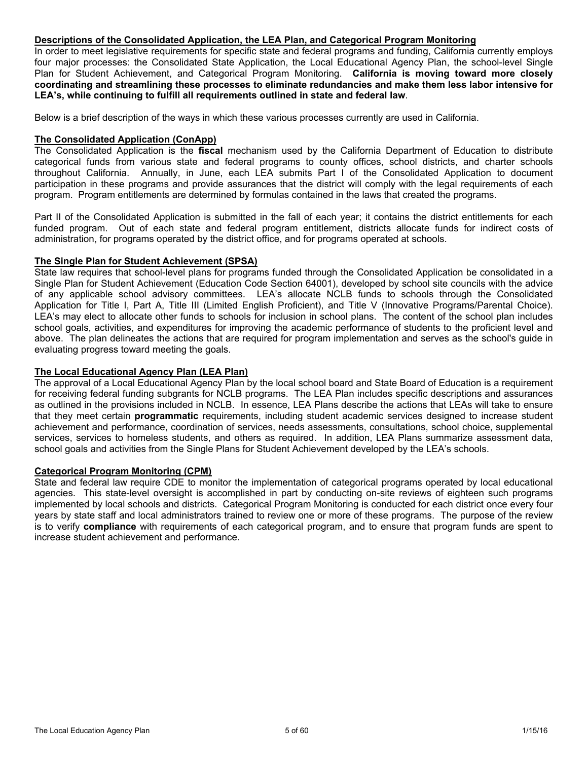## Descriptions of the Consolidated Application, the LEA Plan, and Categorical Program Monitoring

In order to meet legislative requirements for specific state and federal programs and funding, California currently employs four major processes: the Consolidated State Application, the Local Educational Agency Plan, the school-level Single Plan for Student Achievement, and Categorical Program Monitoring. **California is moving toward more closely coordinating and streamlining these processes to eliminate redundancies and make them less labor intensive for LEA's, while continuing to fulfill all requirements outlined in state and federal law**.

Below is a brief description of the ways in which these various processes currently are used in California.

### The Consolidated Application (ConApp)

The Consolidated Application is the **fiscal** mechanism used by the California Department of Education to distribute categorical funds from various state and federal programs to county offices, school districts, and charter schools throughout California. Annually, in June, each LEA submits Part I of the Consolidated Application to document participation in these programs and provide assurances that the district will comply with the legal requirements of each program. Program entitlements are determined by formulas contained in the laws that created the programs.

Part II of the Consolidated Application is submitted in the fall of each year; it contains the district entitlements for each funded program. Out of each state and federal program entitlement, districts allocate funds for indirect costs of administration, for programs operated by the district office, and for programs operated at schools.

### The Single Plan for Student Achievement (SPSA)

State law requires that school-level plans for programs funded through the Consolidated Application be consolidated in a Single Plan for Student Achievement (Education Code Section 64001), developed by school site councils with the advice of any applicable school advisory committees. LEA's allocate NCLB funds to schools through the Consolidated Application for Title I, Part A, Title III (Limited English Proficient), and Title V (Innovative Programs/Parental Choice). LEA's may elect to allocate other funds to schools for inclusion in school plans. The content of the school plan includes school goals, activities, and expenditures for improving the academic performance of students to the proficient level and above. The plan delineates the actions that are required for program implementation and serves as the school's guide in evaluating progress toward meeting the goals.

### The Local Educational Agency Plan (LEA Plan)

The approval of a Local Educational Agency Plan by the local school board and State Board of Education is a requirement for receiving federal funding subgrants for NCLB programs. The LEA Plan includes specific descriptions and assurances as outlined in the provisions included in NCLB. In essence, LEA Plans describe the actions that LEAs will take to ensure that they meet certain **programmatic** requirements, including student academic services designed to increase student achievement and performance, coordination of services, needs assessments, consultations, school choice, supplemental services, services to homeless students, and others as required. In addition, LEA Plans summarize assessment data, school goals and activities from the Single Plans for Student Achievement developed by the LEA's schools.

### Categorical Program Monitoring (CPM)

State and federal law require CDE to monitor the implementation of categorical programs operated by local educational agencies. This state-level oversight is accomplished in part by conducting on-site reviews of eighteen such programs implemented by local schools and districts. Categorical Program Monitoring is conducted for each district once every four years by state staff and local administrators trained to review one or more of these programs. The purpose of the review is to verify **compliance** with requirements of each categorical program, and to ensure that program funds are spent to increase student achievement and performance.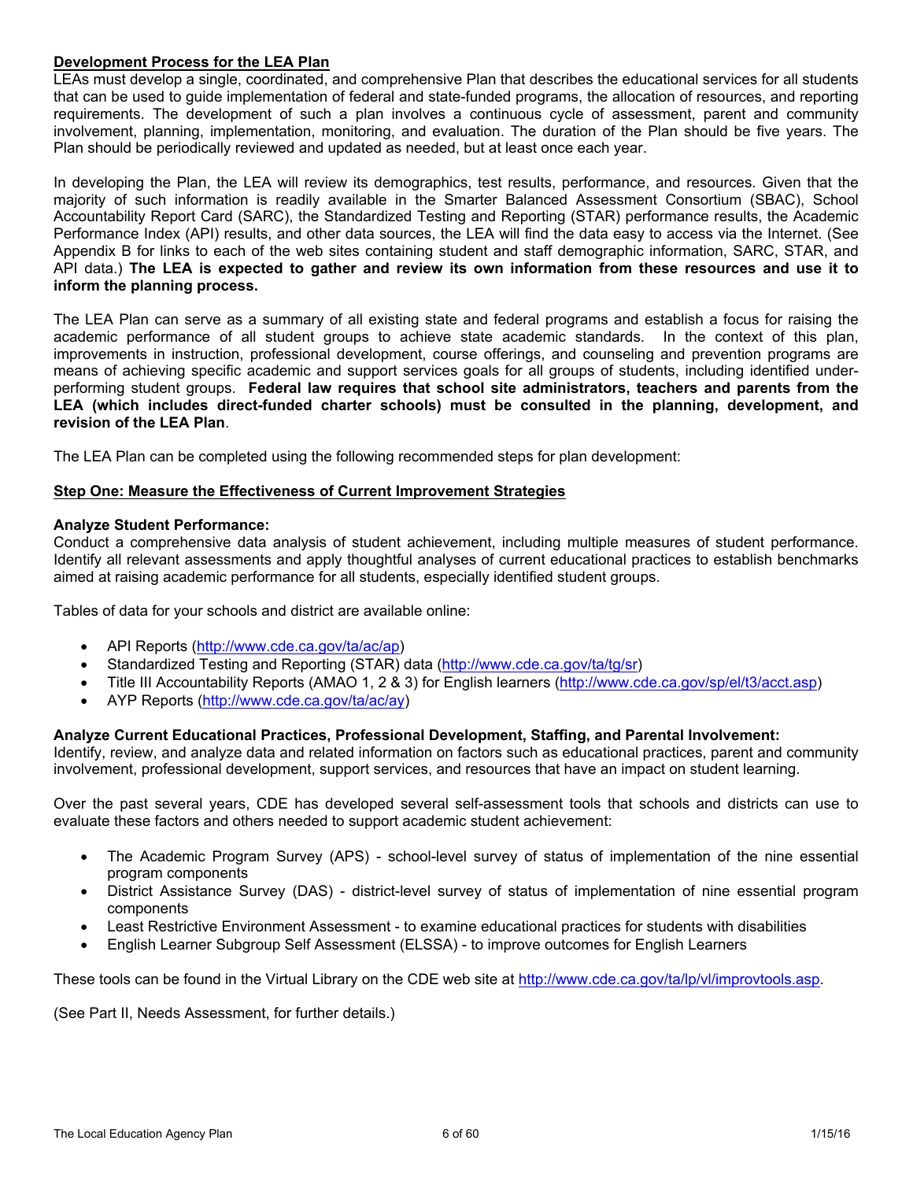## **Development Process for the LEA Plan**

LEAs must develop a single, coordinated, and comprehensive Plan that describes the educational services for all students that can be used to guide implementation of federal and state-funded programs, the allocation of resources, and reporting requirements. The development of such a plan involves a continuous cycle of assessment, parent and community involvement, planning, implementation, monitoring, and evaluation. The duration of the Plan should be five years. The Plan should be periodically reviewed and updated as needed, but at least once each year.

In developing the Plan, the LEA will review its demographics, test results, performance, and resources. Given that the majority of such information is readily available in the Smarter Balanced Assessment Consortium (SBAC), School Accountability Report Card (SARC), the Standardized Testing and Reporting (STAR) performance results, the Academic Performance Index (API) results, and other data sources, the LEA will find the data easy to access via the Internet. (See Appendix B for links to each of the web sites containing student and staff demographic information, SARC, STAR, and API data.) **The LEA is expected to gather and review its own information from these resources and use it to inform the planning process.**

The LEA Plan can serve as a summary of all existing state and federal programs and establish a focus for raising the academic performance of all student groups to achieve state academic standards. In the context of this plan, improvements in instruction, professional development, course offerings, and counseling and prevention programs are means of achieving specific academic and support services goals for all groups of students, including identified under-performing student groups. **Federal law requires that school site administrators, teachers and parents from the LEA (which includes direct-funded charter schools) must be consulted in the planning, development, and revision of the LEA Plan**.

The LEA Plan can be completed using the following recommended steps for plan development:

### **Step One: Measure the Effectiveness of Current Improvement Strategies**

**Analyze Student Performance:**
Conduct a comprehensive data analysis of student achievement, including multiple measures of student performance. Identify all relevant assessments and apply thoughtful analyses of current educational practices to establish benchmarks aimed at raising academic performance for all students, especially identified student groups.

Tables of data for your schools and district are available online:

- API Reports (http://www.cde.ca.gov/ta/ac/ap)
- Standardized Testing and Reporting (STAR) data (http://www.cde.ca.gov/ta/tg/sr)
- Title III Accountability Reports (AMAO 1, 2 & 3) for English learners (http://www.cde.ca.gov/sp/el/t3/acct.asp)
- AYP Reports (http://www.cde.ca.gov/ta/ac/ay)

**Analyze Current Educational Practices, Professional Development, Staffing, and Parental Involvement:**
Identify, review, and analyze data and related information on factors such as educational practices, parent and community involvement, professional development, support services, and resources that have an impact on student learning.

Over the past several years, CDE has developed several self-assessment tools that schools and districts can use to evaluate these factors and others needed to support academic student achievement:

- The Academic Program Survey (APS) - school-level survey of status of implementation of the nine essential program components
- District Assistance Survey (DAS) - district-level survey of status of implementation of nine essential program components
- Least Restrictive Environment Assessment - to examine educational practices for students with disabilities
- English Learner Subgroup Self Assessment (ELSSA) - to improve outcomes for English Learners

These tools can be found in the Virtual Library on the CDE web site at http://www.cde.ca.gov/ta/lp/vl/improvtools.asp.

(See Part II, Needs Assessment, for further details.)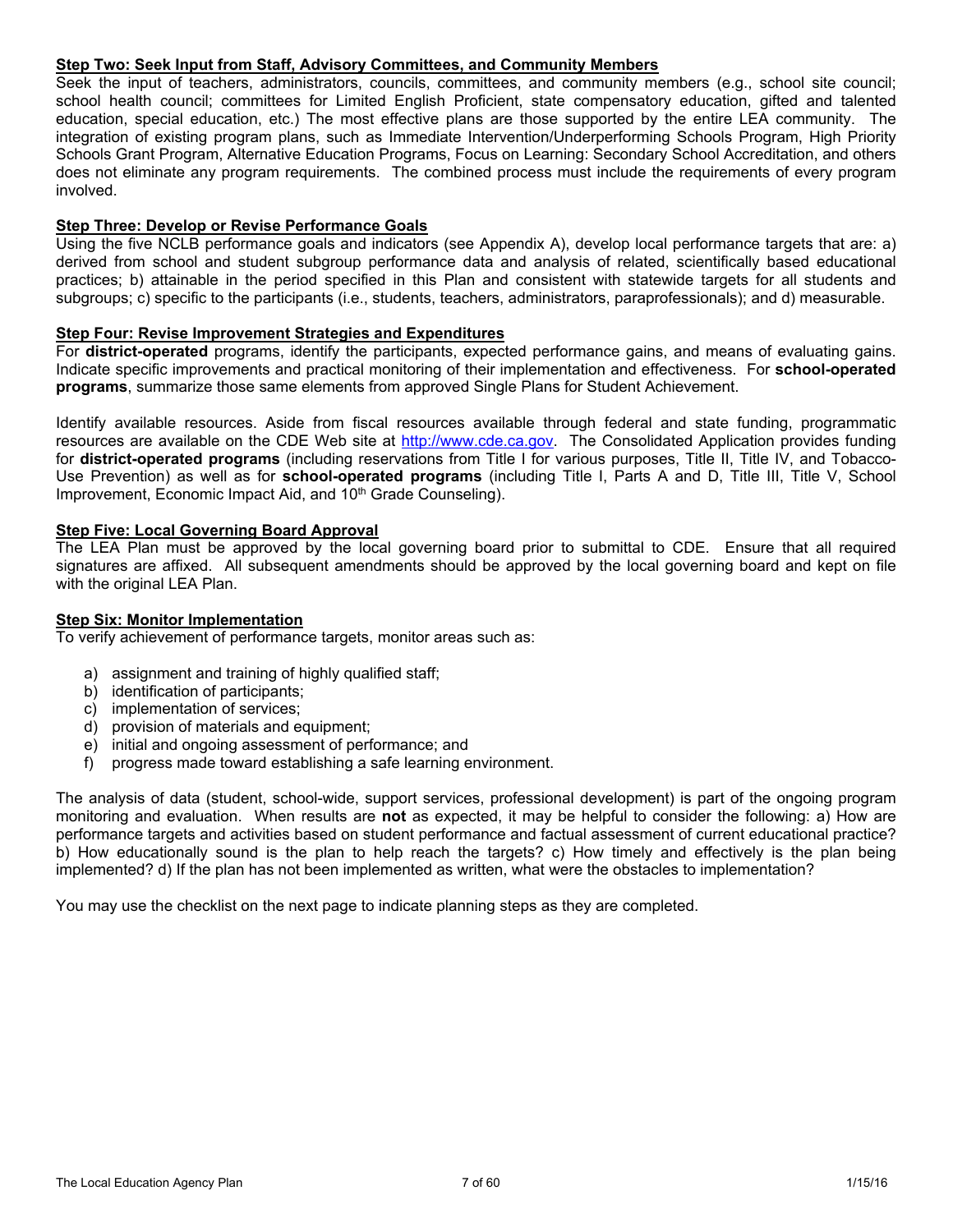**Step Two: Seek Input from Staff, Advisory Committees, and Community Members**

Seek the input of teachers, administrators, councils, committees, and community members (e.g., school site council; school health council; committees for Limited English Proficient, state compensatory education, gifted and talented education, special education, etc.) The most effective plans are those supported by the entire LEA community. The integration of existing program plans, such as Immediate Intervention/Underperforming Schools Program, High Priority Schools Grant Program, Alternative Education Programs, Focus on Learning: Secondary School Accreditation, and others does not eliminate any program requirements. The combined process must include the requirements of every program involved.

**Step Three: Develop or Revise Performance Goals**

Using the five NCLB performance goals and indicators (see Appendix A), develop local performance targets that are: a) derived from school and student subgroup performance data and analysis of related, scientifically based educational practices; b) attainable in the period specified in this Plan and consistent with statewide targets for all students and subgroups; c) specific to the participants (i.e., students, teachers, administrators, paraprofessionals); and d) measurable.

**Step Four: Revise Improvement Strategies and Expenditures**

For **district-operated** programs, identify the participants, expected performance gains, and means of evaluating gains. Indicate specific improvements and practical monitoring of their implementation and effectiveness. For **school-operated programs**, summarize those same elements from approved Single Plans for Student Achievement.

Identify available resources. Aside from fiscal resources available through federal and state funding, programmatic resources are available on the CDE Web site at http://www.cde.ca.gov. The Consolidated Application provides funding for **district-operated programs** (including reservations from Title I for various purposes, Title II, Title IV, and Tobacco-Use Prevention) as well as for **school-operated programs** (including Title I, Parts A and D, Title III, Title V, School Improvement, Economic Impact Aid, and 10th Grade Counseling).

**Step Five: Local Governing Board Approval**

The LEA Plan must be approved by the local governing board prior to submittal to CDE. Ensure that all required signatures are affixed. All subsequent amendments should be approved by the local governing board and kept on file with the original LEA Plan.

**Step Six: Monitor Implementation**

To verify achievement of performance targets, monitor areas such as:

a) assignment and training of highly qualified staff;
b) identification of participants;
c) implementation of services;
d) provision of materials and equipment;
e) initial and ongoing assessment of performance; and
f) progress made toward establishing a safe learning environment.

The analysis of data (student, school-wide, support services, professional development) is part of the ongoing program monitoring and evaluation. When results are **not** as expected, it may be helpful to consider the following: a) How are performance targets and activities based on student performance and factual assessment of current educational practice? b) How educationally sound is the plan to help reach the targets? c) How timely and effectively is the plan being implemented? d) If the plan has not been implemented as written, what were the obstacles to implementation?

You may use the checklist on the next page to indicate planning steps as they are completed.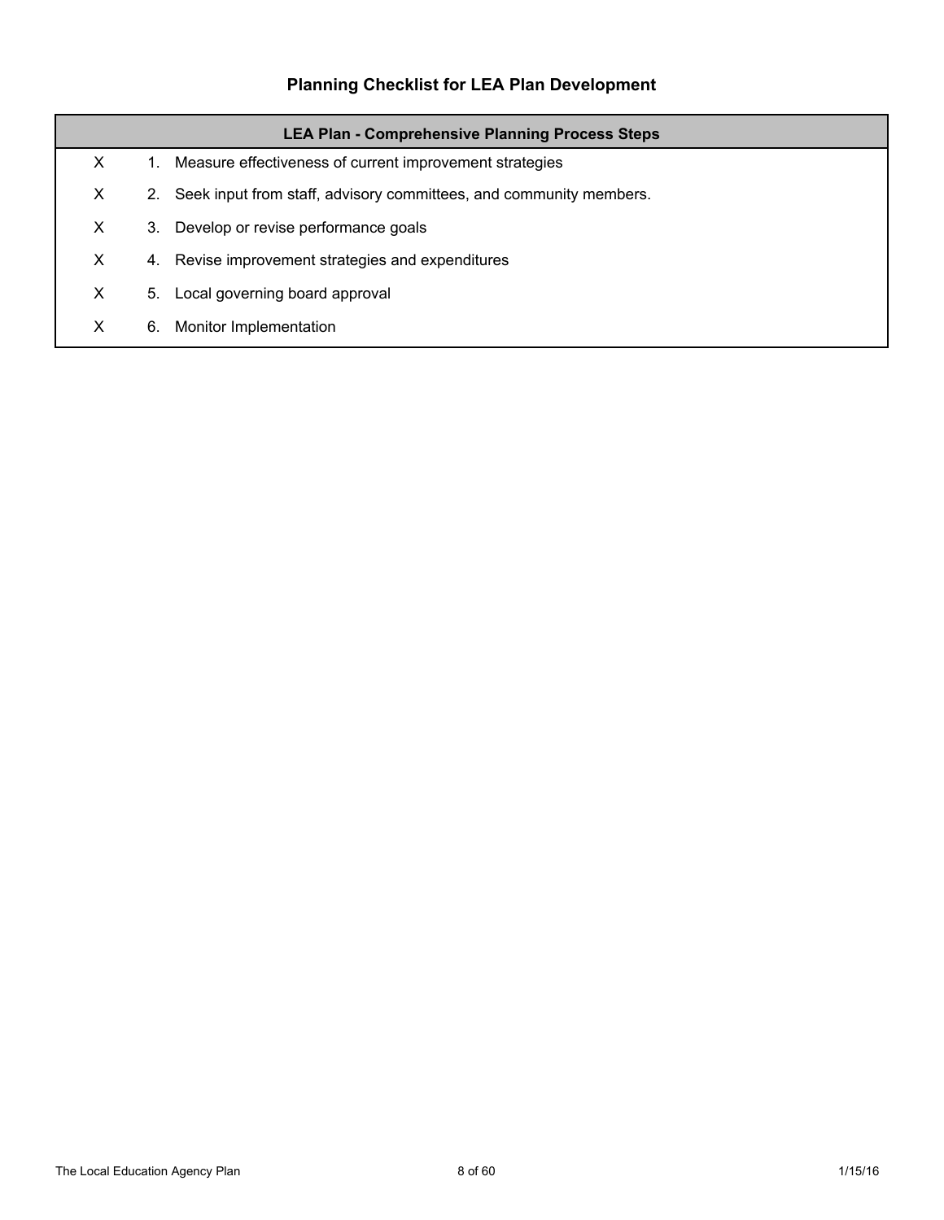## Planning Checklist for LEA Plan Development

| | LEA Plan - Comprehensive Planning Process Steps |
|---|---|
| X | 1. Measure effectiveness of current improvement strategies |
| X | 2. Seek input from staff, advisory committees, and community members. |
| X | 3. Develop or revise performance goals |
| X | 4. Revise improvement strategies and expenditures |
| X | 5. Local governing board approval |
| X | 6. Monitor Implementation |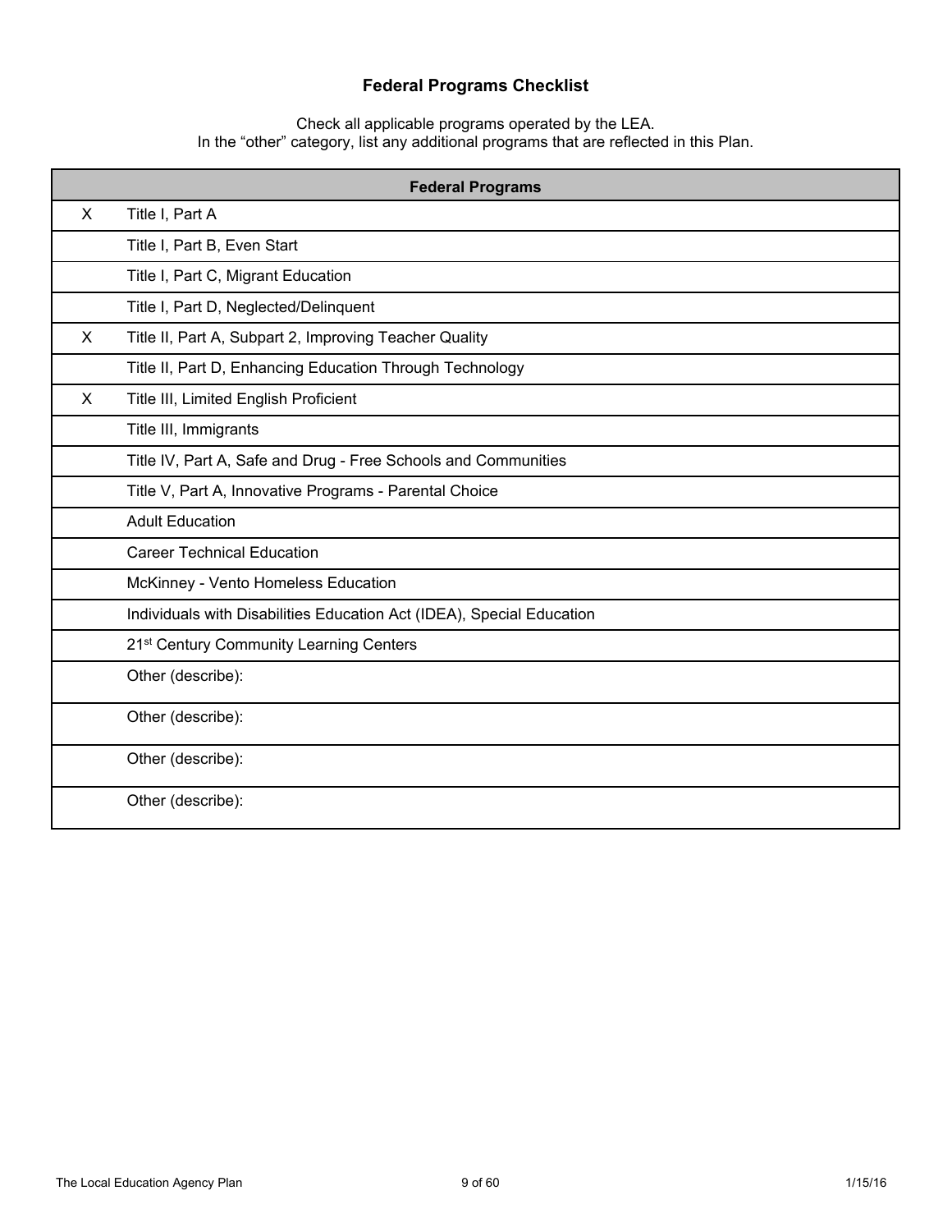# Federal Programs Checklist

Check all applicable programs operated by the LEA.
In the "other" category, list any additional programs that are reflected in this Plan.

| | Federal Programs |
|---|---|
| X | Title I, Part A |
| | Title I, Part B, Even Start |
| | Title I, Part C, Migrant Education |
| | Title I, Part D, Neglected/Delinquent |
| X | Title II, Part A, Subpart 2, Improving Teacher Quality |
| | Title II, Part D, Enhancing Education Through Technology |
| X | Title III, Limited English Proficient |
| | Title III, Immigrants |
| | Title IV, Part A, Safe and Drug - Free Schools and Communities |
| | Title V, Part A, Innovative Programs - Parental Choice |
| | Adult Education |
| | Career Technical Education |
| | McKinney - Vento Homeless Education |
| | Individuals with Disabilities Education Act (IDEA), Special Education |
| | 21st Century Community Learning Centers |
| | Other (describe): |
| | Other (describe): |
| | Other (describe): |
| | Other (describe): |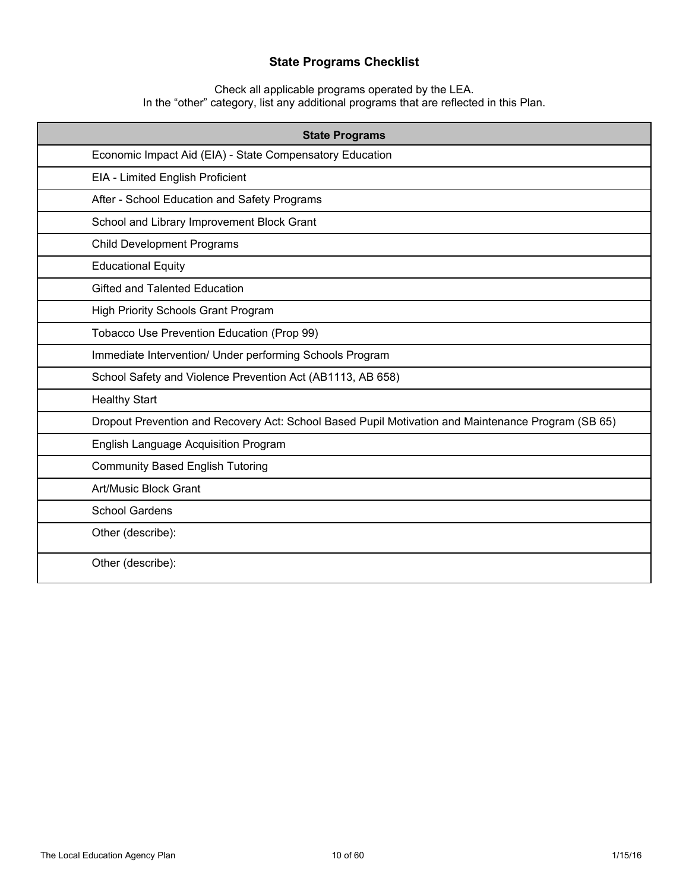## State Programs Checklist

Check all applicable programs operated by the LEA.
In the "other" category, list any additional programs that are reflected in this Plan.

| State Programs |
|---|
| Economic Impact Aid (EIA) - State Compensatory Education |
| EIA - Limited English Proficient |
| After - School Education and Safety Programs |
| School and Library Improvement Block Grant |
| Child Development Programs |
| Educational Equity |
| Gifted and Talented Education |
| High Priority Schools Grant Program |
| Tobacco Use Prevention Education (Prop 99) |
| Immediate Intervention/ Under performing Schools Program |
| School Safety and Violence Prevention Act (AB1113, AB 658) |
| Healthy Start |
| Dropout Prevention and Recovery Act: School Based Pupil Motivation and Maintenance Program (SB 65) |
| English Language Acquisition Program |
| Community Based English Tutoring |
| Art/Music Block Grant |
| School Gardens |
| Other (describe): |
| Other (describe): |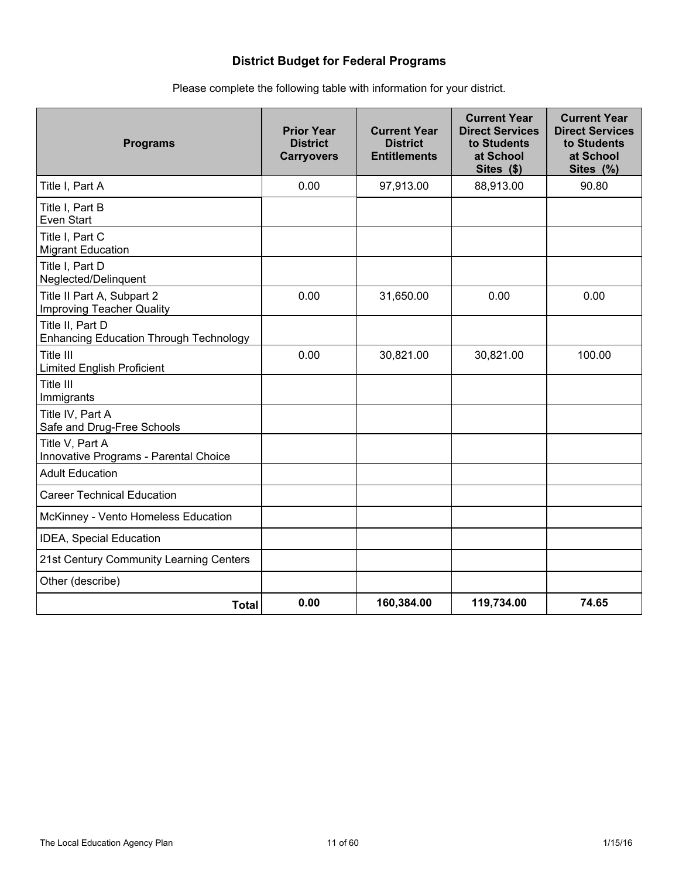## District Budget for Federal Programs

Please complete the following table with information for your district.

| Programs | Prior Year District Carryovers | Current Year District Entitlements | Current Year Direct Services to Students at School Sites ($) | Current Year Direct Services to Students at School Sites (%) |
|---|---|---|---|---|
| Title I, Part A | 0.00 | 97,913.00 | 88,913.00 | 90.80 |
| Title I, Part B<br>Even Start | | | | |
| Title I, Part C<br>Migrant Education | | | | |
| Title I, Part D<br>Neglected/Delinquent | | | | |
| Title II Part A, Subpart 2<br>Improving Teacher Quality | 0.00 | 31,650.00 | 0.00 | 0.00 |
| Title II, Part D<br>Enhancing Education Through Technology | | | | |
| Title III<br>Limited English Proficient | 0.00 | 30,821.00 | 30,821.00 | 100.00 |
| Title III<br>Immigrants | | | | |
| Title IV, Part A<br>Safe and Drug-Free Schools | | | | |
| Title V, Part A<br>Innovative Programs - Parental Choice | | | | |
| Adult Education | | | | |
| Career Technical Education | | | | |
| McKinney - Vento Homeless Education | | | | |
| IDEA, Special Education | | | | |
| 21st Century Community Learning Centers | | | | |
| Other (describe) | | | | |
| **Total** | **0.00** | **160,384.00** | **119,734.00** | **74.65** |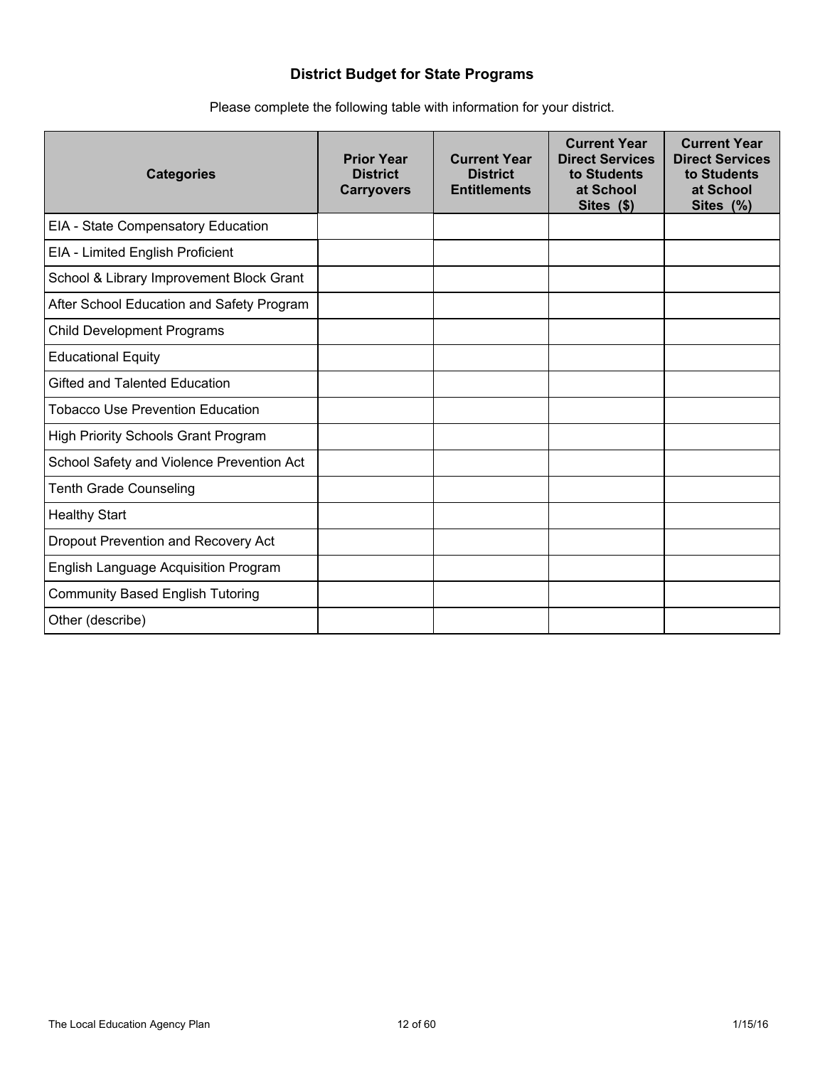## District Budget for State Programs

Please complete the following table with information for your district.

| Categories | Prior Year District Carryovers | Current Year District Entitlements | Current Year Direct Services to Students at School Sites ($) | Current Year Direct Services to Students at School Sites (%) |
|---|---|---|---|---|
| EIA - State Compensatory Education | | | | |
| EIA - Limited English Proficient | | | | |
| School & Library Improvement Block Grant | | | | |
| After School Education and Safety Program | | | | |
| Child Development Programs | | | | |
| Educational Equity | | | | |
| Gifted and Talented Education | | | | |
| Tobacco Use Prevention Education | | | | |
| High Priority Schools Grant Program | | | | |
| School Safety and Violence Prevention Act | | | | |
| Tenth Grade Counseling | | | | |
| Healthy Start | | | | |
| Dropout Prevention and Recovery Act | | | | |
| English Language Acquisition Program | | | | |
| Community Based English Tutoring | | | | |
| Other (describe) | | | | |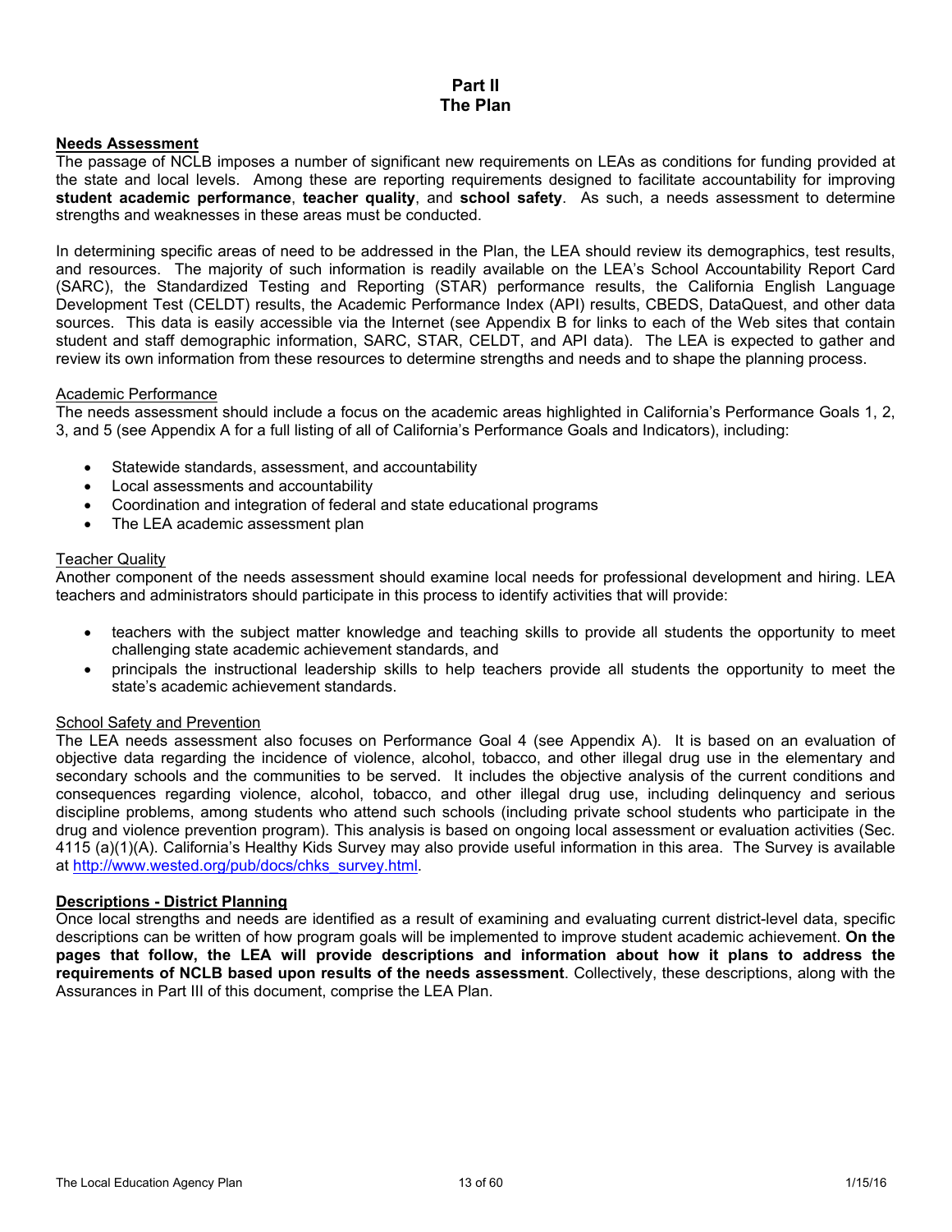# Part II
# The Plan

## Needs Assessment

The passage of NCLB imposes a number of significant new requirements on LEAs as conditions for funding provided at the state and local levels. Among these are reporting requirements designed to facilitate accountability for improving **student academic performance**, **teacher quality**, and **school safety**. As such, a needs assessment to determine strengths and weaknesses in these areas must be conducted.

In determining specific areas of need to be addressed in the Plan, the LEA should review its demographics, test results, and resources. The majority of such information is readily available on the LEA's School Accountability Report Card (SARC), the Standardized Testing and Reporting (STAR) performance results, the California English Language Development Test (CELDT) results, the Academic Performance Index (API) results, CBEDS, DataQuest, and other data sources. This data is easily accessible via the Internet (see Appendix B for links to each of the Web sites that contain student and staff demographic information, SARC, STAR, CELDT, and API data). The LEA is expected to gather and review its own information from these resources to determine strengths and needs and to shape the planning process.

### Academic Performance

The needs assessment should include a focus on the academic areas highlighted in California's Performance Goals 1, 2, 3, and 5 (see Appendix A for a full listing of all of California's Performance Goals and Indicators), including:

- Statewide standards, assessment, and accountability
- Local assessments and accountability
- Coordination and integration of federal and state educational programs
- The LEA academic assessment plan

### Teacher Quality

Another component of the needs assessment should examine local needs for professional development and hiring. LEA teachers and administrators should participate in this process to identify activities that will provide:

- teachers with the subject matter knowledge and teaching skills to provide all students the opportunity to meet challenging state academic achievement standards, and
- principals the instructional leadership skills to help teachers provide all students the opportunity to meet the state's academic achievement standards.

### School Safety and Prevention

The LEA needs assessment also focuses on Performance Goal 4 (see Appendix A). It is based on an evaluation of objective data regarding the incidence of violence, alcohol, tobacco, and other illegal drug use in the elementary and secondary schools and the communities to be served. It includes the objective analysis of the current conditions and consequences regarding violence, alcohol, tobacco, and other illegal drug use, including delinquency and serious discipline problems, among students who attend such schools (including private school students who participate in the drug and violence prevention program). This analysis is based on ongoing local assessment or evaluation activities (Sec. 4115 (a)(1)(A). California's Healthy Kids Survey may also provide useful information in this area. The Survey is available at http://www.wested.org/pub/docs/chks_survey.html.

## Descriptions - District Planning

Once local strengths and needs are identified as a result of examining and evaluating current district-level data, specific descriptions can be written of how program goals will be implemented to improve student academic achievement. **On the pages that follow, the LEA will provide descriptions and information about how it plans to address the requirements of NCLB based upon results of the needs assessment**. Collectively, these descriptions, along with the Assurances in Part III of this document, comprise the LEA Plan.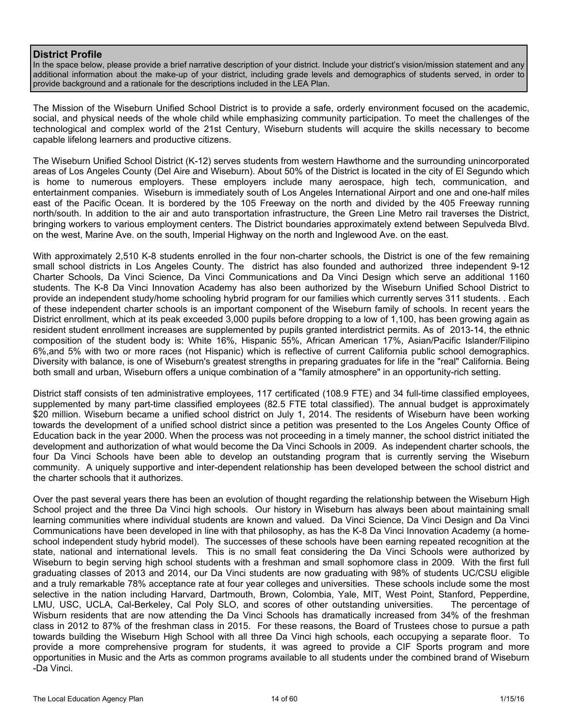## District Profile

In the space below, please provide a brief narrative description of your district. Include your district's vision/mission statement and any additional information about the make-up of your district, including grade levels and demographics of students served, in order to provide background and a rationale for the descriptions included in the LEA Plan.

The Mission of the Wiseburn Unified School District is to provide a safe, orderly environment focused on the academic, social, and physical needs of the whole child while emphasizing community participation. To meet the challenges of the technological and complex world of the 21st Century, Wiseburn students will acquire the skills necessary to become capable lifelong learners and productive citizens.

The Wiseburn Unified School District (K-12) serves students from western Hawthorne and the surrounding unincorporated areas of Los Angeles County (Del Aire and Wiseburn). About 50% of the District is located in the city of El Segundo which is home to numerous employers. These employers include many aerospace, high tech, communication, and entertainment companies. Wiseburn is immediately south of Los Angeles International Airport and one and one-half miles east of the Pacific Ocean. It is bordered by the 105 Freeway on the north and divided by the 405 Freeway running north/south. In addition to the air and auto transportation infrastructure, the Green Line Metro rail traverses the District, bringing workers to various employment centers. The District boundaries approximately extend between Sepulveda Blvd. on the west, Marine Ave. on the south, Imperial Highway on the north and Inglewood Ave. on the east.

With approximately 2,510 K-8 students enrolled in the four non-charter schools, the District is one of the few remaining small school districts in Los Angeles County. The district has also founded and authorized three independent 9-12 Charter Schools, Da Vinci Science, Da Vinci Communications and Da Vinci Design which serve an additional 1160 students. The K-8 Da Vinci Innovation Academy has also been authorized by the Wiseburn Unified School District to provide an independent study/home schooling hybrid program for our families which currently serves 311 students. . Each of these independent charter schools is an important component of the Wiseburn family of schools. In recent years the District enrollment, which at its peak exceeded 3,000 pupils before dropping to a low of 1,100, has been growing again as resident student enrollment increases are supplemented by pupils granted interdistrict permits. As of 2013-14, the ethnic composition of the student body is: White 16%, Hispanic 55%, African American 17%, Asian/Pacific Islander/Filipino 6%,and 5% with two or more races (not Hispanic) which is reflective of current California public school demographics. Diversity with balance, is one of Wiseburn's greatest strengths in preparing graduates for life in the "real" California. Being both small and urban, Wiseburn offers a unique combination of a "family atmosphere" in an opportunity-rich setting.

District staff consists of ten administrative employees, 117 certificated (108.9 FTE) and 34 full-time classified employees, supplemented by many part-time classified employees (82.5 FTE total classified). The annual budget is approximately $20 million. Wiseburn became a unified school district on July 1, 2014. The residents of Wiseburn have been working towards the development of a unified school district since a petition was presented to the Los Angeles County Office of Education back in the year 2000. When the process was not proceeding in a timely manner, the school district initiated the development and authorization of what would become the Da Vinci Schools in 2009. As independent charter schools, the four Da Vinci Schools have been able to develop an outstanding program that is currently serving the Wiseburn community. A uniquely supportive and inter-dependent relationship has been developed between the school district and the charter schools that it authorizes.

Over the past several years there has been an evolution of thought regarding the relationship between the Wiseburn High School project and the three Da Vinci high schools. Our history in Wiseburn has always been about maintaining small learning communities where individual students are known and valued. Da Vinci Science, Da Vinci Design and Da Vinci Communications have been developed in line with that philosophy, as has the K-8 Da Vinci Innovation Academy (a home-school independent study hybrid model). The successes of these schools have been earning repeated recognition at the state, national and international levels. This is no small feat considering the Da Vinci Schools were authorized by Wiseburn to begin serving high school students with a freshman and small sophomore class in 2009. With the first full graduating classes of 2013 and 2014, our Da Vinci students are now graduating with 98% of students UC/CSU eligible and a truly remarkable 78% acceptance rate at four year colleges and universities. These schools include some the most selective in the nation including Harvard, Dartmouth, Brown, Colombia, Yale, MIT, West Point, Stanford, Pepperdine, LMU, USC, UCLA, Cal-Berkeley, Cal Poly SLO, and scores of other outstanding universities. The percentage of Wisburn residents that are now attending the Da Vinci Schools has dramatically increased from 34% of the freshman class in 2012 to 87% of the freshman class in 2015. For these reasons, the Board of Trustees chose to pursue a path towards building the Wiseburn High School with all three Da Vinci high schools, each occupying a separate floor. To provide a more comprehensive program for students, it was agreed to provide a CIF Sports program and more opportunities in Music and the Arts as common programs available to all students under the combined brand of Wiseburn -Da Vinci.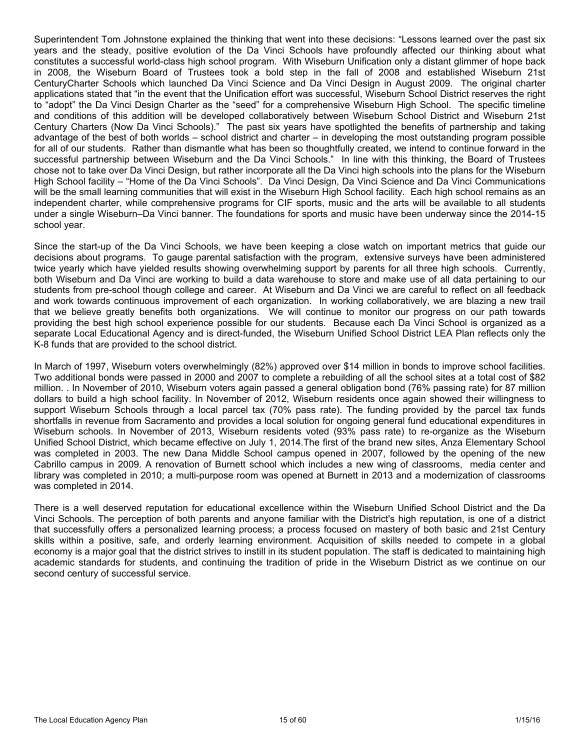Superintendent Tom Johnstone explained the thinking that went into these decisions: "Lessons learned over the past six years and the steady, positive evolution of the Da Vinci Schools have profoundly affected our thinking about what constitutes a successful world-class high school program. With Wiseburn Unification only a distant glimmer of hope back in 2008, the Wiseburn Board of Trustees took a bold step in the fall of 2008 and established Wiseburn 21st CenturyCharter Schools which launched Da Vinci Science and Da Vinci Design in August 2009. The original charter applications stated that "in the event that the Unification effort was successful, Wiseburn School District reserves the right to "adopt" the Da Vinci Design Charter as the "seed" for a comprehensive Wiseburn High School. The specific timeline and conditions of this addition will be developed collaboratively between Wiseburn School District and Wiseburn 21st Century Charters (Now Da Vinci Schools)." The past six years have spotlighted the benefits of partnership and taking advantage of the best of both worlds – school district and charter – in developing the most outstanding program possible for all of our students. Rather than dismantle what has been so thoughtfully created, we intend to continue forward in the successful partnership between Wiseburn and the Da Vinci Schools." In line with this thinking, the Board of Trustees chose not to take over Da Vinci Design, but rather incorporate all the Da Vinci high schools into the plans for the Wiseburn High School facility – "Home of the Da Vinci Schools". Da Vinci Design, Da Vinci Science and Da Vinci Communications will be the small learning communities that will exist in the Wiseburn High School facility. Each high school remains as an independent charter, while comprehensive programs for CIF sports, music and the arts will be available to all students under a single Wiseburn–Da Vinci banner. The foundations for sports and music have been underway since the 2014-15 school year.

Since the start-up of the Da Vinci Schools, we have been keeping a close watch on important metrics that guide our decisions about programs. To gauge parental satisfaction with the program, extensive surveys have been administered twice yearly which have yielded results showing overwhelming support by parents for all three high schools. Currently, both Wiseburn and Da Vinci are working to build a data warehouse to store and make use of all data pertaining to our students from pre-school though college and career. At Wiseburn and Da Vinci we are careful to reflect on all feedback and work towards continuous improvement of each organization. In working collaboratively, we are blazing a new trail that we believe greatly benefits both organizations. We will continue to monitor our progress on our path towards providing the best high school experience possible for our students. Because each Da Vinci School is organized as a separate Local Educational Agency and is direct-funded, the Wiseburn Unified School District LEA Plan reflects only the K-8 funds that are provided to the school district.

In March of 1997, Wiseburn voters overwhelmingly (82%) approved over $14 million in bonds to improve school facilities. Two additional bonds were passed in 2000 and 2007 to complete a rebuilding of all the school sites at a total cost of $82 million. . In November of 2010, Wiseburn voters again passed a general obligation bond (76% passing rate) for 87 million dollars to build a high school facility. In November of 2012, Wiseburn residents once again showed their willingness to support Wiseburn Schools through a local parcel tax (70% pass rate). The funding provided by the parcel tax funds shortfalls in revenue from Sacramento and provides a local solution for ongoing general fund educational expenditures in Wiseburn schools. In November of 2013, Wiseburn residents voted (93% pass rate) to re-organize as the Wiseburn Unified School District, which became effective on July 1, 2014.The first of the brand new sites, Anza Elementary School was completed in 2003. The new Dana Middle School campus opened in 2007, followed by the opening of the new Cabrillo campus in 2009. A renovation of Burnett school which includes a new wing of classrooms, media center and library was completed in 2010; a multi-purpose room was opened at Burnett in 2013 and a modernization of classrooms was completed in 2014.

There is a well deserved reputation for educational excellence within the Wiseburn Unified School District and the Da Vinci Schools. The perception of both parents and anyone familiar with the District's high reputation, is one of a district that successfully offers a personalized learning process; a process focused on mastery of both basic and 21st Century skills within a positive, safe, and orderly learning environment. Acquisition of skills needed to compete in a global economy is a major goal that the district strives to instill in its student population. The staff is dedicated to maintaining high academic standards for students, and continuing the tradition of pride in the Wiseburn District as we continue on our second century of successful service.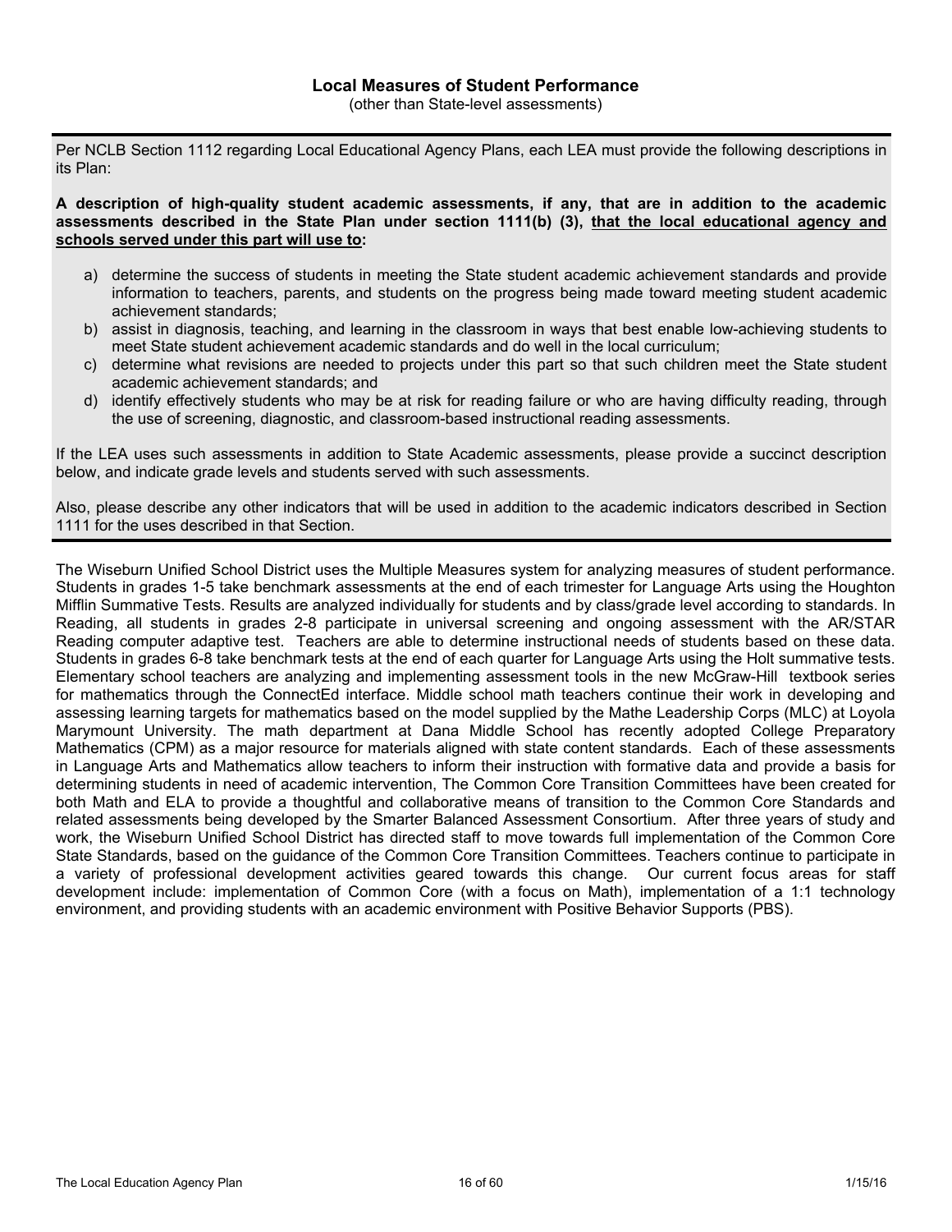## Local Measures of Student Performance

(other than State-level assessments)

---

Per NCLB Section 1112 regarding Local Educational Agency Plans, each LEA must provide the following descriptions in its Plan:

**A description of high-quality student academic assessments, if any, that are in addition to the academic assessments described in the State Plan under section 1111(b) (3), <u>that the local educational agency and schools served under this part will use to</u>:**

a) determine the success of students in meeting the State student academic achievement standards and provide information to teachers, parents, and students on the progress being made toward meeting student academic achievement standards;
b) assist in diagnosis, teaching, and learning in the classroom in ways that best enable low-achieving students to meet State student achievement academic standards and do well in the local curriculum;
c) determine what revisions are needed to projects under this part so that such children meet the State student academic achievement standards; and
d) identify effectively students who may be at risk for reading failure or who are having difficulty reading, through the use of screening, diagnostic, and classroom-based instructional reading assessments.

If the LEA uses such assessments in addition to State Academic assessments, please provide a succinct description below, and indicate grade levels and students served with such assessments.

Also, please describe any other indicators that will be used in addition to the academic indicators described in Section 1111 for the uses described in that Section.

---

The Wiseburn Unified School District uses the Multiple Measures system for analyzing measures of student performance. Students in grades 1-5 take benchmark assessments at the end of each trimester for Language Arts using the Houghton Mifflin Summative Tests. Results are analyzed individually for students and by class/grade level according to standards. In Reading, all students in grades 2-8 participate in universal screening and ongoing assessment with the AR/STAR Reading computer adaptive test. Teachers are able to determine instructional needs of students based on these data. Students in grades 6-8 take benchmark tests at the end of each quarter for Language Arts using the Holt summative tests. Elementary school teachers are analyzing and implementing assessment tools in the new McGraw-Hill textbook series for mathematics through the ConnectEd interface. Middle school math teachers continue their work in developing and assessing learning targets for mathematics based on the model supplied by the Mathe Leadership Corps (MLC) at Loyola Marymount University. The math department at Dana Middle School has recently adopted College Preparatory Mathematics (CPM) as a major resource for materials aligned with state content standards. Each of these assessments in Language Arts and Mathematics allow teachers to inform their instruction with formative data and provide a basis for determining students in need of academic intervention, The Common Core Transition Committees have been created for both Math and ELA to provide a thoughtful and collaborative means of transition to the Common Core Standards and related assessments being developed by the Smarter Balanced Assessment Consortium. After three years of study and work, the Wiseburn Unified School District has directed staff to move towards full implementation of the Common Core State Standards, based on the guidance of the Common Core Transition Committees. Teachers continue to participate in a variety of professional development activities geared towards this change. Our current focus areas for staff development include: implementation of Common Core (with a focus on Math), implementation of a 1:1 technology environment, and providing students with an academic environment with Positive Behavior Supports (PBS).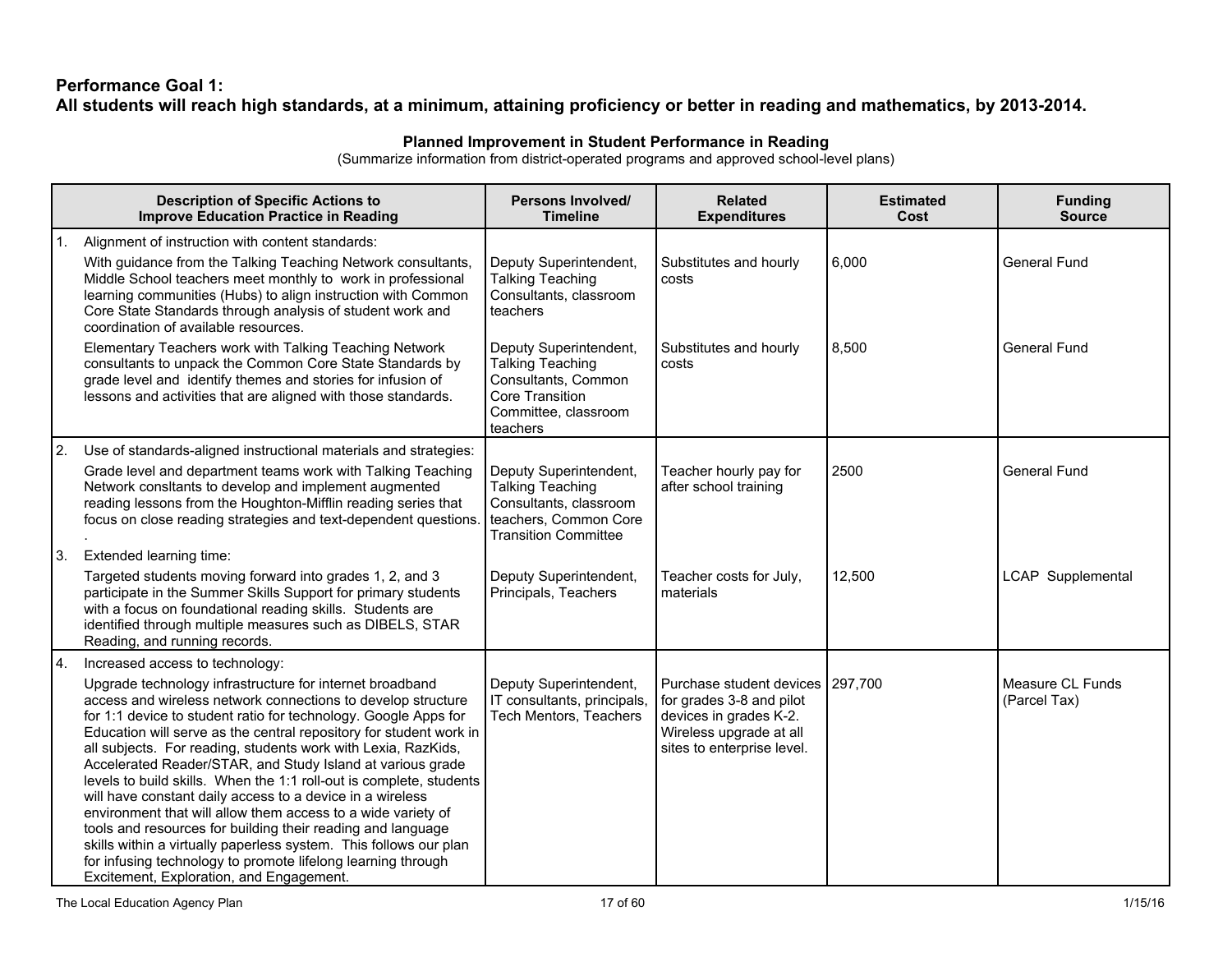**Performance Goal 1:**
**All students will reach high standards, at a minimum, attaining proficiency or better in reading and mathematics, by 2013-2014.**

**Planned Improvement in Student Performance in Reading**
(Summarize information from district-operated programs and approved school-level plans)

| Description of Specific Actions to Improve Education Practice in Reading | Persons Involved/ Timeline | Related Expenditures | Estimated Cost | Funding Source |
|---|---|---|---|---|
| 1. Alignment of instruction with content standards: | | | | |
| With guidance from the Talking Teaching Network consultants, Middle School teachers meet monthly to work in professional learning communities (Hubs) to align instruction with Common Core State Standards through analysis of student work and coordination of available resources. | Deputy Superintendent, Talking Teaching Consultants, classroom teachers | Substitutes and hourly costs | 6,000 | General Fund |
| Elementary Teachers work with Talking Teaching Network consultants to unpack the Common Core State Standards by grade level and identify themes and stories for infusion of lessons and activities that are aligned with those standards. | Deputy Superintendent, Talking Teaching Consultants, Common Core Transition Committee, classroom teachers | Substitutes and hourly costs | 8,500 | General Fund |
| 2. Use of standards-aligned instructional materials and strategies: | | | | |
| Grade level and department teams work with Talking Teaching Network consltants to develop and implement augmented reading lessons from the Houghton-Mifflin reading series that focus on close reading strategies and text-dependent questions. . | Deputy Superintendent, Talking Teaching Consultants, classroom teachers, Common Core Transition Committee | Teacher hourly pay for after school training | 2500 | General Fund |
| 3. Extended learning time: | | | | |
| Targeted students moving forward into grades 1, 2, and 3 participate in the Summer Skills Support for primary students with a focus on foundational reading skills. Students are identified through multiple measures such as DIBELS, STAR Reading, and running records. | Deputy Superintendent, Principals, Teachers | Teacher costs for July, materials | 12,500 | LCAP Supplemental |
| 4. Increased access to technology: | | | | |
| Upgrade technology infrastructure for internet broadband access and wireless network connections to develop structure for 1:1 device to student ratio for technology. Google Apps for Education will serve as the central repository for student work in all subjects. For reading, students work with Lexia, RazKids, Accelerated Reader/STAR, and Study Island at various grade levels to build skills. When the 1:1 roll-out is complete, students will have constant daily access to a device in a wireless environment that will allow them access to a wide variety of tools and resources for building their reading and language skills within a virtually paperless system. This follows our plan for infusing technology to promote lifelong learning through Excitement, Exploration, and Engagement. | Deputy Superintendent, IT consultants, principals, Tech Mentors, Teachers | Purchase student devices for grades 3-8 and pilot devices in grades K-2. Wireless upgrade at all sites to enterprise level. | 297,700 | Measure CL Funds (Parcel Tax) |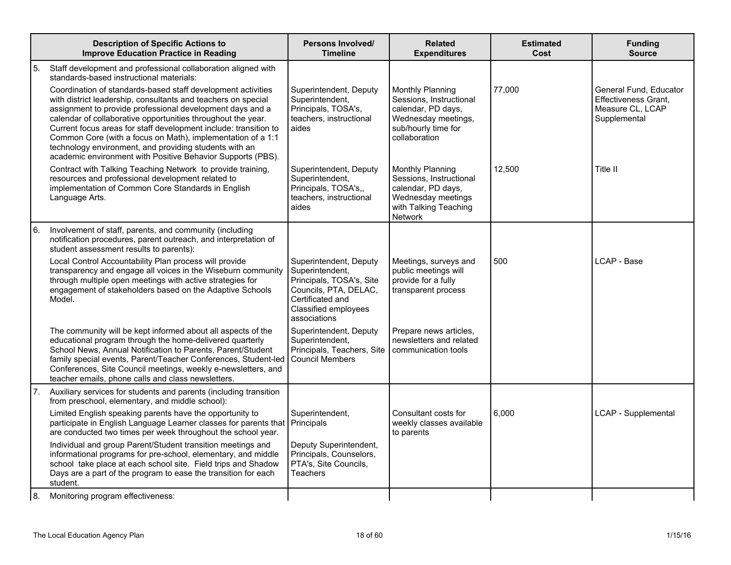| Description of Specific Actions to Improve Education Practice in Reading | Persons Involved/ Timeline | Related Expenditures | Estimated Cost | Funding Source |
|---|---|---|---|---|
| 5. Staff development and professional collaboration aligned with standards-based instructional materials: | | | | |
| Coordination of standards-based staff development activities with district leadership, consultants and teachers on special assignment to provide professional development days and a calendar of collaborative opportunities throughout the year. Current focus areas for staff development include: transition to Common Core (with a focus on Math), implementation of a 1:1 technology environment, and providing students with an academic environment with Positive Behavior Supports (PBS). | Superintendent, Deputy Superintendent, Principals, TOSA's, teachers, instructional aides | Monthly Planning Sessions, Instructional calendar, PD days, Wednesday meetings, sub/hourly time for collaboration | 77,000 | General Fund, Educator Effectiveness Grant, Measure CL, LCAP Supplemental |
| Contract with Talking Teaching Network to provide training, resources and professional development related to implementation of Common Core Standards in English Language Arts. | Superintendent, Deputy Superintendent, Principals, TOSA's,, teachers, instructional aides | Monthly Planning Sessions, Instructional calendar, PD days, Wednesday meetings with Talking Teaching Network | 12,500 | Title II |
| 6. Involvement of staff, parents, and community (including notification procedures, parent outreach, and interpretation of student assessment results to parents): | | | | |
| Local Control Accountability Plan process will provide transparency and engage all voices in the Wiseburn community through multiple open meetings with active strategies for engagement of stakeholders based on the Adaptive Schools Model. | Superintendent, Deputy Superintendent, Principals, TOSA's, Site Councils, PTA, DELAC, Certificated and Classified employees associations | Meetings, surveys and public meetings will provide for a fully transparent process | 500 | LCAP - Base |
| The community will be kept informed about all aspects of the educational program through the home-delivered quarterly School News, Annual Notification to Parents, Parent/Student family special events, Parent/Teacher Conferences, Student-led Conferences, Site Council meetings, weekly e-newsletters, and teacher emails, phone calls and class newsletters. | Superintendent, Deputy Superintendent, Principals, Teachers, Site Council Members | Prepare news articles, newsletters and related communication tools | | |
| 7. Auxiliary services for students and parents (including transition from preschool, elementary, and middle school): | | | | |
| Limited English speaking parents have the opportunity to participate in English Language Learner classes for parents that are conducted two times per week throughout the school year. | Superintendent, Principals | Consultant costs for weekly classes available to parents | 6,000 | LCAP - Supplemental |
| Individual and group Parent/Student transition meetings and informational programs for pre-school, elementary, and middle school take place at each school site. Field trips and Shadow Days are a part of the program to ease the transition for each student. | Deputy Superintendent, Principals, Counselors, PTA's, Site Councils, Teachers | | | |
| 8. Monitoring program effectiveness: | | | | |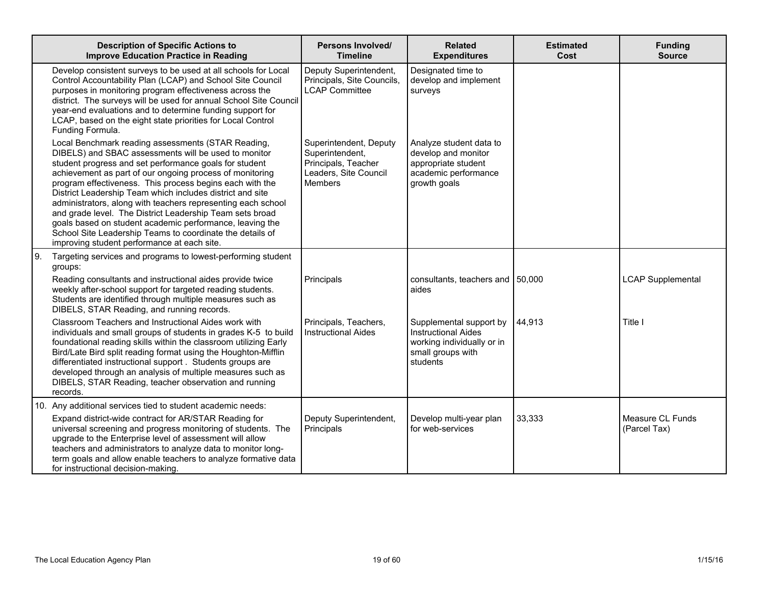| Description of Specific Actions to Improve Education Practice in Reading | Persons Involved/ Timeline | Related Expenditures | Estimated Cost | Funding Source |
|---|---|---|---|---|
| Develop consistent surveys to be used at all schools for Local Control Accountability Plan (LCAP) and School Site Council purposes in monitoring program effectiveness across the district. The surveys will be used for annual School Site Council year-end evaluations and to determine funding support for LCAP, based on the eight state priorities for Local Control Funding Formula. | Deputy Superintendent, Principals, Site Councils, LCAP Committee | Designated time to develop and implement surveys | | |
| Local Benchmark reading assessments (STAR Reading, DIBELS) and SBAC assessments will be used to monitor student progress and set performance goals for student achievement as part of our ongoing process of monitoring program effectiveness. This process begins each with the District Leadership Team which includes district and site administrators, along with teachers representing each school and grade level. The District Leadership Team sets broad goals based on student academic performance, leaving the School Site Leadership Teams to coordinate the details of improving student performance at each site. | Superintendent, Deputy Superintendent, Principals, Teacher Leaders, Site Council Members | Analyze student data to develop and monitor appropriate student academic performance growth goals | | |
| 9. Targeting services and programs to lowest-performing student groups: | | | | |
| Reading consultants and instructional aides provide twice weekly after-school support for targeted reading students. Students are identified through multiple measures such as DIBELS, STAR Reading, and running records. | Principals | consultants, teachers and aides | 50,000 | LCAP Supplemental |
| Classroom Teachers and Instructional Aides work with individuals and small groups of students in grades K-5 to build foundational reading skills within the classroom utilizing Early Bird/Late Bird split reading format using the Houghton-Mifflin differentiated instructional support . Students groups are developed through an analysis of multiple measures such as DIBELS, STAR Reading, teacher observation and running records. | Principals, Teachers, Instructional Aides | Supplemental support by Instructional Aides working individually or in small groups with students | 44,913 | Title I |
| 10. Any additional services tied to student academic needs: | | | | |
| Expand district-wide contract for AR/STAR Reading for universal screening and progress monitoring of students. The upgrade to the Enterprise level of assessment will allow teachers and administrators to analyze data to monitor long-term goals and allow enable teachers to analyze formative data for instructional decision-making. | Deputy Superintendent, Principals | Develop multi-year plan for web-services | 33,333 | Measure CL Funds (Parcel Tax) |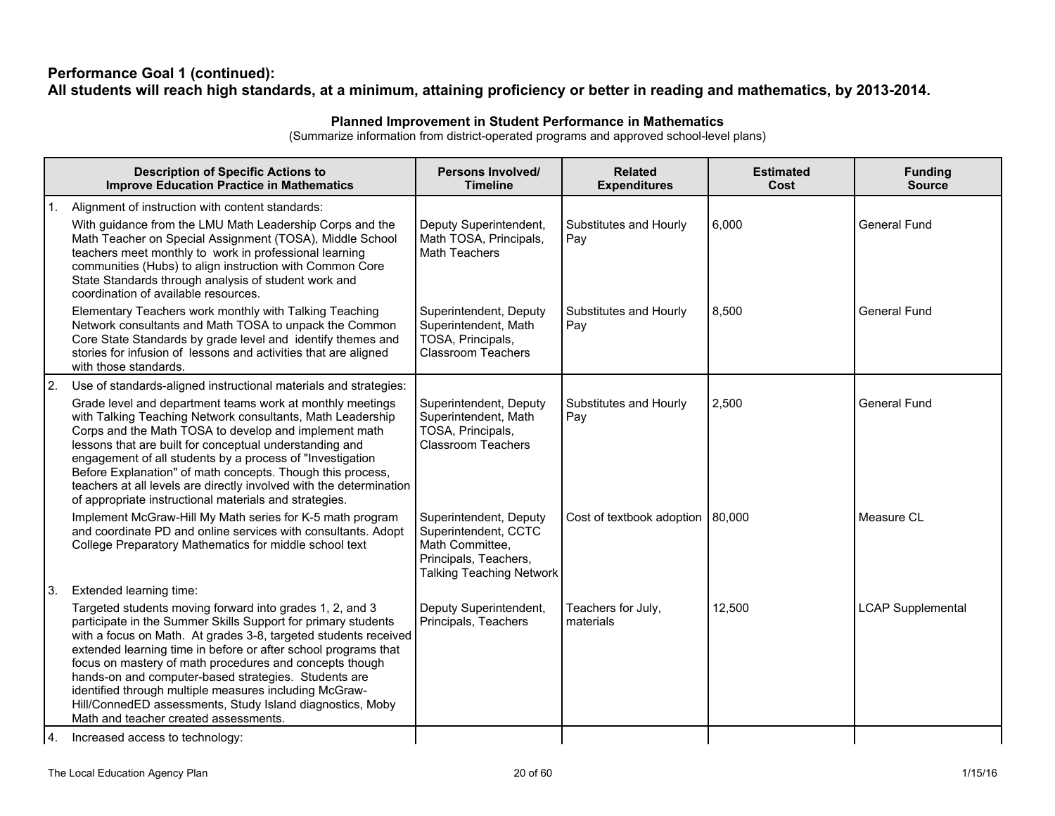## Performance Goal 1 (continued):
## All students will reach high standards, at a minimum, attaining proficiency or better in reading and mathematics, by 2013-2014.

### Planned Improvement in Student Performance in Mathematics

(Summarize information from district-operated programs and approved school-level plans)

| Description of Specific Actions to Improve Education Practice in Mathematics | Persons Involved/ Timeline | Related Expenditures | Estimated Cost | Funding Source |
|---|---|---|---|---|
| 1. Alignment of instruction with content standards: | | | | |
| With guidance from the LMU Math Leadership Corps and the Math Teacher on Special Assignment (TOSA), Middle School teachers meet monthly to work in professional learning communities (Hubs) to align instruction with Common Core State Standards through analysis of student work and coordination of available resources. | Deputy Superintendent, Math TOSA, Principals, Math Teachers | Substitutes and Hourly Pay | 6,000 | General Fund |
| Elementary Teachers work monthly with Talking Teaching Network consultants and Math TOSA to unpack the Common Core State Standards by grade level and identify themes and stories for infusion of lessons and activities that are aligned with those standards. | Superintendent, Deputy Superintendent, Math TOSA, Principals, Classroom Teachers | Substitutes and Hourly Pay | 8,500 | General Fund |
| 2. Use of standards-aligned instructional materials and strategies: | | | | |
| Grade level and department teams work at monthly meetings with Talking Teaching Network consultants, Math Leadership Corps and the Math TOSA to develop and implement math lessons that are built for conceptual understanding and engagement of all students by a process of "Investigation Before Explanation" of math concepts. Though this process, teachers at all levels are directly involved with the determination of appropriate instructional materials and strategies. | Superintendent, Deputy Superintendent, Math TOSA, Principals, Classroom Teachers | Substitutes and Hourly Pay | 2,500 | General Fund |
| Implement McGraw-Hill My Math series for K-5 math program and coordinate PD and online services with consultants. Adopt College Preparatory Mathematics for middle school text | Superintendent, Deputy Superintendent, CCTC Math Committee, Principals, Teachers, Talking Teaching Network | Cost of textbook adoption | 80,000 | Measure CL |
| 3. Extended learning time: | | | | |
| Targeted students moving forward into grades 1, 2, and 3 participate in the Summer Skills Support for primary students with a focus on Math. At grades 3-8, targeted students received extended learning time in before or after school programs that focus on mastery of math procedures and concepts though hands-on and computer-based strategies. Students are identified through multiple measures including McGraw-Hill/ConnedED assessments, Study Island diagnostics, Moby Math and teacher created assessments. | Deputy Superintendent, Principals, Teachers | Teachers for July, materials | 12,500 | LCAP Supplemental |
| 4. Increased access to technology: | | | | |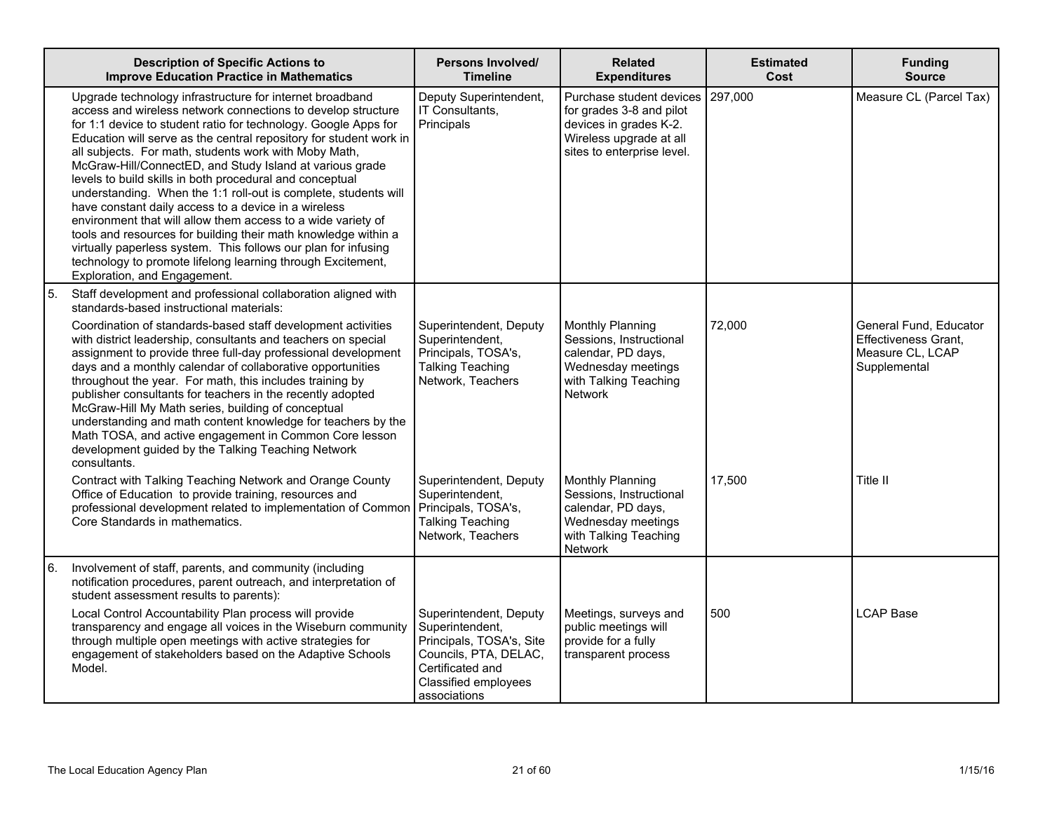| Description of Specific Actions to Improve Education Practice in Mathematics | Persons Involved/ Timeline | Related Expenditures | Estimated Cost | Funding Source |
|---|---|---|---|---|
| Upgrade technology infrastructure for internet broadband access and wireless network connections to develop structure for 1:1 device to student ratio for technology. Google Apps for Education will serve as the central repository for student work in all subjects. For math, students work with Moby Math, McGraw-Hill/ConnectED, and Study Island at various grade levels to build skills in both procedural and conceptual understanding. When the 1:1 roll-out is complete, students will have constant daily access to a device in a wireless environment that will allow them access to a wide variety of tools and resources for building their math knowledge within a virtually paperless system. This follows our plan for infusing technology to promote lifelong learning through Excitement, Exploration, and Engagement. | Deputy Superintendent, IT Consultants, Principals | Purchase student devices for grades 3-8 and pilot devices in grades K-2. Wireless upgrade at all sites to enterprise level. | 297,000 | Measure CL (Parcel Tax) |
| 5. Staff development and professional collaboration aligned with standards-based instructional materials: | | | | |
| Coordination of standards-based staff development activities with district leadership, consultants and teachers on special assignment to provide three full-day professional development days and a monthly calendar of collaborative opportunities throughout the year. For math, this includes training by publisher consultants for teachers in the recently adopted McGraw-Hill My Math series, building of conceptual understanding and math content knowledge for teachers by the Math TOSA, and active engagement in Common Core lesson development guided by the Talking Teaching Network consultants. | Superintendent, Deputy Superintendent, Principals, TOSA's, Talking Teaching Network, Teachers | Monthly Planning Sessions, Instructional calendar, PD days, Wednesday meetings with Talking Teaching Network | 72,000 | General Fund, Educator Effectiveness Grant, Measure CL, LCAP Supplemental |
| Contract with Talking Teaching Network and Orange County Office of Education to provide training, resources and professional development related to implementation of Common Core Standards in mathematics. | Superintendent, Deputy Superintendent, Principals, TOSA's, Talking Teaching Network, Teachers | Monthly Planning Sessions, Instructional calendar, PD days, Wednesday meetings with Talking Teaching Network | 17,500 | Title II |
| 6. Involvement of staff, parents, and community (including notification procedures, parent outreach, and interpretation of student assessment results to parents): | | | | |
| Local Control Accountability Plan process will provide transparency and engage all voices in the Wiseburn community through multiple open meetings with active strategies for engagement of stakeholders based on the Adaptive Schools Model. | Superintendent, Deputy Superintendent, Principals, TOSA's, Site Councils, PTA, DELAC, Certificated and Classified employees associations | Meetings, surveys and public meetings will provide for a fully transparent process | 500 | LCAP Base |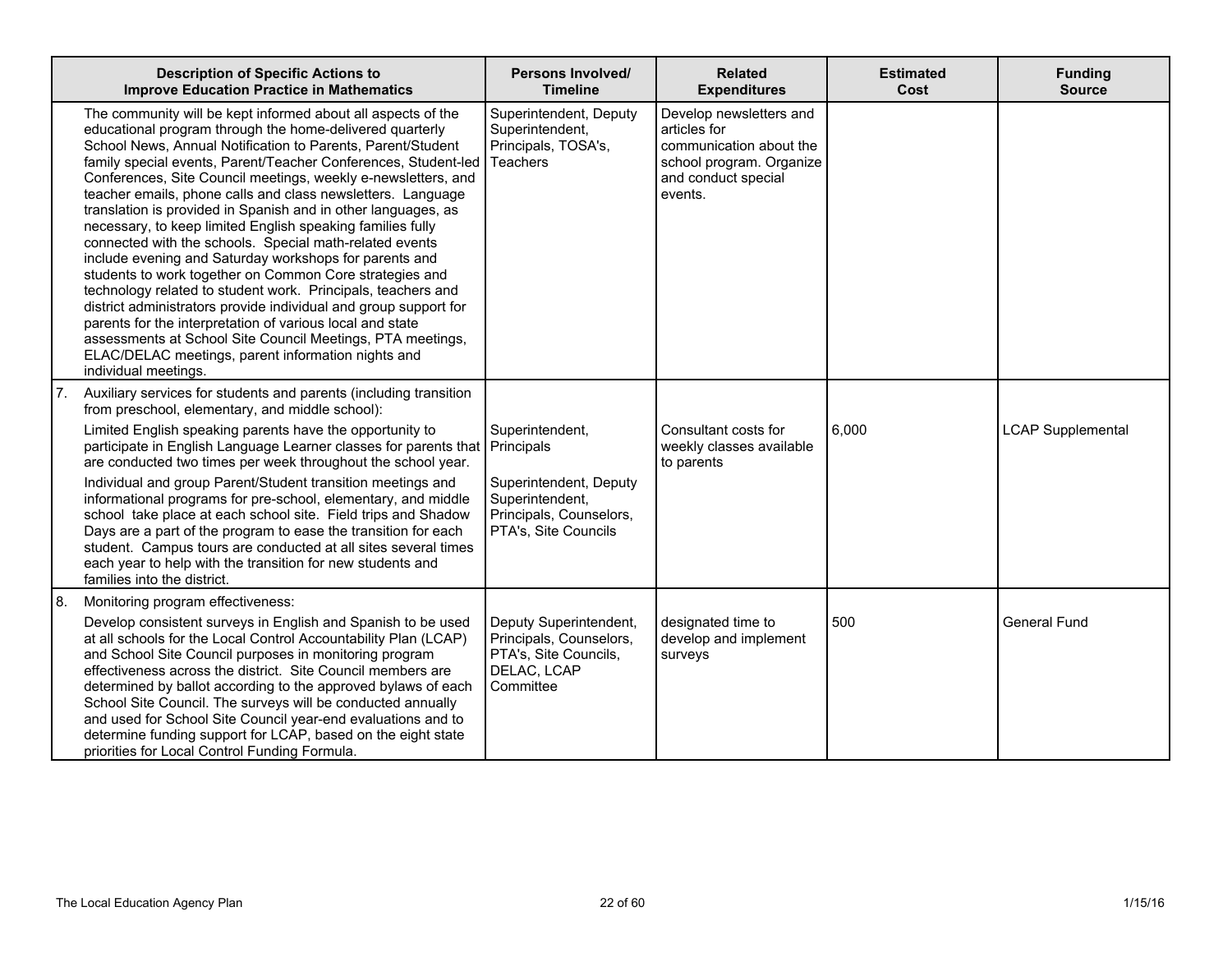| Description of Specific Actions to Improve Education Practice in Mathematics | Persons Involved/ Timeline | Related Expenditures | Estimated Cost | Funding Source |
|---|---|---|---|---|
| The community will be kept informed about all aspects of the educational program through the home-delivered quarterly School News, Annual Notification to Parents, Parent/Student family special events, Parent/Teacher Conferences, Student-led Conferences, Site Council meetings, weekly e-newsletters, and teacher emails, phone calls and class newsletters. Language translation is provided in Spanish and in other languages, as necessary, to keep limited English speaking families fully connected with the schools. Special math-related events include evening and Saturday workshops for parents and students to work together on Common Core strategies and technology related to student work. Principals, teachers and district administrators provide individual and group support for parents for the interpretation of various local and state assessments at School Site Council Meetings, PTA meetings, ELAC/DELAC meetings, parent information nights and individual meetings. | Superintendent, Deputy Superintendent, Principals, TOSA's, Teachers | Develop newsletters and articles for communication about the school program. Organize and conduct special events. | | |
| 7. Auxiliary services for students and parents (including transition from preschool, elementary, and middle school): | | | | |
| Limited English speaking parents have the opportunity to participate in English Language Learner classes for parents that are conducted two times per week throughout the school year. | Superintendent, Principals | Consultant costs for weekly classes available to parents | 6,000 | LCAP Supplemental |
| Individual and group Parent/Student transition meetings and informational programs for pre-school, elementary, and middle school take place at each school site. Field trips and Shadow Days are a part of the program to ease the transition for each student. Campus tours are conducted at all sites several times each year to help with the transition for new students and families into the district. | Superintendent, Deputy Superintendent, Principals, Counselors, PTA's, Site Councils | | | |
| 8. Monitoring program effectiveness: | | | | |
| Develop consistent surveys in English and Spanish to be used at all schools for the Local Control Accountability Plan (LCAP) and School Site Council purposes in monitoring program effectiveness across the district. Site Council members are determined by ballot according to the approved bylaws of each School Site Council. The surveys will be conducted annually and used for School Site Council year-end evaluations and to determine funding support for LCAP, based on the eight state priorities for Local Control Funding Formula. | Deputy Superintendent, Principals, Counselors, PTA's, Site Councils, DELAC, LCAP Committee | designated time to develop and implement surveys | 500 | General Fund |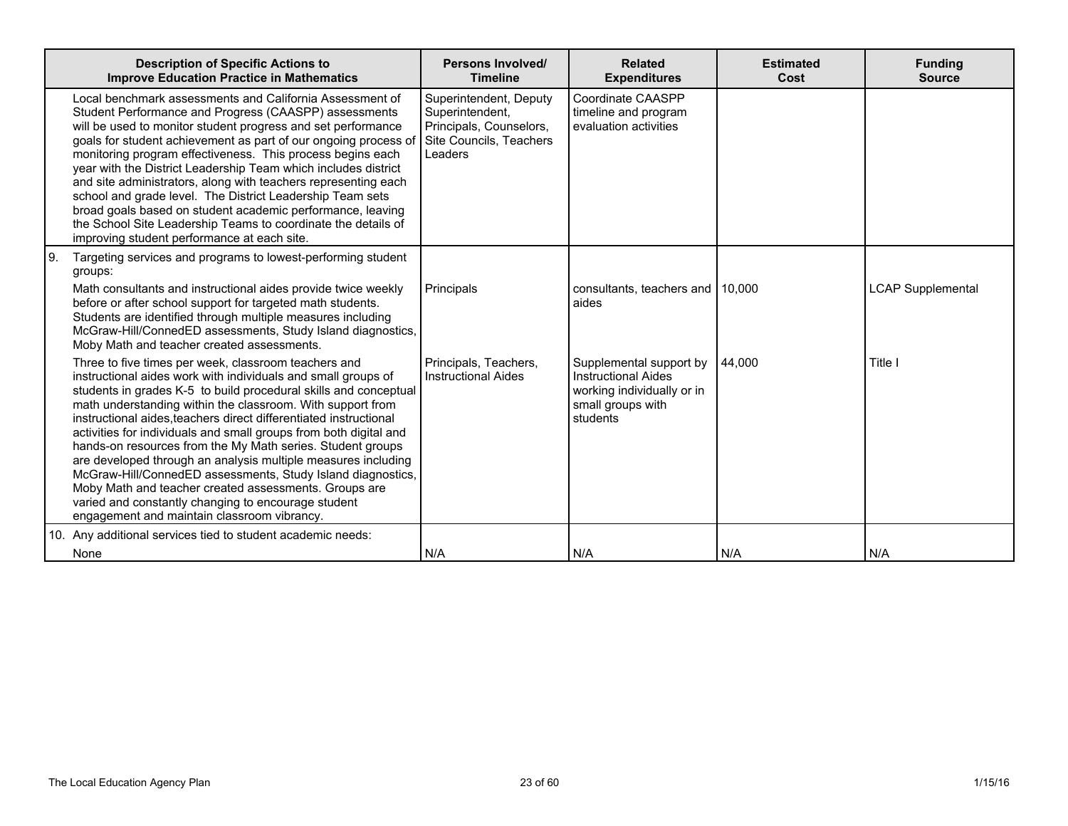| Description of Specific Actions to Improve Education Practice in Mathematics | Persons Involved/ Timeline | Related Expenditures | Estimated Cost | Funding Source |
|---|---|---|---|---|
| Local benchmark assessments and California Assessment of Student Performance and Progress (CAASPP) assessments will be used to monitor student progress and set performance goals for student achievement as part of our ongoing process of monitoring program effectiveness. This process begins each year with the District Leadership Team which includes district and site administrators, along with teachers representing each school and grade level. The District Leadership Team sets broad goals based on student academic performance, leaving the School Site Leadership Teams to coordinate the details of improving student performance at each site. | Superintendent, Deputy Superintendent, Principals, Counselors, Site Councils, Teachers Leaders | Coordinate CAASPP timeline and program evaluation activities | | |
| 9. Targeting services and programs to lowest-performing student groups: | | | | |
| Math consultants and instructional aides provide twice weekly before or after school support for targeted math students. Students are identified through multiple measures including McGraw-Hill/ConnedED assessments, Study Island diagnostics, Moby Math and teacher created assessments. | Principals | consultants, teachers and aides | 10,000 | LCAP Supplemental |
| Three to five times per week, classroom teachers and instructional aides work with individuals and small groups of students in grades K-5 to build procedural skills and conceptual math understanding within the classroom. With support from instructional aides,teachers direct differentiated instructional activities for individuals and small groups from both digital and hands-on resources from the My Math series. Student groups are developed through an analysis multiple measures including McGraw-Hill/ConnedED assessments, Study Island diagnostics, Moby Math and teacher created assessments. Groups are varied and constantly changing to encourage student engagement and maintain classroom vibrancy. | Principals, Teachers, Instructional Aides | Supplemental support by Instructional Aides working individually or in small groups with students | 44,000 | Title I |
| 10. Any additional services tied to student academic needs: | | | | |
| None | N/A | N/A | N/A | N/A |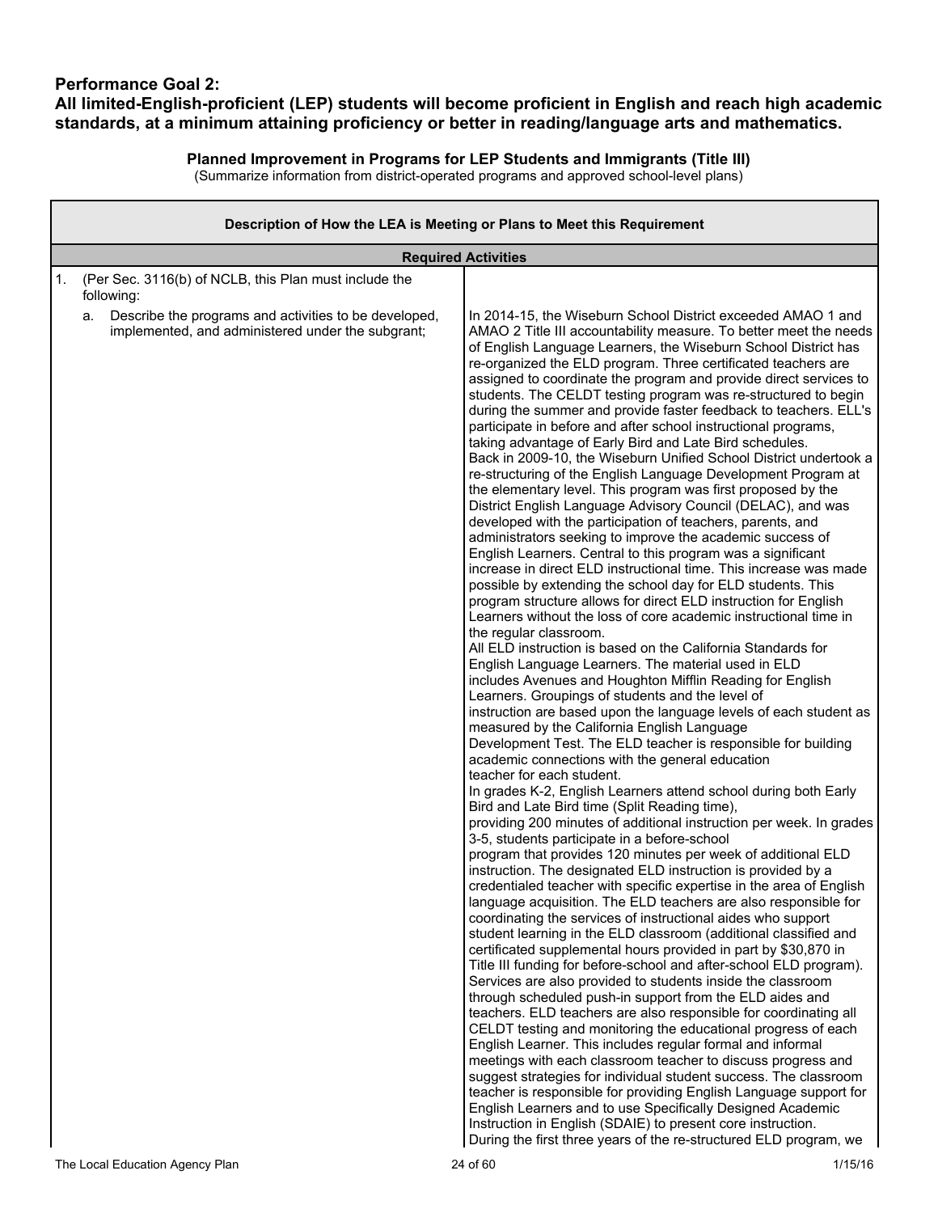**Performance Goal 2:**
**All limited-English-proficient (LEP) students will become proficient in English and reach high academic standards, at a minimum attaining proficiency or better in reading/language arts and mathematics.**

**Planned Improvement in Programs for LEP Students and Immigrants (Title III)**
(Summarize information from district-operated programs and approved school-level plans)

| Description of How the LEA is Meeting or Plans to Meet this Requirement | |
|---|---|
| **Required Activities** | |
| 1. (Per Sec. 3116(b) of NCLB, this Plan must include the following: | |
| a. Describe the programs and activities to be developed, implemented, and administered under the subgrant; | In 2014-15, the Wiseburn School District exceeded AMAO 1 and AMAO 2 Title III accountability measure. To better meet the needs of English Language Learners, the Wiseburn School District has re-organized the ELD program. Three certificated teachers are assigned to coordinate the program and provide direct services to students. The CELDT testing program was re-structured to begin during the summer and provide faster feedback to teachers. ELL's participate in before and after school instructional programs, taking advantage of Early Bird and Late Bird schedules.<br>Back in 2009-10, the Wiseburn Unified School District undertook a re-structuring of the English Language Development Program at the elementary level. This program was first proposed by the District English Language Advisory Council (DELAC), and was developed with the participation of teachers, parents, and administrators seeking to improve the academic success of English Learners. Central to this program was a significant increase in direct ELD instructional time. This increase was made possible by extending the school day for ELD students. This program structure allows for direct ELD instruction for English Learners without the loss of core academic instructional time in the regular classroom.<br>All ELD instruction is based on the California Standards for English Language Learners. The material used in ELD includes Avenues and Houghton Mifflin Reading for English Learners. Groupings of students and the level of instruction are based upon the language levels of each student as measured by the California English Language Development Test. The ELD teacher is responsible for building academic connections with the general education teacher for each student.<br>In grades K-2, English Learners attend school during both Early Bird and Late Bird time (Split Reading time), providing 200 minutes of additional instruction per week. In grades 3-5, students participate in a before-school program that provides 120 minutes per week of additional ELD instruction. The designated ELD instruction is provided by a credentialed teacher with specific expertise in the area of English language acquisition. The ELD teachers are also responsible for coordinating the services of instructional aides who support student learning in the ELD classroom (additional classified and certificated supplemental hours provided in part by $30,870 in Title III funding for before-school and after-school ELD program). Services are also provided to students inside the classroom through scheduled push-in support from the ELD aides and teachers. ELD teachers are also responsible for coordinating all CELDT testing and monitoring the educational progress of each English Learner. This includes regular formal and informal meetings with each classroom teacher to discuss progress and suggest strategies for individual student success. The classroom teacher is responsible for providing English Language support for English Learners and to use Specifically Designed Academic Instruction in English (SDAIE) to present core instruction.<br>During the first three years of the re-structured ELD program, we |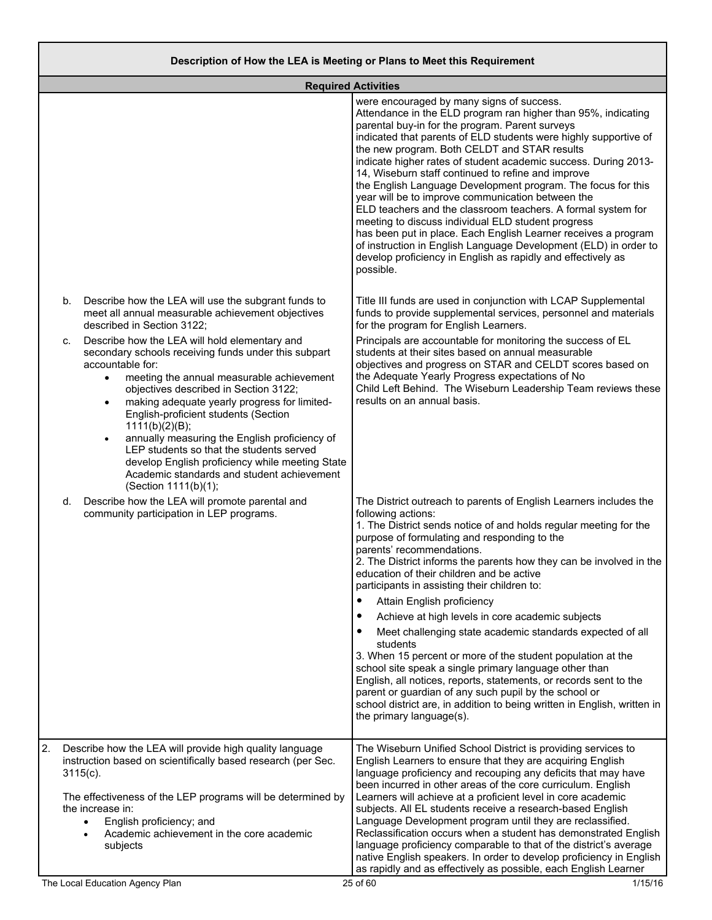| Description of How the LEA is Meeting or Plans to Meet this Requirement | |
|---|---|
| **Required Activities** | |
| | were encouraged by many signs of success. Attendance in the ELD program ran higher than 95%, indicating parental buy-in for the program. Parent surveys indicated that parents of ELD students were highly supportive of the new program. Both CELDT and STAR results indicate higher rates of student academic success. During 2013-14, Wiseburn staff continued to refine and improve the English Language Development program. The focus for this year will be to improve communication between the ELD teachers and the classroom teachers. A formal system for meeting to discuss individual ELD student progress has been put in place. Each English Learner receives a program of instruction in English Language Development (ELD) in order to develop proficiency in English as rapidly and effectively as possible. |
| b. Describe how the LEA will use the subgrant funds to meet all annual measurable achievement objectives described in Section 3122; | Title III funds are used in conjunction with LCAP Supplemental funds to provide supplemental services, personnel and materials for the program for English Learners. |
| c. Describe how the LEA will hold elementary and secondary schools receiving funds under this subpart accountable for:<br>• meeting the annual measurable achievement objectives described in Section 3122;<br>• making adequate yearly progress for limited-English-proficient students (Section 1111(b)(2)(B);<br>• annually measuring the English proficiency of LEP students so that the students served develop English proficiency while meeting State Academic standards and student achievement (Section 1111(b)(1); | Principals are accountable for monitoring the success of EL students at their sites based on annual measurable objectives and progress on STAR and CELDT scores based on the Adequate Yearly Progress expectations of No Child Left Behind. The Wiseburn Leadership Team reviews these results on an annual basis. |
| d. Describe how the LEA will promote parental and community participation in LEP programs. | The District outreach to parents of English Learners includes the following actions:<br>1. The District sends notice of and holds regular meeting for the purpose of formulating and responding to the parents' recommendations.<br>2. The District informs the parents how they can be involved in the education of their children and be active participants in assisting their children to:<br>• Attain English proficiency<br>• Achieve at high levels in core academic subjects<br>• Meet challenging state academic standards expected of all students<br>3. When 15 percent or more of the student population at the school site speak a single primary language other than English, all notices, reports, statements, or records sent to the parent or guardian of any such pupil by the school or school district are, in addition to being written in English, written in the primary language(s). |
| 2. Describe how the LEA will provide high quality language instruction based on scientifically based research (per Sec. 3115(c).<br><br>The effectiveness of the LEP programs will be determined by the increase in:<br>• English proficiency; and<br>• Academic achievement in the core academic subjects | The Wiseburn Unified School District is providing services to English Learners to ensure that they are acquiring English language proficiency and recouping any deficits that may have been incurred in other areas of the core curriculum. English Learners will achieve at a proficient level in core academic subjects. All EL students receive a research-based English Language Development program until they are reclassified. Reclassification occurs when a student has demonstrated English language proficiency comparable to that of the district's average native English speakers. In order to develop proficiency in English as rapidly and as effectively as possible, each English Learner |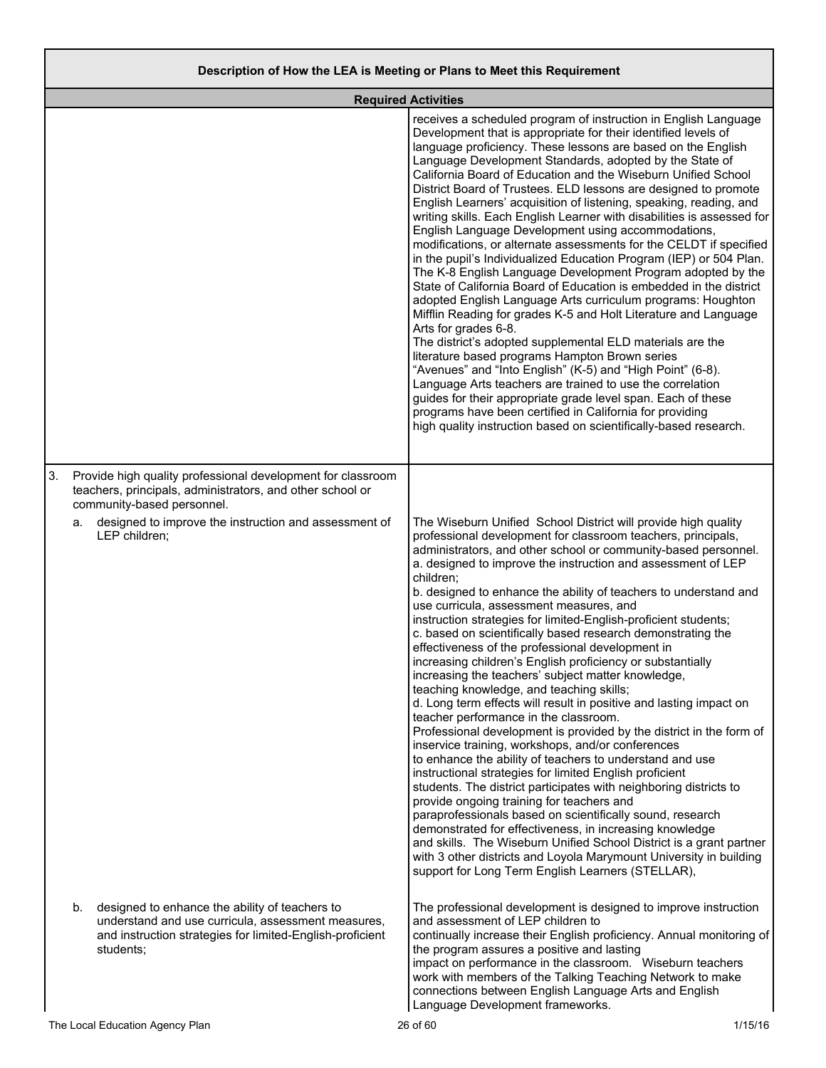| Description of How the LEA is Meeting or Plans to Meet this Requirement | |
|---|---|
| **Required Activities** | |
| | receives a scheduled program of instruction in English Language Development that is appropriate for their identified levels of language proficiency. These lessons are based on the English Language Development Standards, adopted by the State of California Board of Education and the Wiseburn Unified School District Board of Trustees. ELD lessons are designed to promote English Learners' acquisition of listening, speaking, reading, and writing skills. Each English Learner with disabilities is assessed for English Language Development using accommodations, modifications, or alternate assessments for the CELDT if specified in the pupil's Individualized Education Program (IEP) or 504 Plan. The K-8 English Language Development Program adopted by the State of California Board of Education is embedded in the district adopted English Language Arts curriculum programs: Houghton Mifflin Reading for grades K-5 and Holt Literature and Language Arts for grades 6-8.<br>The district's adopted supplemental ELD materials are the literature based programs Hampton Brown series "Avenues" and "Into English" (K-5) and "High Point" (6-8). Language Arts teachers are trained to use the correlation guides for their appropriate grade level span. Each of these programs have been certified in California for providing high quality instruction based on scientifically-based research. |
| 3. Provide high quality professional development for classroom teachers, principals, administrators, and other school or community-based personnel.<br>a. designed to improve the instruction and assessment of LEP children; | The Wiseburn Unified School District will provide high quality professional development for classroom teachers, principals, administrators, and other school or community-based personnel.<br>a. designed to improve the instruction and assessment of LEP children;<br>b. designed to enhance the ability of teachers to understand and use curricula, assessment measures, and instruction strategies for limited-English-proficient students;<br>c. based on scientifically based research demonstrating the effectiveness of the professional development in increasing children's English proficiency or substantially increasing the teachers' subject matter knowledge, teaching knowledge, and teaching skills;<br>d. Long term effects will result in positive and lasting impact on teacher performance in the classroom.<br>Professional development is provided by the district in the form of inservice training, workshops, and/or conferences to enhance the ability of teachers to understand and use instructional strategies for limited English proficient students. The district participates with neighboring districts to provide ongoing training for teachers and paraprofessionals based on scientifically sound, research demonstrated for effectiveness, in increasing knowledge and skills. The Wiseburn Unified School District is a grant partner with 3 other districts and Loyola Marymount University in building support for Long Term English Learners (STELLAR), |
| b. designed to enhance the ability of teachers to understand and use curricula, assessment measures, and instruction strategies for limited-English-proficient students; | The professional development is designed to improve instruction and assessment of LEP children to continually increase their English proficiency. Annual monitoring of the program assures a positive and lasting impact on performance in the classroom. Wiseburn teachers work with members of the Talking Teaching Network to make connections between English Language Arts and English Language Development frameworks. |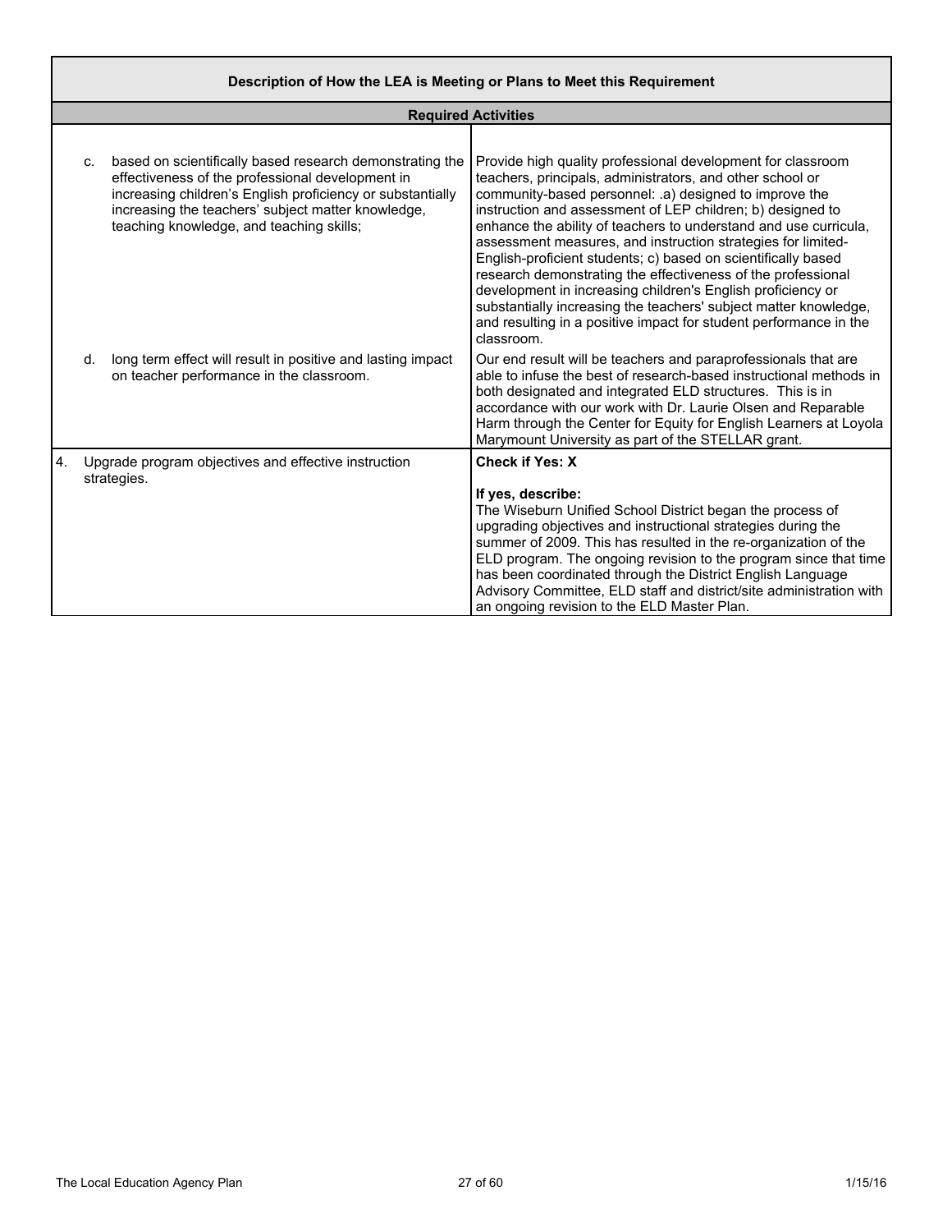| Description of How the LEA is Meeting or Plans to Meet this Requirement | |
|---|---|
| **Required Activities** | |
| c. based on scientifically based research demonstrating the effectiveness of the professional development in increasing children's English proficiency or substantially increasing the teachers' subject matter knowledge, teaching knowledge, and teaching skills; | Provide high quality professional development for classroom teachers, principals, administrators, and other school or community-based personnel: .a) designed to improve the instruction and assessment of LEP children; b) designed to enhance the ability of teachers to understand and use curricula, assessment measures, and instruction strategies for limited-English-proficient students; c) based on scientifically based research demonstrating the effectiveness of the professional development in increasing children's English proficiency or substantially increasing the teachers' subject matter knowledge, and resulting in a positive impact for student performance in the classroom. |
| d. long term effect will result in positive and lasting impact on teacher performance in the classroom. | Our end result will be teachers and paraprofessionals that are able to infuse the best of research-based instructional methods in both designated and integrated ELD structures. This is in accordance with our work with Dr. Laurie Olsen and Reparable Harm through the Center for Equity for English Learners at Loyola Marymount University as part of the STELLAR grant. |
| 4. Upgrade program objectives and effective instruction strategies. | **Check if Yes: X**<br><br>**If yes, describe:**<br>The Wiseburn Unified School District began the process of upgrading objectives and instructional strategies during the summer of 2009. This has resulted in the re-organization of the ELD program. The ongoing revision to the program since that time has been coordinated through the District English Language Advisory Committee, ELD staff and district/site administration with an ongoing revision to the ELD Master Plan. |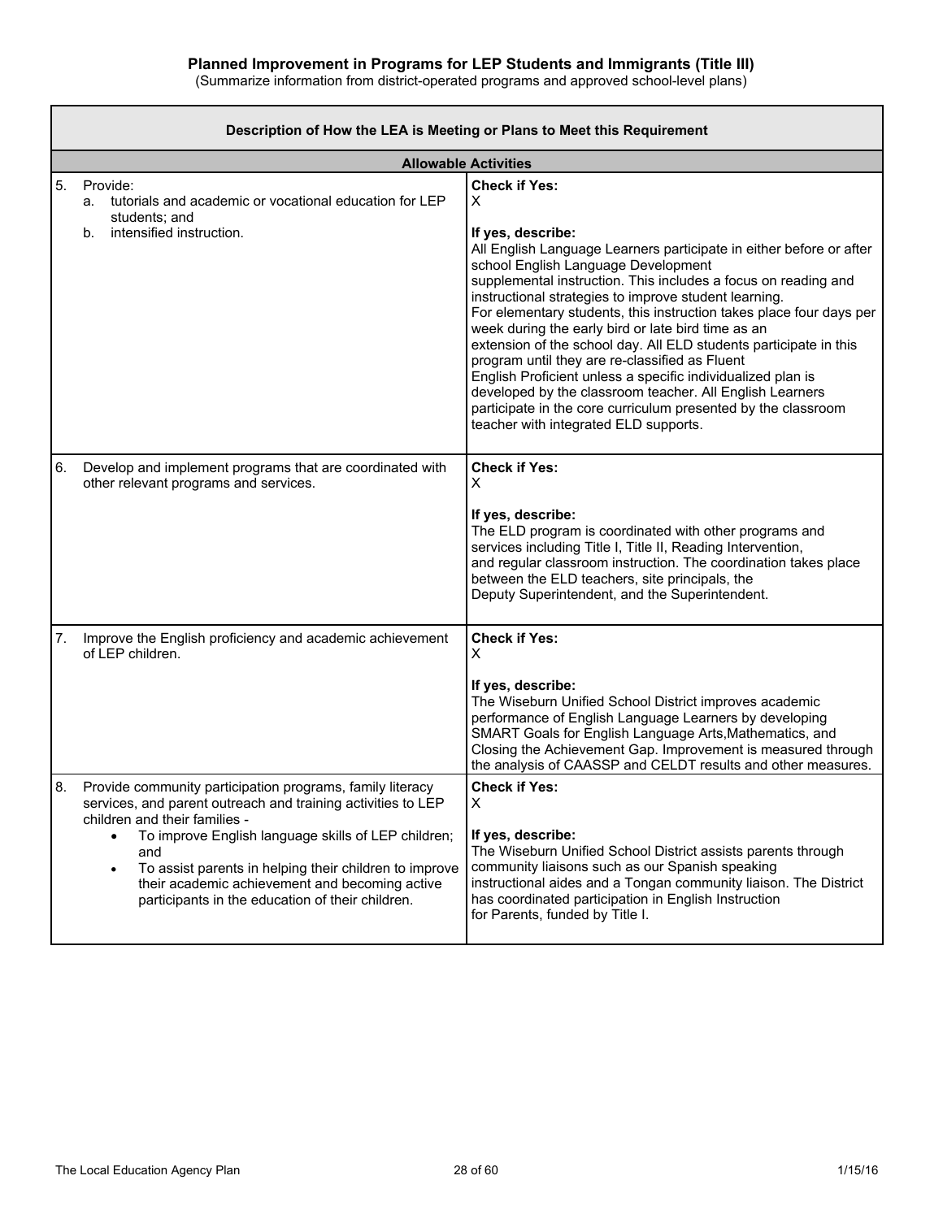**Planned Improvement in Programs for LEP Students and Immigrants (Title III)**

(Summarize information from district-operated programs and approved school-level plans)

| Description of How the LEA is Meeting or Plans to Meet this Requirement | |
|---|---|
| **Allowable Activities** | |
| 5. Provide:<br>a. tutorials and academic or vocational education for LEP students; and<br>b. intensified instruction. | **Check if Yes:**<br>X<br><br>**If yes, describe:**<br>All English Language Learners participate in either before or after school English Language Development supplemental instruction. This includes a focus on reading and instructional strategies to improve student learning. For elementary students, this instruction takes place four days per week during the early bird or late bird time as an extension of the school day. All ELD students participate in this program until they are re-classified as Fluent English Proficient unless a specific individualized plan is developed by the classroom teacher. All English Learners participate in the core curriculum presented by the classroom teacher with integrated ELD supports. |
| 6. Develop and implement programs that are coordinated with other relevant programs and services. | **Check if Yes:**<br>X<br><br>**If yes, describe:**<br>The ELD program is coordinated with other programs and services including Title I, Title II, Reading Intervention, and regular classroom instruction. The coordination takes place between the ELD teachers, site principals, the Deputy Superintendent, and the Superintendent. |
| 7. Improve the English proficiency and academic achievement of LEP children. | **Check if Yes:**<br>X<br><br>**If yes, describe:**<br>The Wiseburn Unified School District improves academic performance of English Language Learners by developing SMART Goals for English Language Arts,Mathematics, and Closing the Achievement Gap. Improvement is measured through the analysis of CAASSP and CELDT results and other measures. |
| 8. Provide community participation programs, family literacy services, and parent outreach and training activities to LEP children and their families -<br>• To improve English language skills of LEP children; and<br>• To assist parents in helping their children to improve their academic achievement and becoming active participants in the education of their children. | **Check if Yes:**<br>X<br><br>**If yes, describe:**<br>The Wiseburn Unified School District assists parents through community liaisons such as our Spanish speaking instructional aides and a Tongan community liaison. The District has coordinated participation in English Instruction for Parents, funded by Title I. |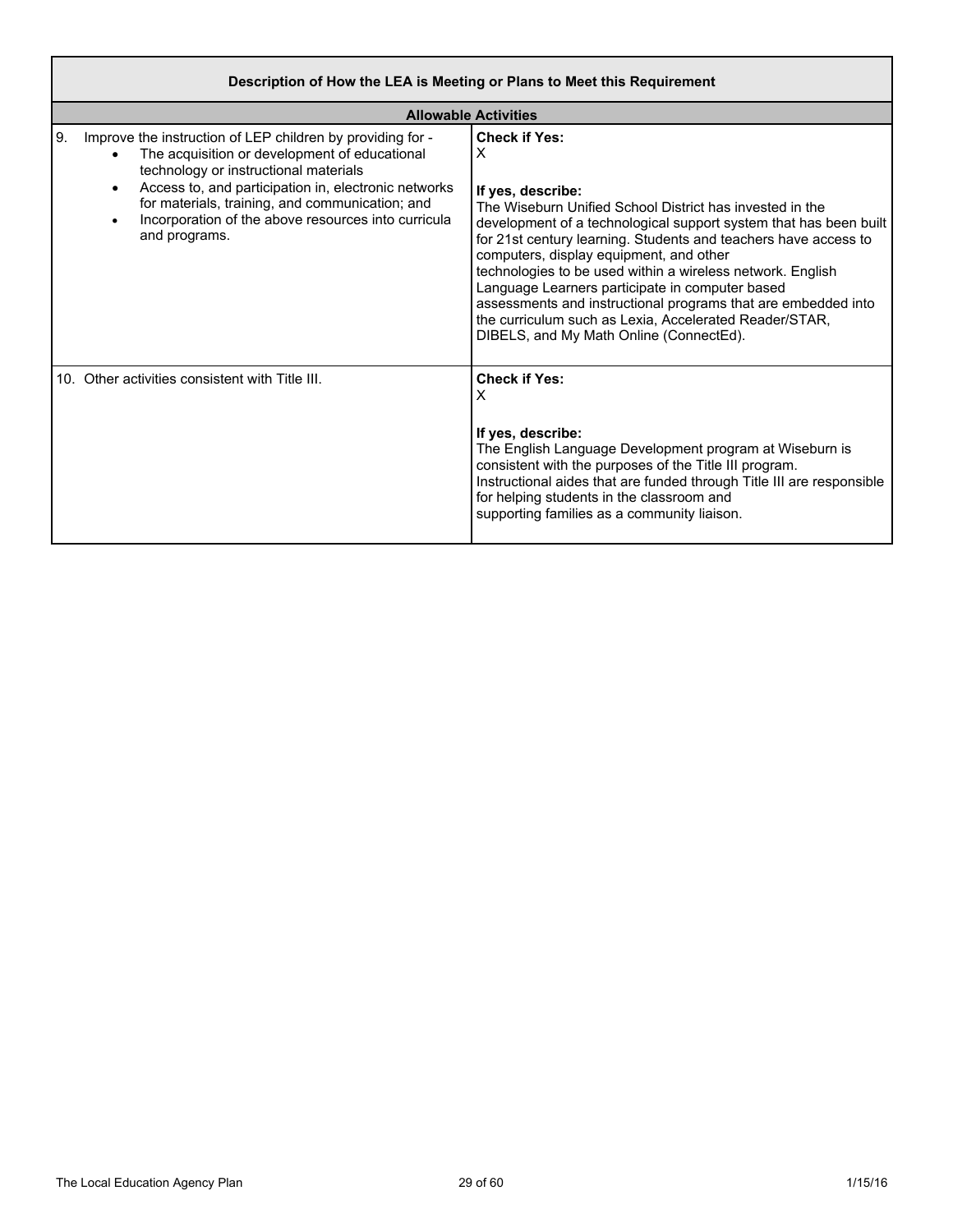| Description of How the LEA is Meeting or Plans to Meet this Requirement | |
|---|---|
| **Allowable Activities** | |
| 9. Improve the instruction of LEP children by providing for - <br>• The acquisition or development of educational technology or instructional materials<br>• Access to, and participation in, electronic networks for materials, training, and communication; and<br>• Incorporation of the above resources into curricula and programs. | **Check if Yes:**<br>X<br><br>**If yes, describe:**<br>The Wiseburn Unified School District has invested in the development of a technological support system that has been built for 21st century learning. Students and teachers have access to computers, display equipment, and other technologies to be used within a wireless network. English Language Learners participate in computer based assessments and instructional programs that are embedded into the curriculum such as Lexia, Accelerated Reader/STAR, DIBELS, and My Math Online (ConnectEd). |
| 10. Other activities consistent with Title III. | **Check if Yes:**<br>X<br><br>**If yes, describe:**<br>The English Language Development program at Wiseburn is consistent with the purposes of the Title III program. Instructional aides that are funded through Title III are responsible for helping students in the classroom and supporting families as a community liaison. |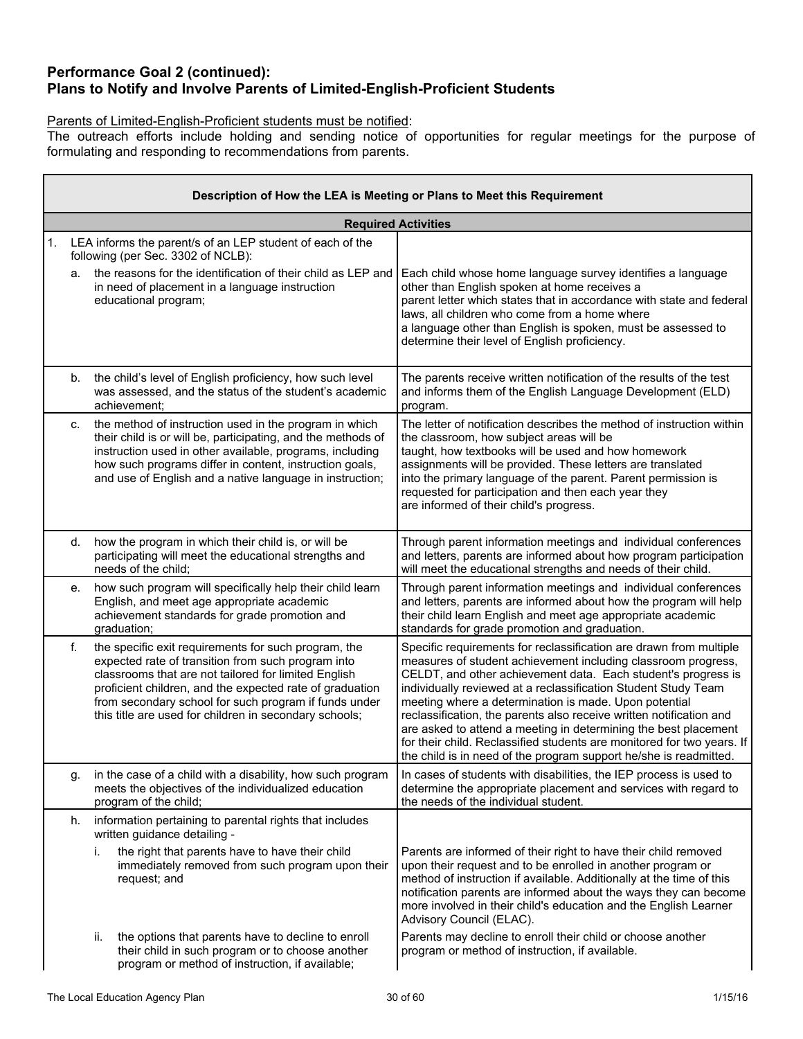## Performance Goal 2 (continued): Plans to Notify and Involve Parents of Limited-English-Proficient Students

<u>Parents of Limited-English-Proficient students must be notified</u>:
The outreach efforts include holding and sending notice of opportunities for regular meetings for the purpose of formulating and responding to recommendations from parents.

| Description of How the LEA is Meeting or Plans to Meet this Requirement | |
|---|---|
| **Required Activities** | |
| 1. LEA informs the parent/s of an LEP student of each of the following (per Sec. 3302 of NCLB):<br>a. the reasons for the identification of their child as LEP and in need of placement in a language instruction educational program; | Each child whose home language survey identifies a language other than English spoken at home receives a parent letter which states that in accordance with state and federal laws, all children who come from a home where a language other than English is spoken, must be assessed to determine their level of English proficiency. |
| b. the child's level of English proficiency, how such level was assessed, and the status of the student's academic achievement; | The parents receive written notification of the results of the test and informs them of the English Language Development (ELD) program. |
| c. the method of instruction used in the program in which their child is or will be, participating, and the methods of instruction used in other available, programs, including how such programs differ in content, instruction goals, and use of English and a native language in instruction; | The letter of notification describes the method of instruction within the classroom, how subject areas will be taught, how textbooks will be used and how homework assignments will be provided. These letters are translated into the primary language of the parent. Parent permission is requested for participation and then each year they are informed of their child's progress. |
| d. how the program in which their child is, or will be participating will meet the educational strengths and needs of the child; | Through parent information meetings and individual conferences and letters, parents are informed about how program participation will meet the educational strengths and needs of their child. |
| e. how such program will specifically help their child learn English, and meet age appropriate academic achievement standards for grade promotion and graduation; | Through parent information meetings and individual conferences and letters, parents are informed about how the program will help their child learn English and meet age appropriate academic standards for grade promotion and graduation. |
| f. the specific exit requirements for such program, the expected rate of transition from such program into classrooms that are not tailored for limited English proficient children, and the expected rate of graduation from secondary school for such program if funds under this title are used for children in secondary schools; | Specific requirements for reclassification are drawn from multiple measures of student achievement including classroom progress, CELDT, and other achievement data. Each student's progress is individually reviewed at a reclassification Student Study Team meeting where a determination is made. Upon potential reclassification, the parents also receive written notification and are asked to attend a meeting in determining the best placement for their child. Reclassified students are monitored for two years. If the child is in need of the program support he/she is readmitted. |
| g. in the case of a child with a disability, how such program meets the objectives of the individualized education program of the child; | In cases of students with disabilities, the IEP process is used to determine the appropriate placement and services with regard to the needs of the individual student. |
| h. information pertaining to parental rights that includes written guidance detailing -<br>i. the right that parents have to have their child immediately removed from such program upon their request; and | Parents are informed of their right to have their child removed upon their request and to be enrolled in another program or method of instruction if available. Additionally at the time of this notification parents are informed about the ways they can become more involved in their child's education and the English Learner Advisory Council (ELAC). |
| ii. the options that parents have to decline to enroll their child in such program or to choose another program or method of instruction, if available; | Parents may decline to enroll their child or choose another program or method of instruction, if available. |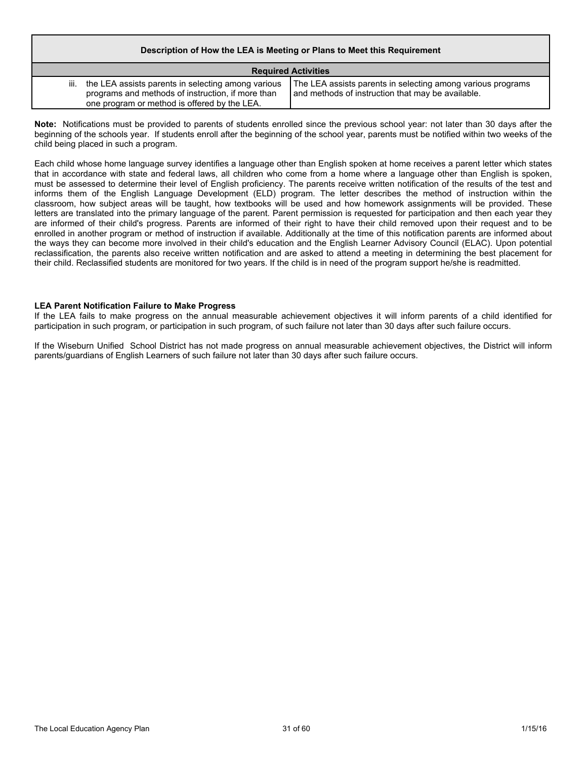| Description of How the LEA is Meeting or Plans to Meet this Requirement | |
|---|---|
| **Required Activities** | |
| iii. the LEA assists parents in selecting among various programs and methods of instruction, if more than one program or method is offered by the LEA. | The LEA assists parents in selecting among various programs and methods of instruction that may be available. |

**Note:** Notifications must be provided to parents of students enrolled since the previous school year: not later than 30 days after the beginning of the schools year. If students enroll after the beginning of the school year, parents must be notified within two weeks of the child being placed in such a program.

Each child whose home language survey identifies a language other than English spoken at home receives a parent letter which states that in accordance with state and federal laws, all children who come from a home where a language other than English is spoken, must be assessed to determine their level of English proficiency. The parents receive written notification of the results of the test and informs them of the English Language Development (ELD) program. The letter describes the method of instruction within the classroom, how subject areas will be taught, how textbooks will be used and how homework assignments will be provided. These letters are translated into the primary language of the parent. Parent permission is requested for participation and then each year they are informed of their child's progress. Parents are informed of their right to have their child removed upon their request and to be enrolled in another program or method of instruction if available. Additionally at the time of this notification parents are informed about the ways they can become more involved in their child's education and the English Learner Advisory Council (ELAC). Upon potential reclassification, the parents also receive written notification and are asked to attend a meeting in determining the best placement for their child. Reclassified students are monitored for two years. If the child is in need of the program support he/she is readmitted.

**LEA Parent Notification Failure to Make Progress**

If the LEA fails to make progress on the annual measurable achievement objectives it will inform parents of a child identified for participation in such program, or participation in such program, of such failure not later than 30 days after such failure occurs.

If the Wiseburn Unified School District has not made progress on annual measurable achievement objectives, the District will inform parents/guardians of English Learners of such failure not later than 30 days after such failure occurs.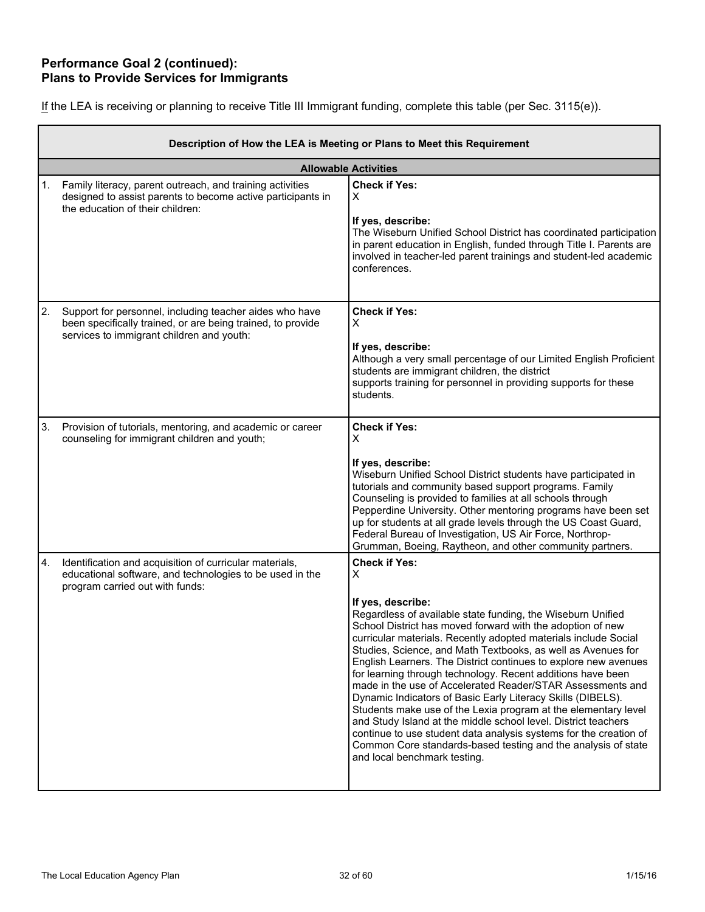**Performance Goal 2 (continued):**
**Plans to Provide Services for Immigrants**

If the LEA is receiving or planning to receive Title III Immigrant funding, complete this table (per Sec. 3115(e)).

| **Description of How the LEA is Meeting or Plans to Meet this Requirement** | |
|---|---|
| **Allowable Activities** | |
| 1. Family literacy, parent outreach, and training activities designed to assist parents to become active participants in the education of their children: | **Check if Yes:**<br>X<br><br>**If yes, describe:**<br>The Wiseburn Unified School District has coordinated participation in parent education in English, funded through Title I. Parents are involved in teacher-led parent trainings and student-led academic conferences. |
| 2. Support for personnel, including teacher aides who have been specifically trained, or are being trained, to provide services to immigrant children and youth: | **Check if Yes:**<br>X<br><br>**If yes, describe:**<br>Although a very small percentage of our Limited English Proficient students are immigrant children, the district supports training for personnel in providing supports for these students. |
| 3. Provision of tutorials, mentoring, and academic or career counseling for immigrant children and youth; | **Check if Yes:**<br>X<br><br>**If yes, describe:**<br>Wiseburn Unified School District students have participated in tutorials and community based support programs. Family Counseling is provided to families at all schools through Pepperdine University. Other mentoring programs have been set up for students at all grade levels through the US Coast Guard, Federal Bureau of Investigation, US Air Force, Northrop-Grumman, Boeing, Raytheon, and other community partners. |
| 4. Identification and acquisition of curricular materials, educational software, and technologies to be used in the program carried out with funds: | **Check if Yes:**<br>X<br><br>**If yes, describe:**<br>Regardless of available state funding, the Wiseburn Unified School District has moved forward with the adoption of new curricular materials. Recently adopted materials include Social Studies, Science, and Math Textbooks, as well as Avenues for English Learners. The District continues to explore new avenues for learning through technology. Recent additions have been made in the use of Accelerated Reader/STAR Assessments and Dynamic Indicators of Basic Early Literacy Skills (DIBELS). Students make use of the Lexia program at the elementary level and Study Island at the middle school level. District teachers continue to use student data analysis systems for the creation of Common Core standards-based testing and the analysis of state and local benchmark testing. |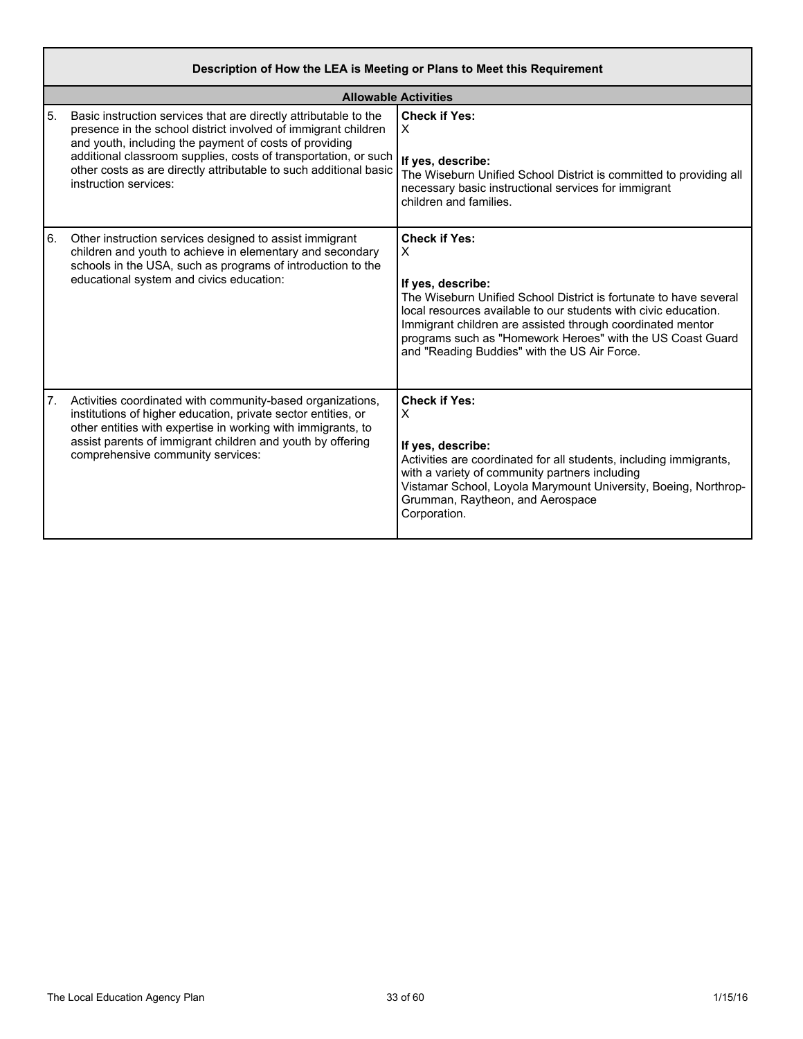| Description of How the LEA is Meeting or Plans to Meet this Requirement | | |
|---|---|---|
| **Allowable Activities** | | |
| 5. | Basic instruction services that are directly attributable to the presence in the school district involved of immigrant children and youth, including the payment of costs of providing additional classroom supplies, costs of transportation, or such other costs as are directly attributable to such additional basic instruction services: | **Check if Yes:** X<br><br>**If yes, describe:**<br>The Wiseburn Unified School District is committed to providing all necessary basic instructional services for immigrant children and families. |
| 6. | Other instruction services designed to assist immigrant children and youth to achieve in elementary and secondary schools in the USA, such as programs of introduction to the educational system and civics education: | **Check if Yes:** X<br><br>**If yes, describe:**<br>The Wiseburn Unified School District is fortunate to have several local resources available to our students with civic education. Immigrant children are assisted through coordinated mentor programs such as "Homework Heroes" with the US Coast Guard and "Reading Buddies" with the US Air Force. |
| 7. | Activities coordinated with community-based organizations, institutions of higher education, private sector entities, or other entities with expertise in working with immigrants, to assist parents of immigrant children and youth by offering comprehensive community services: | **Check if Yes:** X<br><br>**If yes, describe:**<br>Activities are coordinated for all students, including immigrants, with a variety of community partners including Vistamar School, Loyola Marymount University, Boeing, Northrop-Grumman, Raytheon, and Aerospace Corporation. |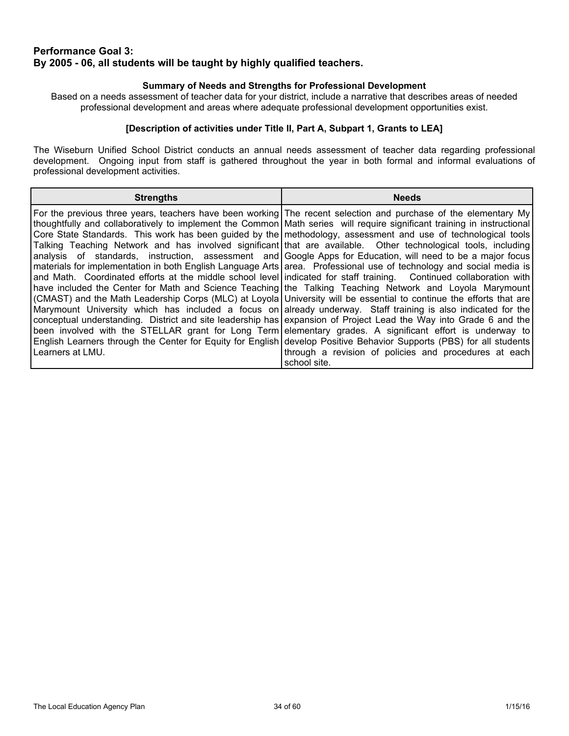## Performance Goal 3:
## By 2005 - 06, all students will be taught by highly qualified teachers.

### Summary of Needs and Strengths for Professional Development

Based on a needs assessment of teacher data for your district, include a narrative that describes areas of needed professional development and areas where adequate professional development opportunities exist.

**[Description of activities under Title II, Part A, Subpart 1, Grants to LEA]**

The Wiseburn Unified School District conducts an annual needs assessment of teacher data regarding professional development. Ongoing input from staff is gathered throughout the year in both formal and informal evaluations of professional development activities.

| Strengths | Needs |
|---|---|
| For the previous three years, teachers have been working thoughtfully and collaboratively to implement the Common Core State Standards. This work has been guided by the Talking Teaching Network and has involved significant analysis of standards, instruction, assessment and materials for implementation in both English Language Arts and Math. Coordinated efforts at the middle school level have included the Center for Math and Science Teaching (CMAST) and the Math Leadership Corps (MLC) at Loyola Marymount University which has included a focus on conceptual understanding. District and site leadership has been involved with the STELLAR grant for Long Term English Learners through the Center for Equity for English Learners at LMU. | The recent selection and purchase of the elementary My Math series will require significant training in instructional methodology, assessment and use of technological tools that are available. Other technological tools, including Google Apps for Education, will need to be a major focus area. Professional use of technology and social media is indicated for staff training. Continued collaboration with the Talking Teaching Network and Loyola Marymount University will be essential to continue the efforts that are already underway. Staff training is also indicated for the expansion of Project Lead the Way into Grade 6 and the elementary grades. A significant effort is underway to develop Positive Behavior Supports (PBS) for all students through a revision of policies and procedures at each school site. |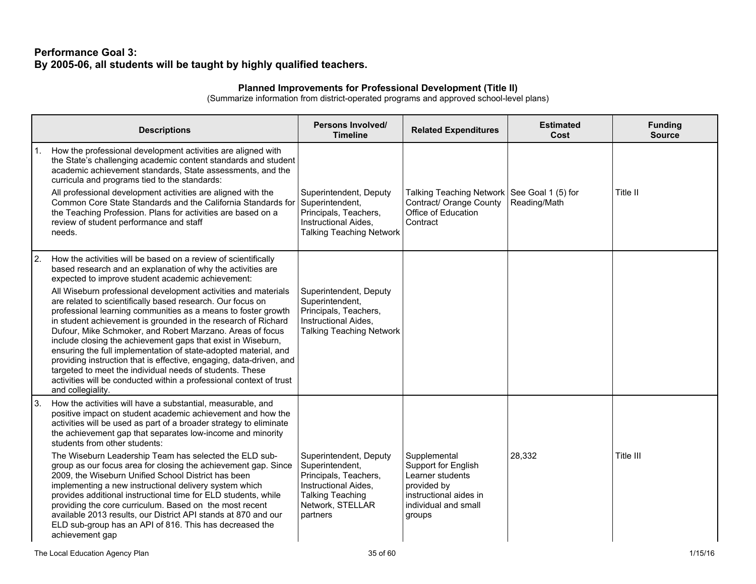## Performance Goal 3:
## By 2005-06, all students will be taught by highly qualified teachers.

### Planned Improvements for Professional Development (Title II)

(Summarize information from district-operated programs and approved school-level plans)

| Descriptions | Persons Involved/ Timeline | Related Expenditures | Estimated Cost | Funding Source |
|---|---|---|---|---|
| 1. How the professional development activities are aligned with the State's challenging academic content standards and student academic achievement standards, State assessments, and the curricula and programs tied to the standards:<br><br>All professional development activities are aligned with the Common Core State Standards and the California Standards for the Teaching Profession. Plans for activities are based on a review of student performance and staff needs. | Superintendent, Deputy Superintendent, Principals, Teachers, Instructional Aides, Talking Teaching Network | Talking Teaching Network Contract/ Orange County Office of Education Contract | See Goal 1 (5) for Reading/Math | Title II |
| 2. How the activities will be based on a review of scientifically based research and an explanation of why the activities are expected to improve student academic achievement:<br><br>All Wiseburn professional development activities and materials are related to scientifically based research. Our focus on professional learning communities as a means to foster growth in student achievement is grounded in the research of Richard Dufour, Mike Schmoker, and Robert Marzano. Areas of focus include closing the achievement gaps that exist in Wiseburn, ensuring the full implementation of state-adopted material, and providing instruction that is effective, engaging, data-driven, and targeted to meet the individual needs of students. These activities will be conducted within a professional context of trust and collegiality. | Superintendent, Deputy Superintendent, Principals, Teachers, Instructional Aides, Talking Teaching Network | | | |
| 3. How the activities will have a substantial, measurable, and positive impact on student academic achievement and how the activities will be used as part of a broader strategy to eliminate the achievement gap that separates low-income and minority students from other students:<br><br>The Wiseburn Leadership Team has selected the ELD sub-group as our focus area for closing the achievement gap. Since 2009, the Wiseburn Unified School District has been implementing a new instructional delivery system which provides additional instructional time for ELD students, while providing the core curriculum. Based on the most recent available 2013 results, our District API stands at 870 and our ELD sub-group has an API of 816. This has decreased the achievement gap | Superintendent, Deputy Superintendent, Principals, Teachers, Instructional Aides, Talking Teaching Network, STELLAR partners | Supplemental Support for English Learner students provided by instructional aides in individual and small groups | 28,332 | Title III |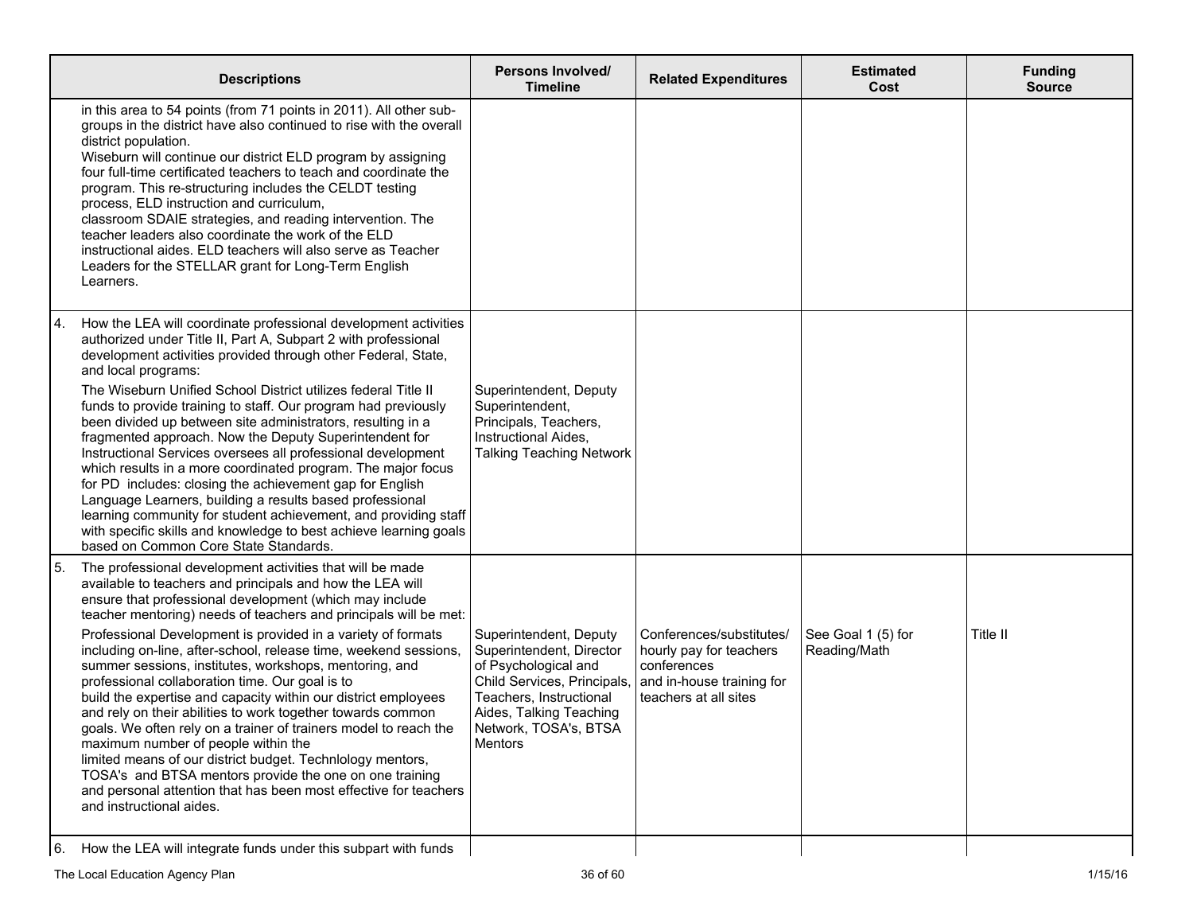| Descriptions | Persons Involved/ Timeline | Related Expenditures | Estimated Cost | Funding Source |
|---|---|---|---|---|
| in this area to 54 points (from 71 points in 2011). All other sub-groups in the district have also continued to rise with the overall district population.<br>Wiseburn will continue our district ELD program by assigning four full-time certificated teachers to teach and coordinate the program. This re-structuring includes the CELDT testing process, ELD instruction and curriculum, classroom SDAIE strategies, and reading intervention. The teacher leaders also coordinate the work of the ELD instructional aides. ELD teachers will also serve as Teacher Leaders for the STELLAR grant for Long-Term English Learners. | | | | |
| 4. How the LEA will coordinate professional development activities authorized under Title II, Part A, Subpart 2 with professional development activities provided through other Federal, State, and local programs:<br>The Wiseburn Unified School District utilizes federal Title II funds to provide training to staff. Our program had previously been divided up between site administrators, resulting in a fragmented approach. Now the Deputy Superintendent for Instructional Services oversees all professional development which results in a more coordinated program. The major focus for PD includes: closing the achievement gap for English Language Learners, building a results based professional learning community for student achievement, and providing staff with specific skills and knowledge to best achieve learning goals based on Common Core State Standards. | Superintendent, Deputy Superintendent, Principals, Teachers, Instructional Aides, Talking Teaching Network | | | |
| 5. The professional development activities that will be made available to teachers and principals and how the LEA will ensure that professional development (which may include teacher mentoring) needs of teachers and principals will be met:<br>Professional Development is provided in a variety of formats including on-line, after-school, release time, weekend sessions, summer sessions, institutes, workshops, mentoring, and professional collaboration time. Our goal is to build the expertise and capacity within our district employees and rely on their abilities to work together towards common goals. We often rely on a trainer of trainers model to reach the maximum number of people within the limited means of our district budget. Technlology mentors, TOSA's and BTSA mentors provide the one on one training and personal attention that has been most effective for teachers and instructional aides. | Superintendent, Deputy Superintendent, Director of Psychological and Child Services, Principals, Teachers, Instructional Aides, Talking Teaching Network, TOSA's, BTSA Mentors | Conferences/substitutes/ hourly pay for teachers conferences and in-house training for teachers at all sites | See Goal 1 (5) for Reading/Math | Title II |
| 6. How the LEA will integrate funds under this subpart with funds | | | | |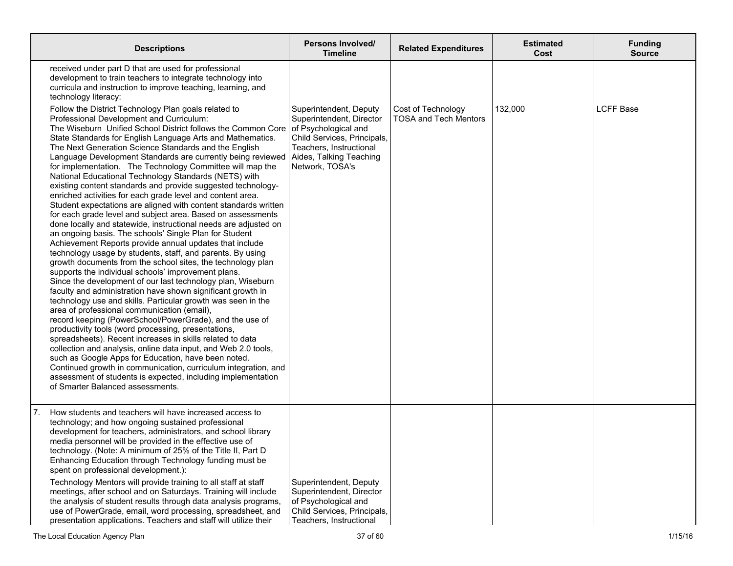| Descriptions | Persons Involved/ Timeline | Related Expenditures | Estimated Cost | Funding Source |
|---|---|---|---|---|
| received under part D that are used for professional development to train teachers to integrate technology into curricula and instruction to improve teaching, learning, and technology literacy: | | | | |
| Follow the District Technology Plan goals related to Professional Development and Curriculum: The Wiseburn Unified School District follows the Common Core State Standards for English Language Arts and Mathematics. The Next Generation Science Standards and the English Language Development Standards are currently being reviewed for implementation. The Technology Committee will map the National Educational Technology Standards (NETS) with existing content standards and provide suggested technology-enriched activities for each grade level and content area. Student expectations are aligned with content standards written for each grade level and subject area. Based on assessments done locally and statewide, instructional needs are adjusted on an ongoing basis. The schools' Single Plan for Student Achievement Reports provide annual updates that include technology usage by students, staff, and parents. By using growth documents from the school sites, the technology plan supports the individual schools' improvement plans. Since the development of our last technology plan, Wiseburn faculty and administration have shown significant growth in technology use and skills. Particular growth was seen in the area of professional communication (email), record keeping (PowerSchool/PowerGrade), and the use of productivity tools (word processing, presentations, spreadsheets). Recent increases in skills related to data collection and analysis, online data input, and Web 2.0 tools, such as Google Apps for Education, have been noted. Continued growth in communication, curriculum integration, and assessment of students is expected, including implementation of Smarter Balanced assessments. | Superintendent, Deputy Superintendent, Director of Psychological and Child Services, Principals, Teachers, Instructional Aides, Talking Teaching Network, TOSA's | Cost of Technology TOSA and Tech Mentors | 132,000 | LCFF Base |
| 7. How students and teachers will have increased access to technology; and how ongoing sustained professional development for teachers, administrators, and school library media personnel will be provided in the effective use of technology. (Note: A minimum of 25% of the Title II, Part D Enhancing Education through Technology funding must be spent on professional development.): | | | | |
| Technology Mentors will provide training to all staff at staff meetings, after school and on Saturdays. Training will include the analysis of student results through data analysis programs, use of PowerGrade, email, word processing, spreadsheet, and presentation applications. Teachers and staff will utilize their | Superintendent, Deputy Superintendent, Director of Psychological and Child Services, Principals, Teachers, Instructional | | | |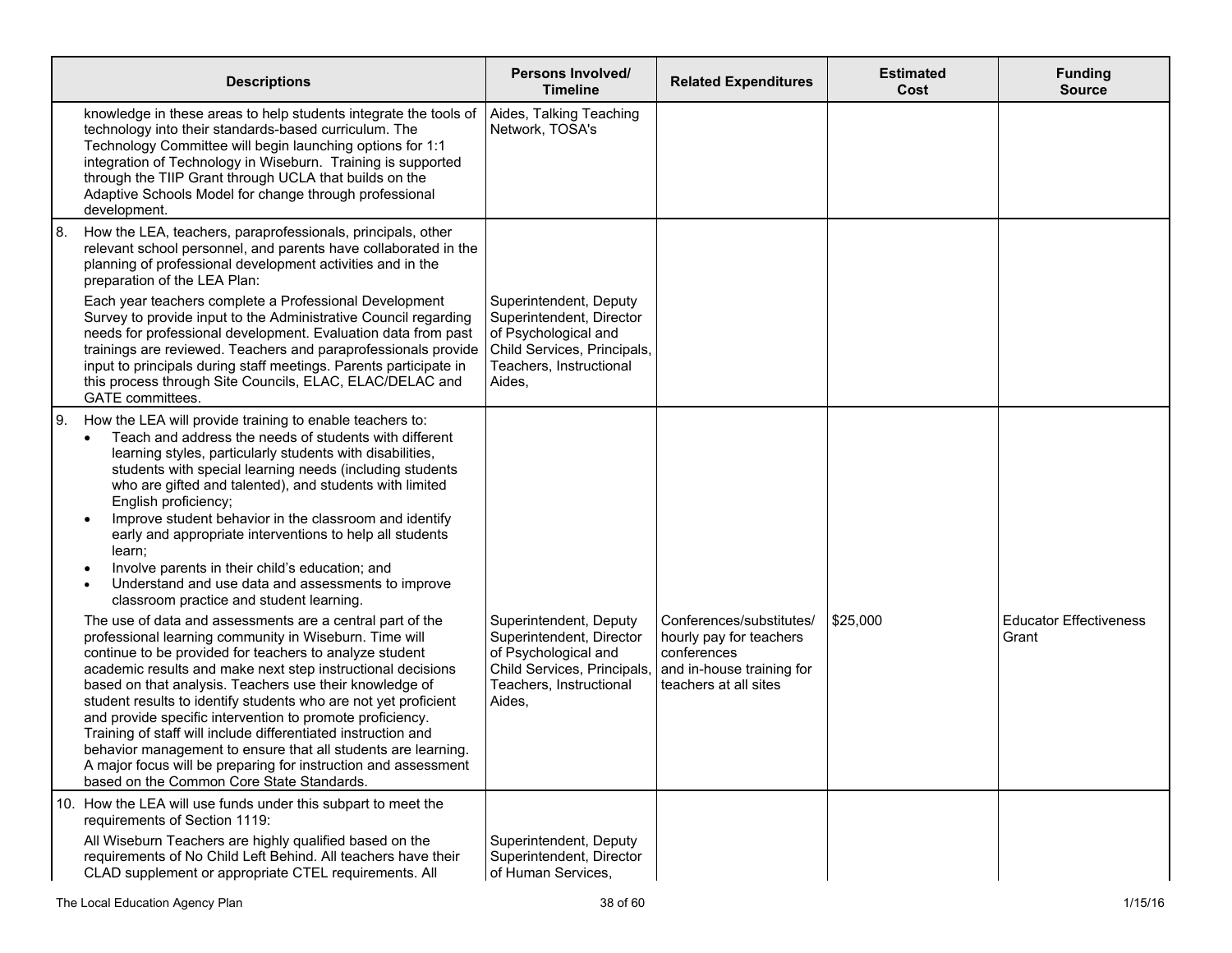| Descriptions | Persons Involved/ Timeline | Related Expenditures | Estimated Cost | Funding Source |
|---|---|---|---|---|
| knowledge in these areas to help students integrate the tools of technology into their standards-based curriculum. The Technology Committee will begin launching options for 1:1 integration of Technology in Wiseburn. Training is supported through the TIIP Grant through UCLA that builds on the Adaptive Schools Model for change through professional development. | Aides, Talking Teaching Network, TOSA's | | | |
| 8. How the LEA, teachers, paraprofessionals, principals, other relevant school personnel, and parents have collaborated in the planning of professional development activities and in the preparation of the LEA Plan:<br><br>Each year teachers complete a Professional Development Survey to provide input to the Administrative Council regarding needs for professional development. Evaluation data from past trainings are reviewed. Teachers and paraprofessionals provide input to principals during staff meetings. Parents participate in this process through Site Councils, ELAC, ELAC/DELAC and GATE committees. | Superintendent, Deputy Superintendent, Director of Psychological and Child Services, Principals, Teachers, Instructional Aides, | | | |
| 9. How the LEA will provide training to enable teachers to:<br>• Teach and address the needs of students with different learning styles, particularly students with disabilities, students with special learning needs (including students who are gifted and talented), and students with limited English proficiency;<br>• Improve student behavior in the classroom and identify early and appropriate interventions to help all students learn;<br>• Involve parents in their child's education; and<br>• Understand and use data and assessments to improve classroom practice and student learning.<br><br>The use of data and assessments are a central part of the professional learning community in Wiseburn. Time will continue to be provided for teachers to analyze student academic results and make next step instructional decisions based on that analysis. Teachers use their knowledge of student results to identify students who are not yet proficient and provide specific intervention to promote proficiency. Training of staff will include differentiated instruction and behavior management to ensure that all students are learning. A major focus will be preparing for instruction and assessment based on the Common Core State Standards. | Superintendent, Deputy Superintendent, Director of Psychological and Child Services, Principals, Teachers, Instructional Aides, | Conferences/substitutes/ hourly pay for teachers conferences and in-house training for teachers at all sites | $25,000 | Educator Effectiveness Grant |
| 10. How the LEA will use funds under this subpart to meet the requirements of Section 1119:<br><br>All Wiseburn Teachers are highly qualified based on the requirements of No Child Left Behind. All teachers have their CLAD supplement or appropriate CTEL requirements. All | Superintendent, Deputy Superintendent, Director of Human Services, | | | |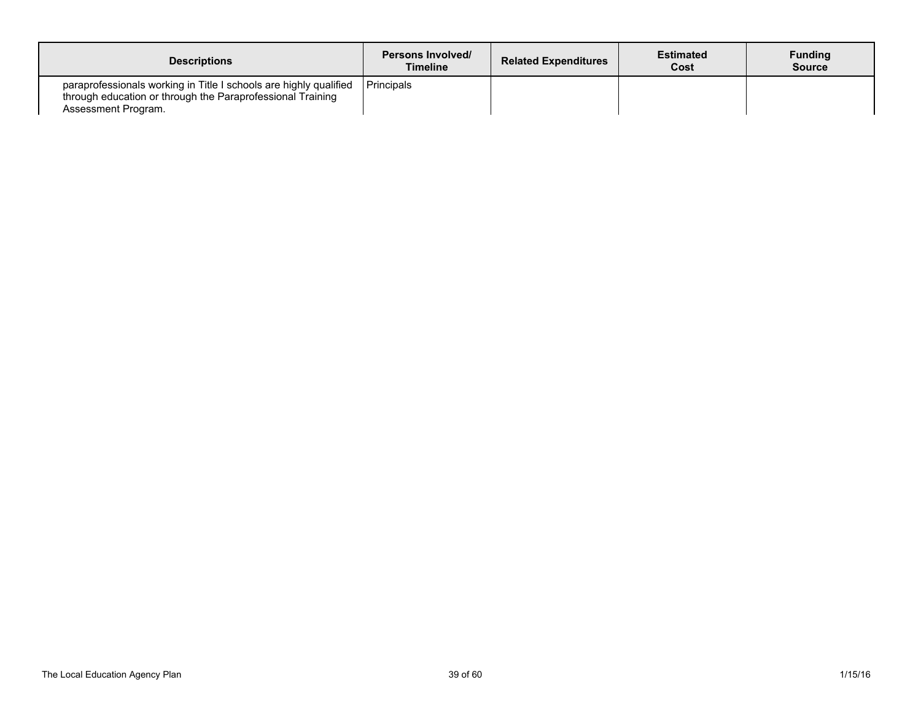| Descriptions | Persons Involved/ Timeline | Related Expenditures | Estimated Cost | Funding Source |
| --- | --- | --- | --- | --- |
| paraprofessionals working in Title I schools are highly qualified through education or through the Paraprofessional Training Assessment Program. | Principals | | | |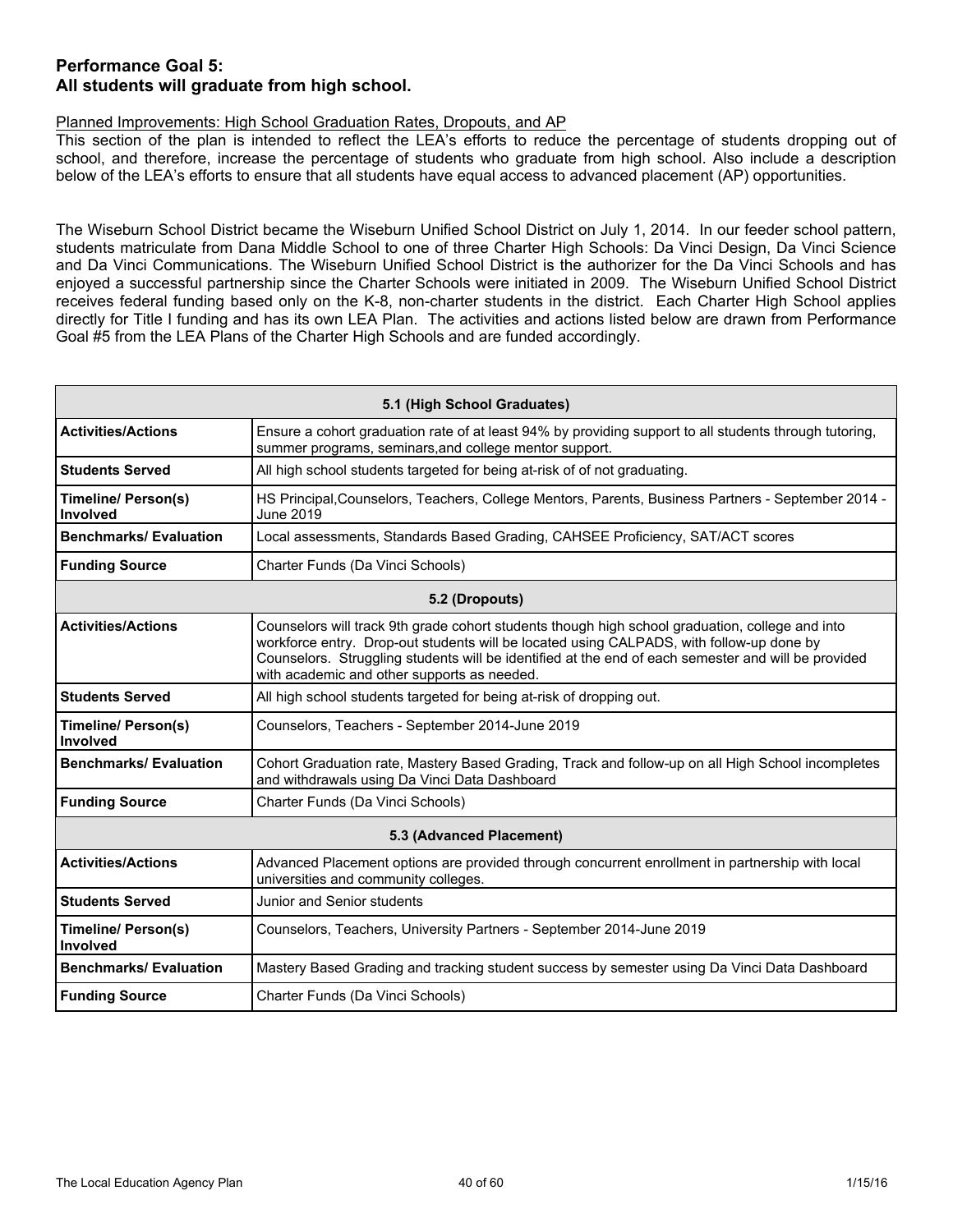## Performance Goal 5:
## All students will graduate from high school.

Planned Improvements: High School Graduation Rates, Dropouts, and AP

This section of the plan is intended to reflect the LEA's efforts to reduce the percentage of students dropping out of school, and therefore, increase the percentage of students who graduate from high school. Also include a description below of the LEA's efforts to ensure that all students have equal access to advanced placement (AP) opportunities.

The Wiseburn School District became the Wiseburn Unified School District on July 1, 2014. In our feeder school pattern, students matriculate from Dana Middle School to one of three Charter High Schools: Da Vinci Design, Da Vinci Science and Da Vinci Communications. The Wiseburn Unified School District is the authorizer for the Da Vinci Schools and has enjoyed a successful partnership since the Charter Schools were initiated in 2009. The Wiseburn Unified School District receives federal funding based only on the K-8, non-charter students in the district. Each Charter High School applies directly for Title I funding and has its own LEA Plan. The activities and actions listed below are drawn from Performance Goal #5 from the LEA Plans of the Charter High Schools and are funded accordingly.

| 5.1 (High School Graduates) | |
|---|---|
| **Activities/Actions** | Ensure a cohort graduation rate of at least 94% by providing support to all students through tutoring, summer programs, seminars,and college mentor support. |
| **Students Served** | All high school students targeted for being at-risk of of not graduating. |
| **Timeline/ Person(s) Involved** | HS Principal,Counselors, Teachers, College Mentors, Parents, Business Partners - September 2014 - June 2019 |
| **Benchmarks/ Evaluation** | Local assessments, Standards Based Grading, CAHSEE Proficiency, SAT/ACT scores |
| **Funding Source** | Charter Funds (Da Vinci Schools) |
| **5.2 (Dropouts)** | |
| **Activities/Actions** | Counselors will track 9th grade cohort students though high school graduation, college and into workforce entry. Drop-out students will be located using CALPADS, with follow-up done by Counselors. Struggling students will be identified at the end of each semester and will be provided with academic and other supports as needed. |
| **Students Served** | All high school students targeted for being at-risk of dropping out. |
| **Timeline/ Person(s) Involved** | Counselors, Teachers - September 2014-June 2019 |
| **Benchmarks/ Evaluation** | Cohort Graduation rate, Mastery Based Grading, Track and follow-up on all High School incompletes and withdrawals using Da Vinci Data Dashboard |
| **Funding Source** | Charter Funds (Da Vinci Schools) |
| **5.3 (Advanced Placement)** | |
| **Activities/Actions** | Advanced Placement options are provided through concurrent enrollment in partnership with local universities and community colleges. |
| **Students Served** | Junior and Senior students |
| **Timeline/ Person(s) Involved** | Counselors, Teachers, University Partners - September 2014-June 2019 |
| **Benchmarks/ Evaluation** | Mastery Based Grading and tracking student success by semester using Da Vinci Data Dashboard |
| **Funding Source** | Charter Funds (Da Vinci Schools) |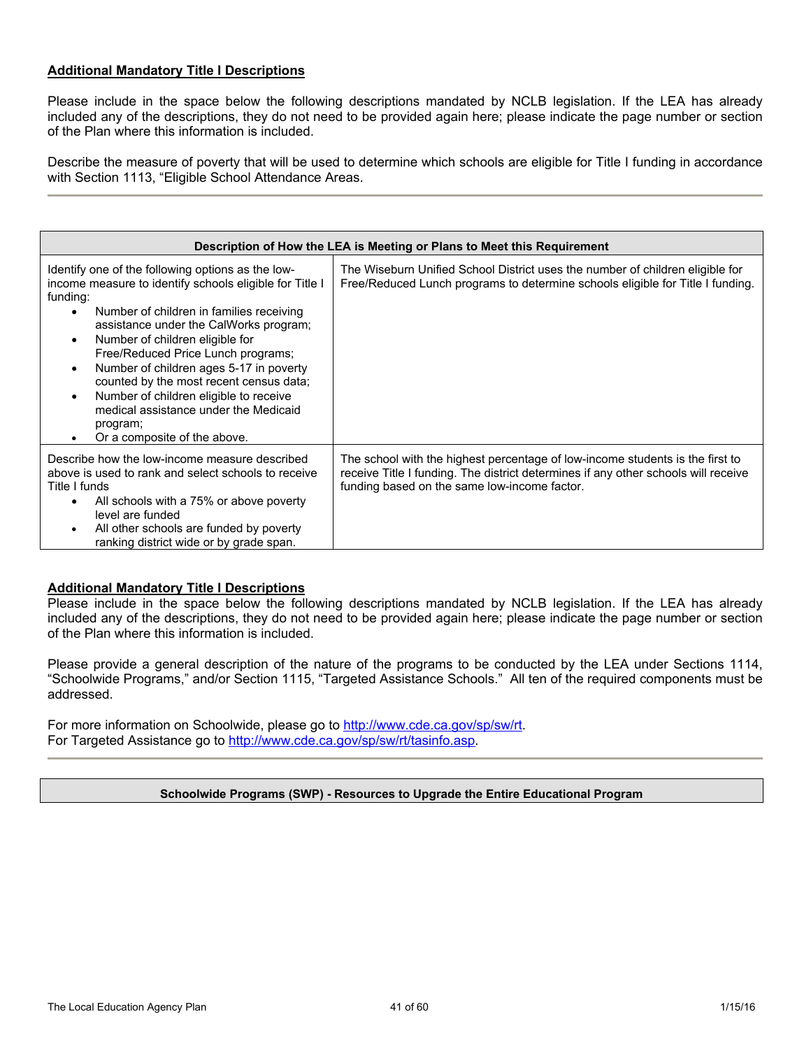**<u>Additional Mandatory Title I Descriptions</u>**

Please include in the space below the following descriptions mandated by NCLB legislation. If the LEA has already included any of the descriptions, they do not need to be provided again here; please indicate the page number or section of the Plan where this information is included.

Describe the measure of poverty that will be used to determine which schools are eligible for Title I funding in accordance with Section 1113, "Eligible School Attendance Areas.

| Description of How the LEA is Meeting or Plans to Meet this Requirement | |
|---|---|
| Identify one of the following options as the low-income measure to identify schools eligible for Title I funding:<br>• Number of children in families receiving assistance under the CalWorks program;<br>• Number of children eligible for Free/Reduced Price Lunch programs;<br>• Number of children ages 5-17 in poverty counted by the most recent census data;<br>• Number of children eligible to receive medical assistance under the Medicaid program;<br>• Or a composite of the above. | The Wiseburn Unified School District uses the number of children eligible for Free/Reduced Lunch programs to determine schools eligible for Title I funding. |
| Describe how the low-income measure described above is used to rank and select schools to receive Title I funds<br>• All schools with a 75% or above poverty level are funded<br>• All other schools are funded by poverty ranking district wide or by grade span. | The school with the highest percentage of low-income students is the first to receive Title I funding. The district determines if any other schools will receive funding based on the same low-income factor. |

**<u>Additional Mandatory Title I Descriptions</u>**

Please include in the space below the following descriptions mandated by NCLB legislation. If the LEA has already included any of the descriptions, they do not need to be provided again here; please indicate the page number or section of the Plan where this information is included.

Please provide a general description of the nature of the programs to be conducted by the LEA under Sections 1114, "Schoolwide Programs," and/or Section 1115, "Targeted Assistance Schools." All ten of the required components must be addressed.

For more information on Schoolwide, please go to http://www.cde.ca.gov/sp/sw/rt.
For Targeted Assistance go to http://www.cde.ca.gov/sp/sw/rt/tasinfo.asp.

| Schoolwide Programs (SWP) - Resources to Upgrade the Entire Educational Program |
|---|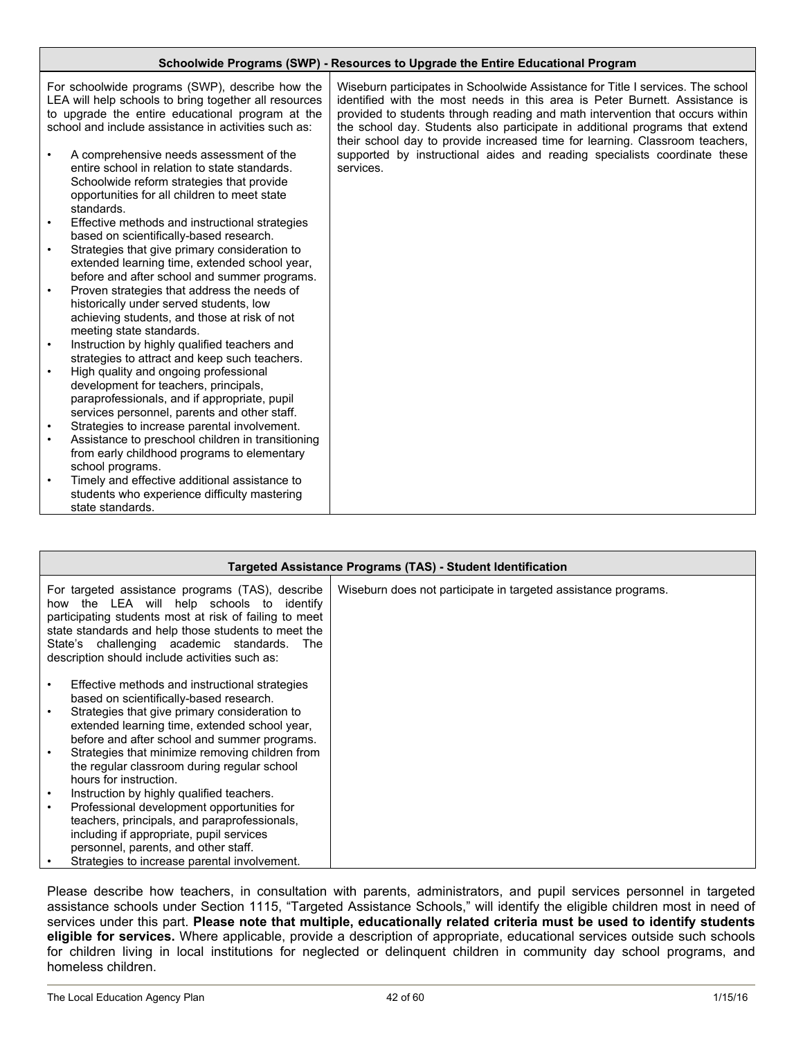| Schoolwide Programs (SWP) - Resources to Upgrade the Entire Educational Program | |
|---|---|
| For schoolwide programs (SWP), describe how the LEA will help schools to bring together all resources to upgrade the entire educational program at the school and include assistance in activities such as:<br><br>• A comprehensive needs assessment of the entire school in relation to state standards. Schoolwide reform strategies that provide opportunities for all children to meet state standards.<br>• Effective methods and instructional strategies based on scientifically-based research.<br>• Strategies that give primary consideration to extended learning time, extended school year, before and after school and summer programs.<br>• Proven strategies that address the needs of historically under served students, low achieving students, and those at risk of not meeting state standards.<br>• Instruction by highly qualified teachers and strategies to attract and keep such teachers.<br>• High quality and ongoing professional development for teachers, principals, paraprofessionals, and if appropriate, pupil services personnel, parents and other staff.<br>• Strategies to increase parental involvement.<br>• Assistance to preschool children in transitioning from early childhood programs to elementary school programs.<br>• Timely and effective additional assistance to students who experience difficulty mastering state standards. | Wiseburn participates in Schoolwide Assistance for Title I services. The school identified with the most needs in this area is Peter Burnett. Assistance is provided to students through reading and math intervention that occurs within the school day. Students also participate in additional programs that extend their school day to provide increased time for learning. Classroom teachers, supported by instructional aides and reading specialists coordinate these services. |

| Targeted Assistance Programs (TAS) - Student Identification | |
|---|---|
| For targeted assistance programs (TAS), describe how the LEA will help schools to identify participating students most at risk of failing to meet state standards and help those students to meet the State's challenging academic standards. The description should include activities such as:<br><br>• Effective methods and instructional strategies based on scientifically-based research.<br>• Strategies that give primary consideration to extended learning time, extended school year, before and after school and summer programs.<br>• Strategies that minimize removing children from the regular classroom during regular school hours for instruction.<br>• Instruction by highly qualified teachers.<br>• Professional development opportunities for teachers, principals, and paraprofessionals, including if appropriate, pupil services personnel, parents, and other staff.<br>• Strategies to increase parental involvement. | Wiseburn does not participate in targeted assistance programs. |

Please describe how teachers, in consultation with parents, administrators, and pupil services personnel in targeted assistance schools under Section 1115, "Targeted Assistance Schools," will identify the eligible children most in need of services under this part. **Please note that multiple, educationally related criteria must be used to identify students eligible for services.** Where applicable, provide a description of appropriate, educational services outside such schools for children living in local institutions for neglected or delinquent children in community day school programs, and homeless children.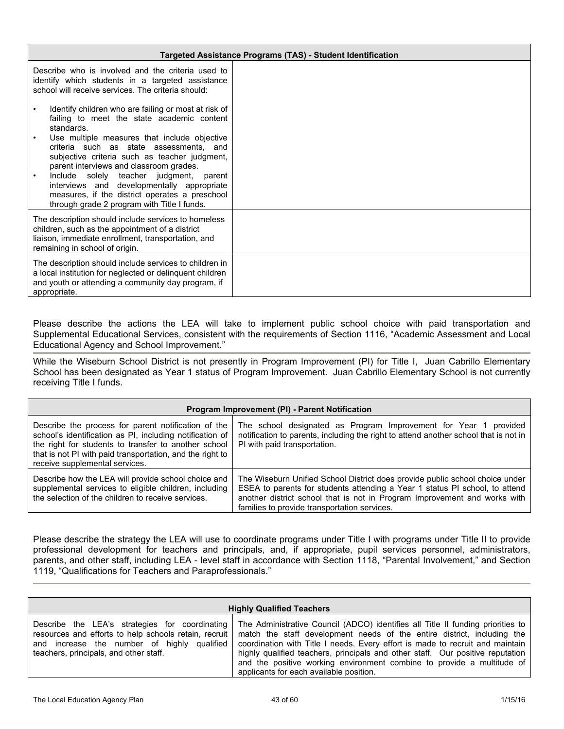| Targeted Assistance Programs (TAS) - Student Identification | |
|---|---|
| Describe who is involved and the criteria used to identify which students in a targeted assistance school will receive services. The criteria should:<br><br>• Identify children who are failing or most at risk of failing to meet the state academic content standards.<br>• Use multiple measures that include objective criteria such as state assessments, and subjective criteria such as teacher judgment, parent interviews and classroom grades.<br>• Include solely teacher judgment, parent interviews and developmentally appropriate measures, if the district operates a preschool through grade 2 program with Title I funds. | |
| The description should include services to homeless children, such as the appointment of a district liaison, immediate enrollment, transportation, and remaining in school of origin. | |
| The description should include services to children in a local institution for neglected or delinquent children and youth or attending a community day program, if appropriate. | |

Please describe the actions the LEA will take to implement public school choice with paid transportation and Supplemental Educational Services, consistent with the requirements of Section 1116, "Academic Assessment and Local Educational Agency and School Improvement."

While the Wiseburn School District is not presently in Program Improvement (PI) for Title I, Juan Cabrillo Elementary School has been designated as Year 1 status of Program Improvement. Juan Cabrillo Elementary School is not currently receiving Title I funds.

| Program Improvement (PI) - Parent Notification | |
|---|---|
| Describe the process for parent notification of the school's identification as PI, including notification of the right for students to transfer to another school that is not PI with paid transportation, and the right to receive supplemental services. | The school designated as Program Improvement for Year 1 provided notification to parents, including the right to attend another school that is not in PI with paid transportation. |
| Describe how the LEA will provide school choice and supplemental services to eligible children, including the selection of the children to receive services. | The Wiseburn Unified School District does provide public school choice under ESEA to parents for students attending a Year 1 status PI school, to attend another district school that is not in Program Improvement and works with families to provide transportation services. |

Please describe the strategy the LEA will use to coordinate programs under Title I with programs under Title II to provide professional development for teachers and principals, and, if appropriate, pupil services personnel, administrators, parents, and other staff, including LEA - level staff in accordance with Section 1118, "Parental Involvement," and Section 1119, "Qualifications for Teachers and Paraprofessionals."

| Highly Qualified Teachers | |
|---|---|
| Describe the LEA's strategies for coordinating resources and efforts to help schools retain, recruit and increase the number of highly qualified teachers, principals, and other staff. | The Administrative Council (ADCO) identifies all Title II funding priorities to match the staff development needs of the entire district, including the coordination with Title I needs. Every effort is made to recruit and maintain highly qualified teachers, principals and other staff. Our positive reputation and the positive working environment combine to provide a multitude of applicants for each available position. |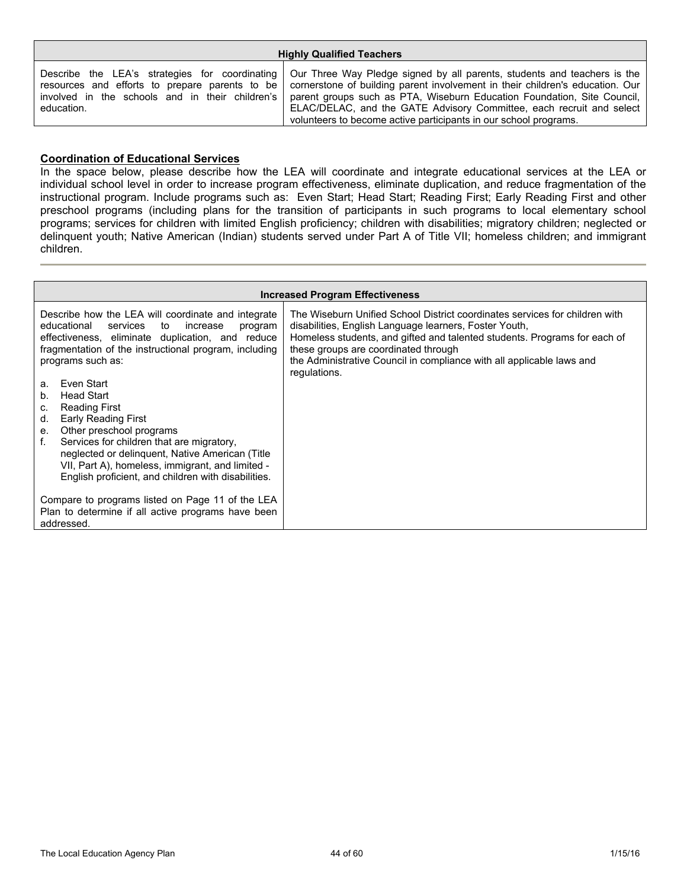| Highly Qualified Teachers | |
|---|---|
| Describe the LEA's strategies for coordinating resources and efforts to prepare parents to be involved in the schools and in their children's education. | Our Three Way Pledge signed by all parents, students and teachers is the cornerstone of building parent involvement in their children's education. Our parent groups such as PTA, Wiseburn Education Foundation, Site Council, ELAC/DELAC, and the GATE Advisory Committee, each recruit and select volunteers to become active participants in our school programs. |

## Coordination of Educational Services

In the space below, please describe how the LEA will coordinate and integrate educational services at the LEA or individual school level in order to increase program effectiveness, eliminate duplication, and reduce fragmentation of the instructional program. Include programs such as: Even Start; Head Start; Reading First; Early Reading First and other preschool programs (including plans for the transition of participants in such programs to local elementary school programs; services for children with limited English proficiency; children with disabilities; migratory children; neglected or delinquent youth; Native American (Indian) students served under Part A of Title VII; homeless children; and immigrant children.

| Increased Program Effectiveness | |
|---|---|
| Describe how the LEA will coordinate and integrate educational services to increase program effectiveness, eliminate duplication, and reduce fragmentation of the instructional program, including programs such as:<br><br>a. Even Start<br>b. Head Start<br>c. Reading First<br>d. Early Reading First<br>e. Other preschool programs<br>f. Services for children that are migratory, neglected or delinquent, Native American (Title VII, Part A), homeless, immigrant, and limited - English proficient, and children with disabilities.<br><br>Compare to programs listed on Page 11 of the LEA Plan to determine if all active programs have been addressed. | The Wiseburn Unified School District coordinates services for children with disabilities, English Language learners, Foster Youth, Homeless students, and gifted and talented students. Programs for each of these groups are coordinated through the Administrative Council in compliance with all applicable laws and regulations. |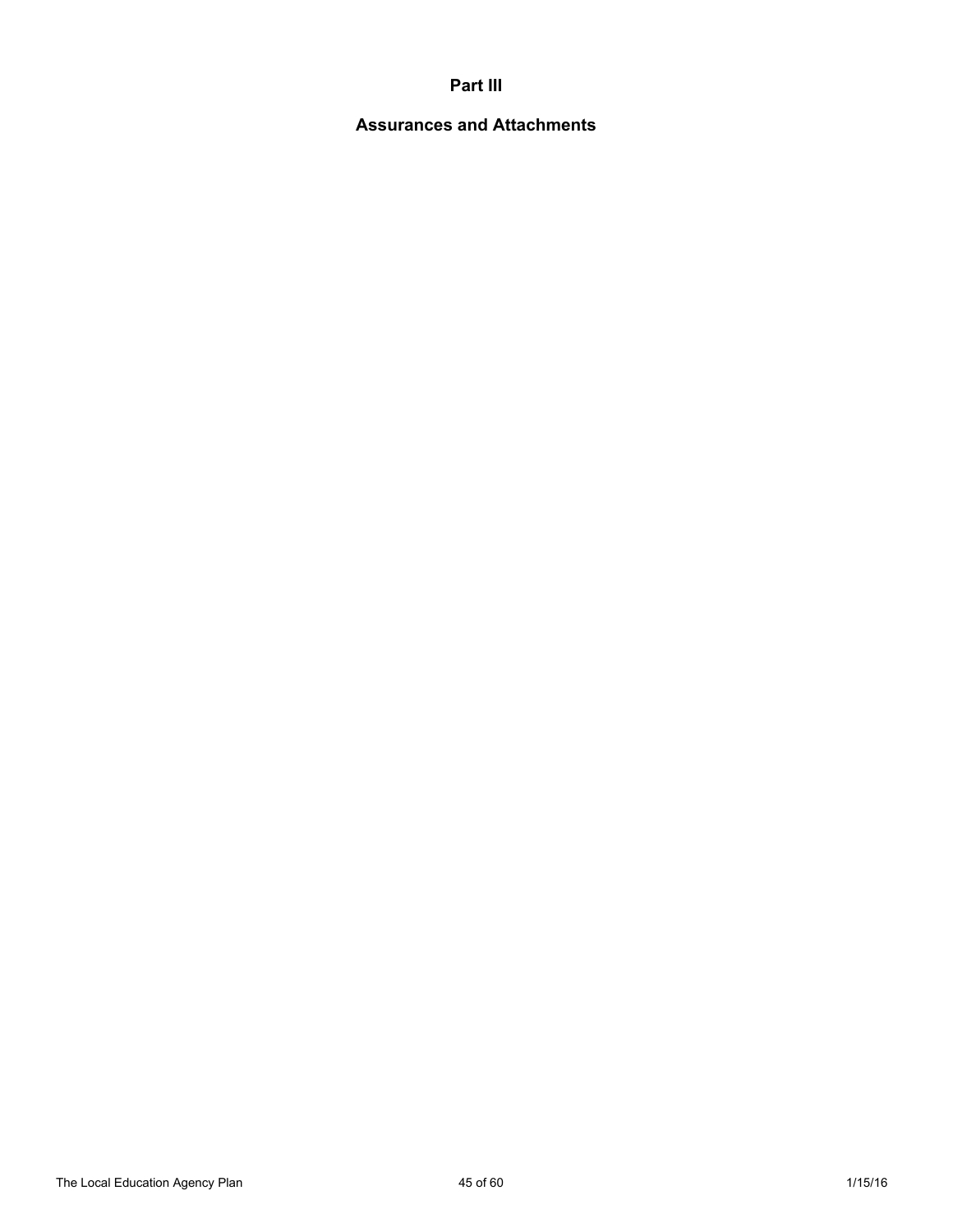# Part III

## Assurances and Attachments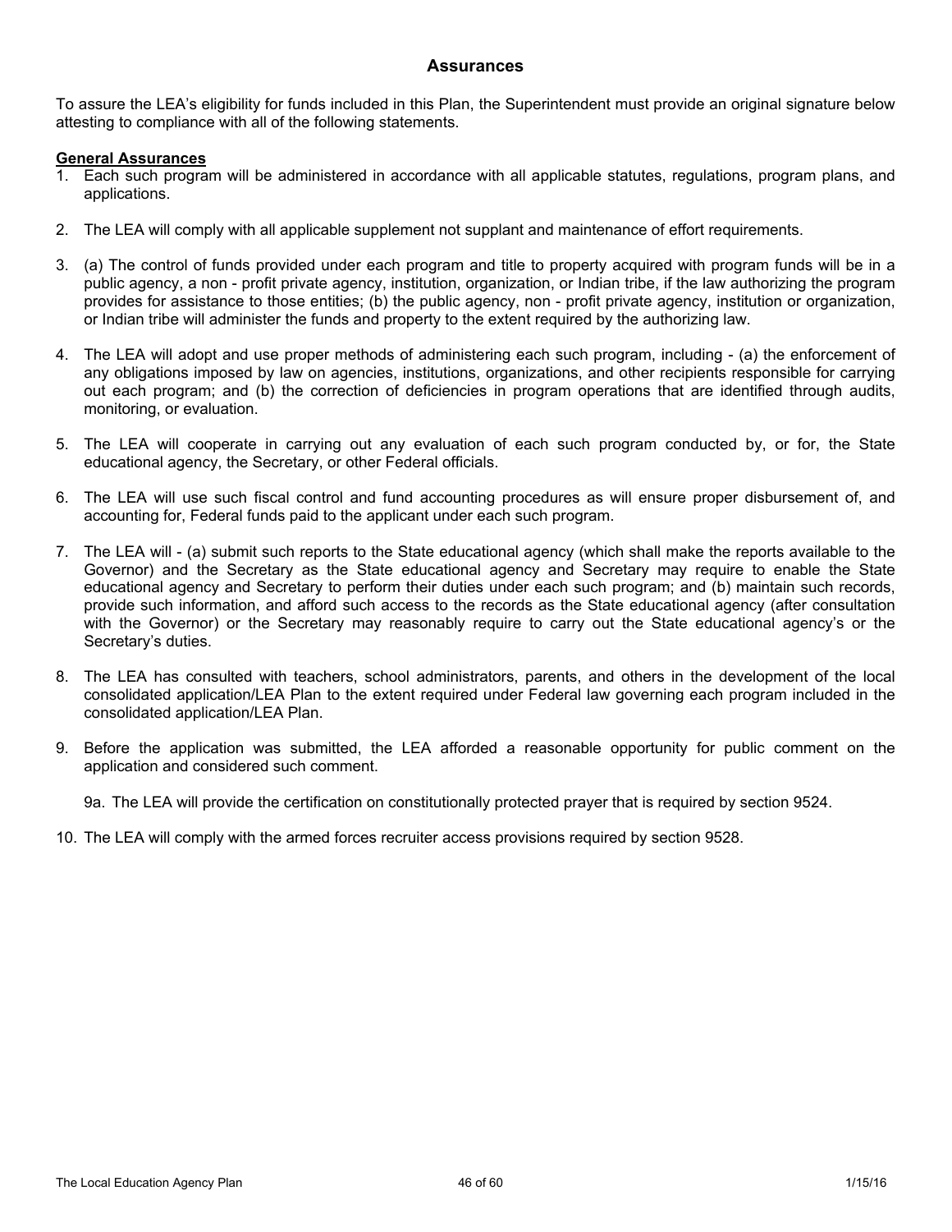## Assurances

To assure the LEA's eligibility for funds included in this Plan, the Superintendent must provide an original signature below attesting to compliance with all of the following statements.

**General Assurances**

1. Each such program will be administered in accordance with all applicable statutes, regulations, program plans, and applications.

2. The LEA will comply with all applicable supplement not supplant and maintenance of effort requirements.

3. (a) The control of funds provided under each program and title to property acquired with program funds will be in a public agency, a non - profit private agency, institution, organization, or Indian tribe, if the law authorizing the program provides for assistance to those entities; (b) the public agency, non - profit private agency, institution or organization, or Indian tribe will administer the funds and property to the extent required by the authorizing law.

4. The LEA will adopt and use proper methods of administering each such program, including - (a) the enforcement of any obligations imposed by law on agencies, institutions, organizations, and other recipients responsible for carrying out each program; and (b) the correction of deficiencies in program operations that are identified through audits, monitoring, or evaluation.

5. The LEA will cooperate in carrying out any evaluation of each such program conducted by, or for, the State educational agency, the Secretary, or other Federal officials.

6. The LEA will use such fiscal control and fund accounting procedures as will ensure proper disbursement of, and accounting for, Federal funds paid to the applicant under each such program.

7. The LEA will - (a) submit such reports to the State educational agency (which shall make the reports available to the Governor) and the Secretary as the State educational agency and Secretary may require to enable the State educational agency and Secretary to perform their duties under each such program; and (b) maintain such records, provide such information, and afford such access to the records as the State educational agency (after consultation with the Governor) or the Secretary may reasonably require to carry out the State educational agency's or the Secretary's duties.

8. The LEA has consulted with teachers, school administrators, parents, and others in the development of the local consolidated application/LEA Plan to the extent required under Federal law governing each program included in the consolidated application/LEA Plan.

9. Before the application was submitted, the LEA afforded a reasonable opportunity for public comment on the application and considered such comment.

   9a. The LEA will provide the certification on constitutionally protected prayer that is required by section 9524.

10. The LEA will comply with the armed forces recruiter access provisions required by section 9528.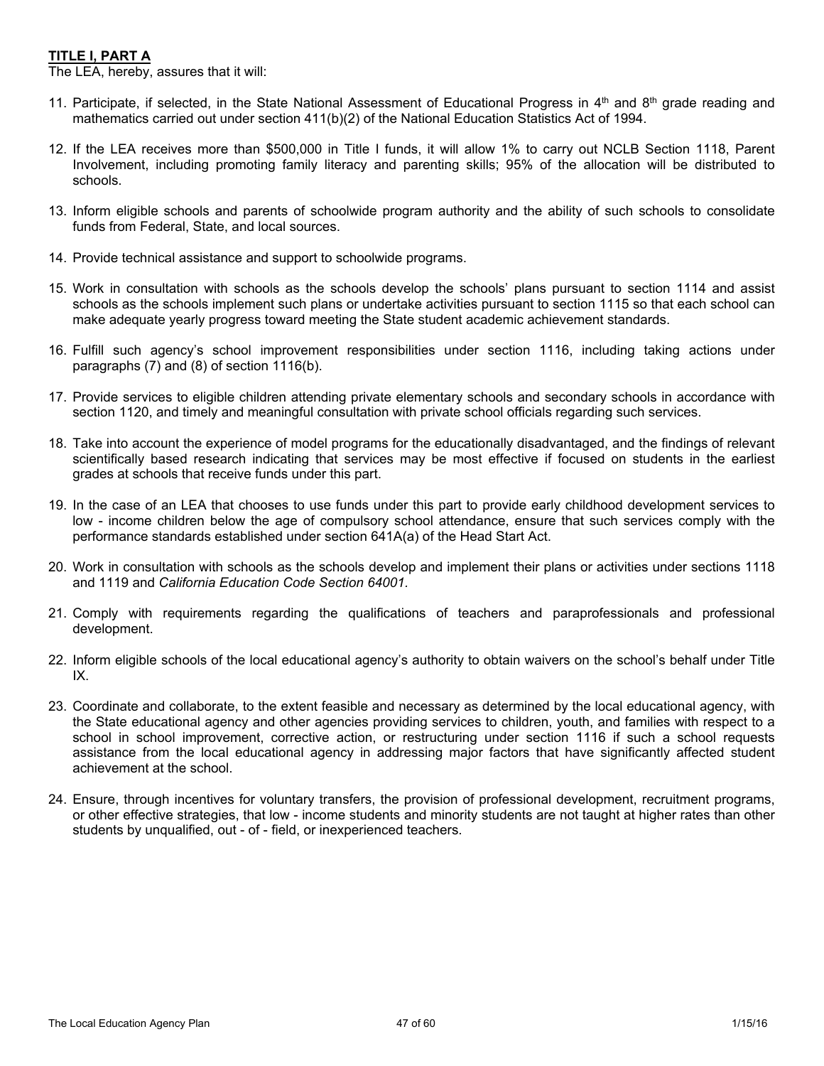**TITLE I, PART A**

The LEA, hereby, assures that it will:

11. Participate, if selected, in the State National Assessment of Educational Progress in 4th and 8th grade reading and mathematics carried out under section 411(b)(2) of the National Education Statistics Act of 1994.

12. If the LEA receives more than $500,000 in Title I funds, it will allow 1% to carry out NCLB Section 1118, Parent Involvement, including promoting family literacy and parenting skills; 95% of the allocation will be distributed to schools.

13. Inform eligible schools and parents of schoolwide program authority and the ability of such schools to consolidate funds from Federal, State, and local sources.

14. Provide technical assistance and support to schoolwide programs.

15. Work in consultation with schools as the schools develop the schools' plans pursuant to section 1114 and assist schools as the schools implement such plans or undertake activities pursuant to section 1115 so that each school can make adequate yearly progress toward meeting the State student academic achievement standards.

16. Fulfill such agency's school improvement responsibilities under section 1116, including taking actions under paragraphs (7) and (8) of section 1116(b).

17. Provide services to eligible children attending private elementary schools and secondary schools in accordance with section 1120, and timely and meaningful consultation with private school officials regarding such services.

18. Take into account the experience of model programs for the educationally disadvantaged, and the findings of relevant scientifically based research indicating that services may be most effective if focused on students in the earliest grades at schools that receive funds under this part.

19. In the case of an LEA that chooses to use funds under this part to provide early childhood development services to low - income children below the age of compulsory school attendance, ensure that such services comply with the performance standards established under section 641A(a) of the Head Start Act.

20. Work in consultation with schools as the schools develop and implement their plans or activities under sections 1118 and 1119 and *California Education Code Section 64001*.

21. Comply with requirements regarding the qualifications of teachers and paraprofessionals and professional development.

22. Inform eligible schools of the local educational agency's authority to obtain waivers on the school's behalf under Title IX.

23. Coordinate and collaborate, to the extent feasible and necessary as determined by the local educational agency, with the State educational agency and other agencies providing services to children, youth, and families with respect to a school in school improvement, corrective action, or restructuring under section 1116 if such a school requests assistance from the local educational agency in addressing major factors that have significantly affected student achievement at the school.

24. Ensure, through incentives for voluntary transfers, the provision of professional development, recruitment programs, or other effective strategies, that low - income students and minority students are not taught at higher rates than other students by unqualified, out - of - field, or inexperienced teachers.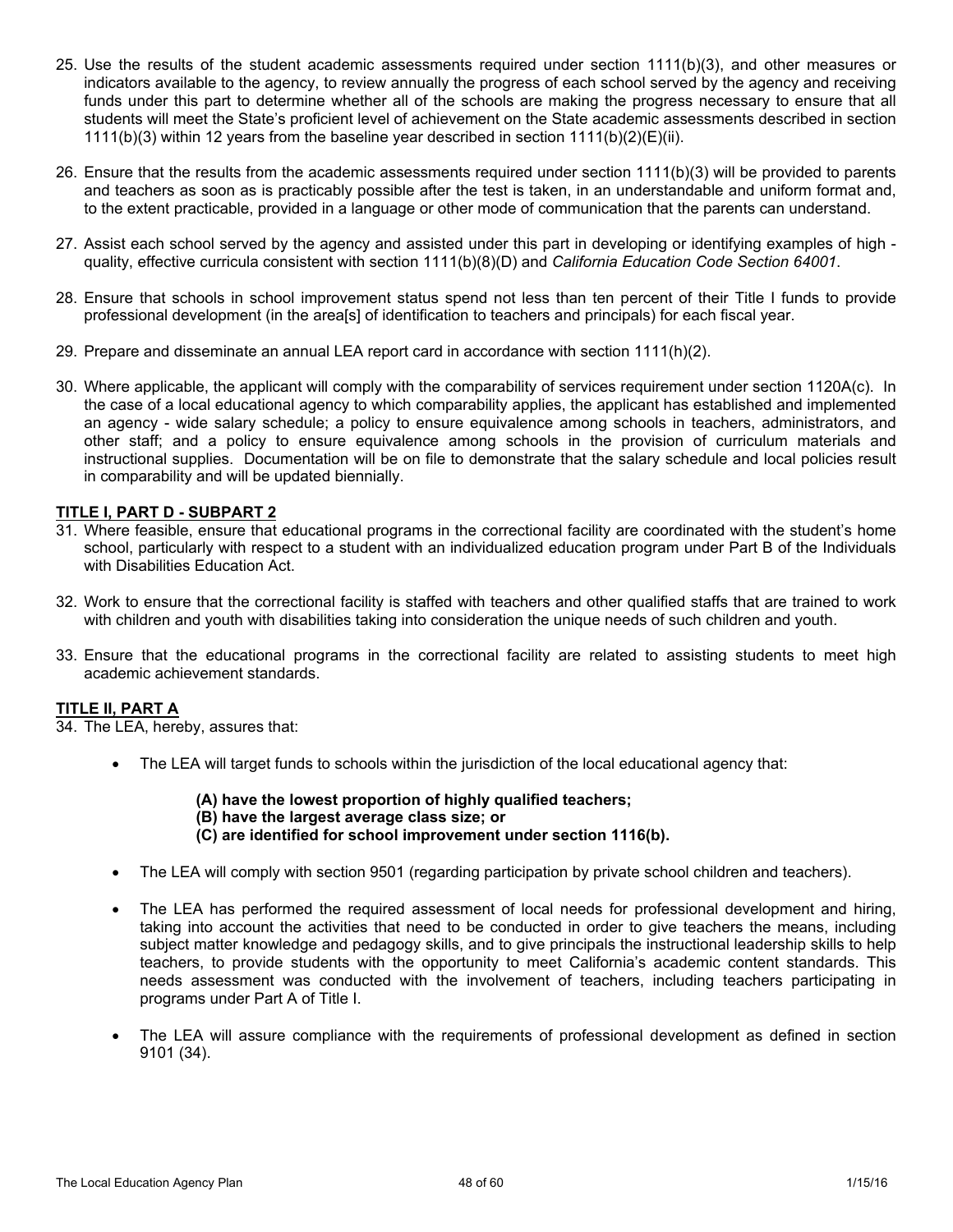25. Use the results of the student academic assessments required under section 1111(b)(3), and other measures or indicators available to the agency, to review annually the progress of each school served by the agency and receiving funds under this part to determine whether all of the schools are making the progress necessary to ensure that all students will meet the State's proficient level of achievement on the State academic assessments described in section 1111(b)(3) within 12 years from the baseline year described in section 1111(b)(2)(E)(ii).

26. Ensure that the results from the academic assessments required under section 1111(b)(3) will be provided to parents and teachers as soon as is practicably possible after the test is taken, in an understandable and uniform format and, to the extent practicable, provided in a language or other mode of communication that the parents can understand.

27. Assist each school served by the agency and assisted under this part in developing or identifying examples of high - quality, effective curricula consistent with section 1111(b)(8)(D) and *California Education Code Section 64001*.

28. Ensure that schools in school improvement status spend not less than ten percent of their Title I funds to provide professional development (in the area[s] of identification to teachers and principals) for each fiscal year.

29. Prepare and disseminate an annual LEA report card in accordance with section 1111(h)(2).

30. Where applicable, the applicant will comply with the comparability of services requirement under section 1120A(c). In the case of a local educational agency to which comparability applies, the applicant has established and implemented an agency - wide salary schedule; a policy to ensure equivalence among schools in teachers, administrators, and other staff; and a policy to ensure equivalence among schools in the provision of curriculum materials and instructional supplies. Documentation will be on file to demonstrate that the salary schedule and local policies result in comparability and will be updated biennially.

**TITLE I, PART D - SUBPART 2**

31. Where feasible, ensure that educational programs in the correctional facility are coordinated with the student's home school, particularly with respect to a student with an individualized education program under Part B of the Individuals with Disabilities Education Act.

32. Work to ensure that the correctional facility is staffed with teachers and other qualified staffs that are trained to work with children and youth with disabilities taking into consideration the unique needs of such children and youth.

33. Ensure that the educational programs in the correctional facility are related to assisting students to meet high academic achievement standards.

**TITLE II, PART A**

34. The LEA, hereby, assures that:

    - The LEA will target funds to schools within the jurisdiction of the local educational agency that:

      **(A) have the lowest proportion of highly qualified teachers;**
      **(B) have the largest average class size; or**
      **(C) are identified for school improvement under section 1116(b).**

    - The LEA will comply with section 9501 (regarding participation by private school children and teachers).

    - The LEA has performed the required assessment of local needs for professional development and hiring, taking into account the activities that need to be conducted in order to give teachers the means, including subject matter knowledge and pedagogy skills, and to give principals the instructional leadership skills to help teachers, to provide students with the opportunity to meet California's academic content standards. This needs assessment was conducted with the involvement of teachers, including teachers participating in programs under Part A of Title I.

    - The LEA will assure compliance with the requirements of professional development as defined in section 9101 (34).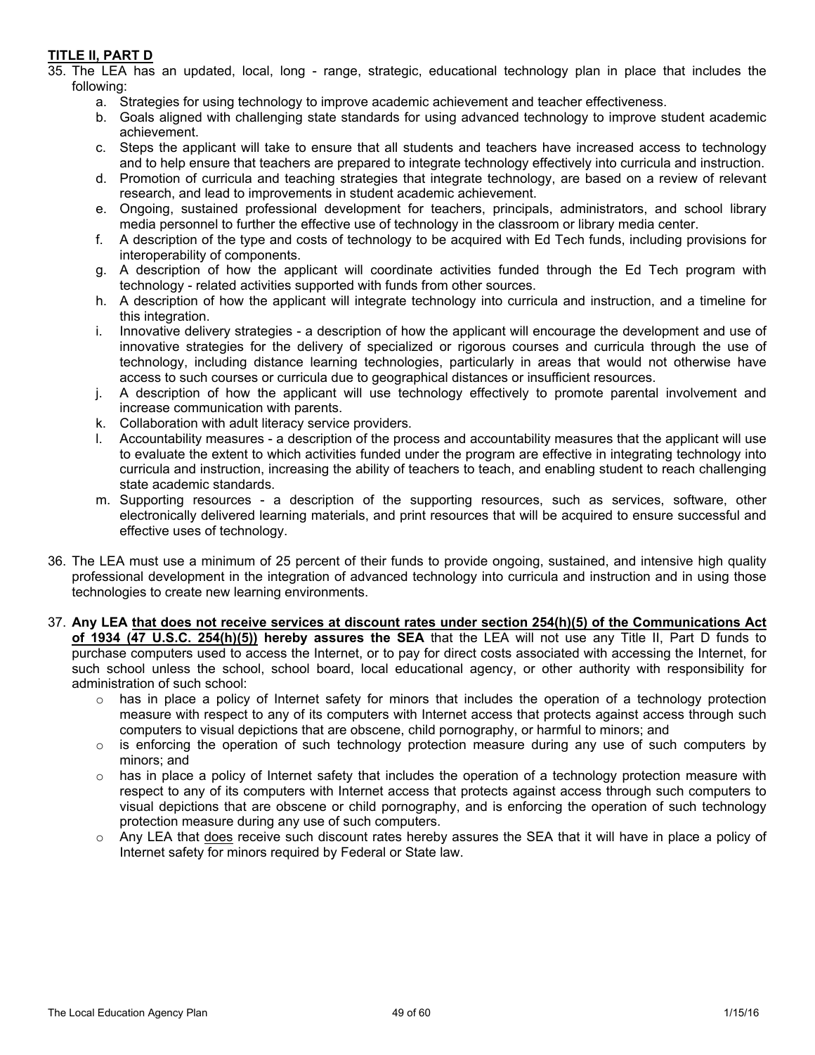**<u>TITLE II, PART D</u>**

35. The LEA has an updated, local, long - range, strategic, educational technology plan in place that includes the following:
    a. Strategies for using technology to improve academic achievement and teacher effectiveness.
    b. Goals aligned with challenging state standards for using advanced technology to improve student academic achievement.
    c. Steps the applicant will take to ensure that all students and teachers have increased access to technology and to help ensure that teachers are prepared to integrate technology effectively into curricula and instruction.
    d. Promotion of curricula and teaching strategies that integrate technology, are based on a review of relevant research, and lead to improvements in student academic achievement.
    e. Ongoing, sustained professional development for teachers, principals, administrators, and school library media personnel to further the effective use of technology in the classroom or library media center.
    f. A description of the type and costs of technology to be acquired with Ed Tech funds, including provisions for interoperability of components.
    g. A description of how the applicant will coordinate activities funded through the Ed Tech program with technology - related activities supported with funds from other sources.
    h. A description of how the applicant will integrate technology into curricula and instruction, and a timeline for this integration.
    i. Innovative delivery strategies - a description of how the applicant will encourage the development and use of innovative strategies for the delivery of specialized or rigorous courses and curricula through the use of technology, including distance learning technologies, particularly in areas that would not otherwise have access to such courses or curricula due to geographical distances or insufficient resources.
    j. A description of how the applicant will use technology effectively to promote parental involvement and increase communication with parents.
    k. Collaboration with adult literacy service providers.
    l. Accountability measures - a description of the process and accountability measures that the applicant will use to evaluate the extent to which activities funded under the program are effective in integrating technology into curricula and instruction, increasing the ability of teachers to teach, and enabling student to reach challenging state academic standards.
    m. Supporting resources - a description of the supporting resources, such as services, software, other electronically delivered learning materials, and print resources that will be acquired to ensure successful and effective uses of technology.

36. The LEA must use a minimum of 25 percent of their funds to provide ongoing, sustained, and intensive high quality professional development in the integration of advanced technology into curricula and instruction and in using those technologies to create new learning environments.

37. **Any LEA <u>that does not receive services at discount rates under section 254(h)(5) of the Communications Act of 1934 (47 U.S.C. 254(h)(5))</u> hereby assures the SEA** that the LEA will not use any Title II, Part D funds to purchase computers used to access the Internet, or to pay for direct costs associated with accessing the Internet, for such school unless the school, school board, local educational agency, or other authority with responsibility for administration of such school:
    - has in place a policy of Internet safety for minors that includes the operation of a technology protection measure with respect to any of its computers with Internet access that protects against access through such computers to visual depictions that are obscene, child pornography, or harmful to minors; and
    - is enforcing the operation of such technology protection measure during any use of such computers by minors; and
    - has in place a policy of Internet safety that includes the operation of a technology protection measure with respect to any of its computers with Internet access that protects against access through such computers to visual depictions that are obscene or child pornography, and is enforcing the operation of such technology protection measure during any use of such computers.
    - Any LEA that <u>does</u> receive such discount rates hereby assures the SEA that it will have in place a policy of Internet safety for minors required by Federal or State law.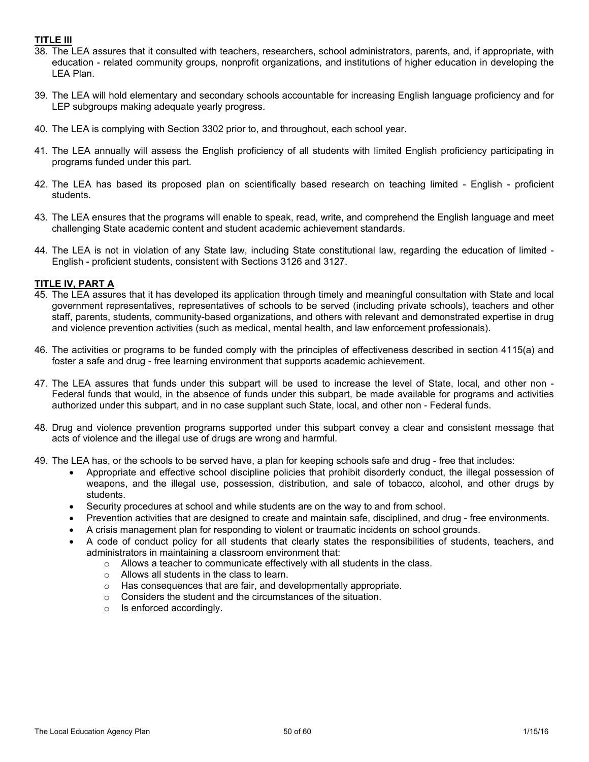**TITLE III**

38. The LEA assures that it consulted with teachers, researchers, school administrators, parents, and, if appropriate, with education - related community groups, nonprofit organizations, and institutions of higher education in developing the LEA Plan.

39. The LEA will hold elementary and secondary schools accountable for increasing English language proficiency and for LEP subgroups making adequate yearly progress.

40. The LEA is complying with Section 3302 prior to, and throughout, each school year.

41. The LEA annually will assess the English proficiency of all students with limited English proficiency participating in programs funded under this part.

42. The LEA has based its proposed plan on scientifically based research on teaching limited - English - proficient students.

43. The LEA ensures that the programs will enable to speak, read, write, and comprehend the English language and meet challenging State academic content and student academic achievement standards.

44. The LEA is not in violation of any State law, including State constitutional law, regarding the education of limited - English - proficient students, consistent with Sections 3126 and 3127.

**TITLE IV, PART A**

45. The LEA assures that it has developed its application through timely and meaningful consultation with State and local government representatives, representatives of schools to be served (including private schools), teachers and other staff, parents, students, community-based organizations, and others with relevant and demonstrated expertise in drug and violence prevention activities (such as medical, mental health, and law enforcement professionals).

46. The activities or programs to be funded comply with the principles of effectiveness described in section 4115(a) and foster a safe and drug - free learning environment that supports academic achievement.

47. The LEA assures that funds under this subpart will be used to increase the level of State, local, and other non - Federal funds that would, in the absence of funds under this subpart, be made available for programs and activities authorized under this subpart, and in no case supplant such State, local, and other non - Federal funds.

48. Drug and violence prevention programs supported under this subpart convey a clear and consistent message that acts of violence and the illegal use of drugs are wrong and harmful.

49. The LEA has, or the schools to be served have, a plan for keeping schools safe and drug - free that includes:
    - Appropriate and effective school discipline policies that prohibit disorderly conduct, the illegal possession of weapons, and the illegal use, possession, distribution, and sale of tobacco, alcohol, and other drugs by students.
    - Security procedures at school and while students are on the way to and from school.
    - Prevention activities that are designed to create and maintain safe, disciplined, and drug - free environments.
    - A crisis management plan for responding to violent or traumatic incidents on school grounds.
    - A code of conduct policy for all students that clearly states the responsibilities of students, teachers, and administrators in maintaining a classroom environment that:
        - Allows a teacher to communicate effectively with all students in the class.
        - Allows all students in the class to learn.
        - Has consequences that are fair, and developmentally appropriate.
        - Considers the student and the circumstances of the situation.
        - Is enforced accordingly.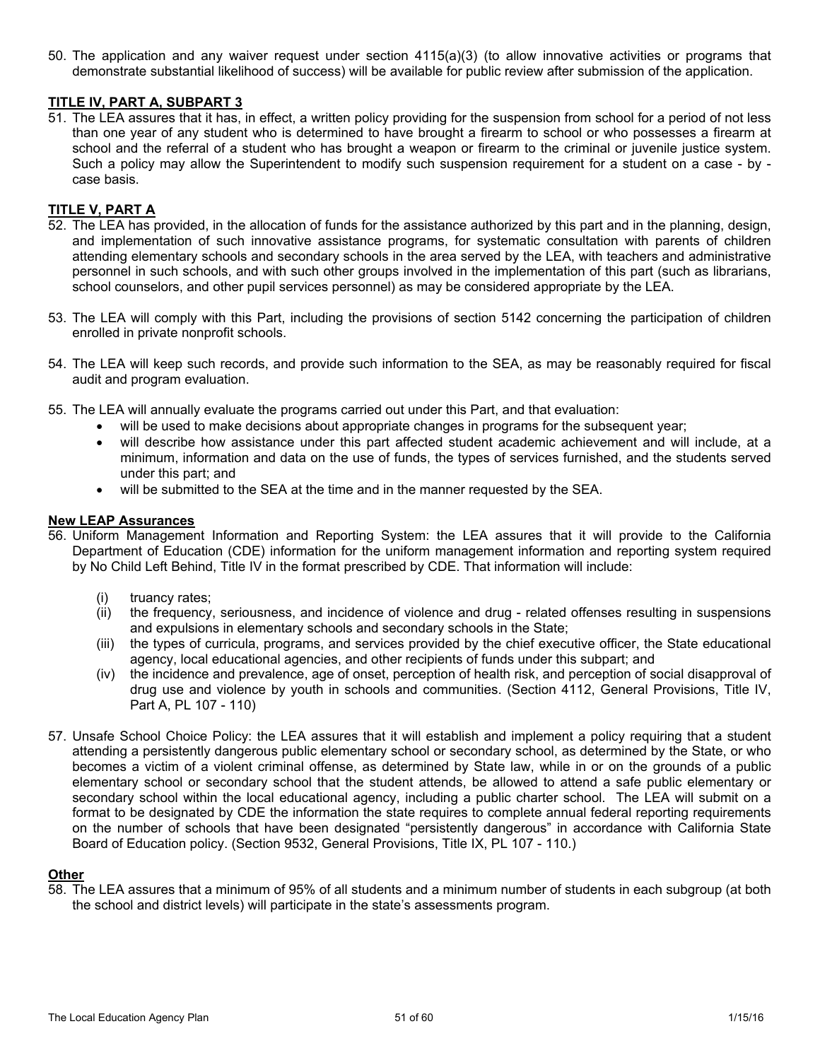50. The application and any waiver request under section 4115(a)(3) (to allow innovative activities or programs that demonstrate substantial likelihood of success) will be available for public review after submission of the application.

**TITLE IV, PART A, SUBPART 3**

51. The LEA assures that it has, in effect, a written policy providing for the suspension from school for a period of not less than one year of any student who is determined to have brought a firearm to school or who possesses a firearm at school and the referral of a student who has brought a weapon or firearm to the criminal or juvenile justice system. Such a policy may allow the Superintendent to modify such suspension requirement for a student on a case - by - case basis.

**TITLE V, PART A**

52. The LEA has provided, in the allocation of funds for the assistance authorized by this part and in the planning, design, and implementation of such innovative assistance programs, for systematic consultation with parents of children attending elementary schools and secondary schools in the area served by the LEA, with teachers and administrative personnel in such schools, and with such other groups involved in the implementation of this part (such as librarians, school counselors, and other pupil services personnel) as may be considered appropriate by the LEA.

53. The LEA will comply with this Part, including the provisions of section 5142 concerning the participation of children enrolled in private nonprofit schools.

54. The LEA will keep such records, and provide such information to the SEA, as may be reasonably required for fiscal audit and program evaluation.

55. The LEA will annually evaluate the programs carried out under this Part, and that evaluation:
    - will be used to make decisions about appropriate changes in programs for the subsequent year;
    - will describe how assistance under this part affected student academic achievement and will include, at a minimum, information and data on the use of funds, the types of services furnished, and the students served under this part; and
    - will be submitted to the SEA at the time and in the manner requested by the SEA.

**New LEAP Assurances**

56. Uniform Management Information and Reporting System: the LEA assures that it will provide to the California Department of Education (CDE) information for the uniform management information and reporting system required by No Child Left Behind, Title IV in the format prescribed by CDE. That information will include:

    (i) truancy rates;
    (ii) the frequency, seriousness, and incidence of violence and drug - related offenses resulting in suspensions and expulsions in elementary schools and secondary schools in the State;
    (iii) the types of curricula, programs, and services provided by the chief executive officer, the State educational agency, local educational agencies, and other recipients of funds under this subpart; and
    (iv) the incidence and prevalence, age of onset, perception of health risk, and perception of social disapproval of drug use and violence by youth in schools and communities. (Section 4112, General Provisions, Title IV, Part A, PL 107 - 110)

57. Unsafe School Choice Policy: the LEA assures that it will establish and implement a policy requiring that a student attending a persistently dangerous public elementary school or secondary school, as determined by the State, or who becomes a victim of a violent criminal offense, as determined by State law, while in or on the grounds of a public elementary school or secondary school that the student attends, be allowed to attend a safe public elementary or secondary school within the local educational agency, including a public charter school. The LEA will submit on a format to be designated by CDE the information the state requires to complete annual federal reporting requirements on the number of schools that have been designated "persistently dangerous" in accordance with California State Board of Education policy. (Section 9532, General Provisions, Title IX, PL 107 - 110.)

**Other**

58. The LEA assures that a minimum of 95% of all students and a minimum number of students in each subgroup (at both the school and district levels) will participate in the state's assessments program.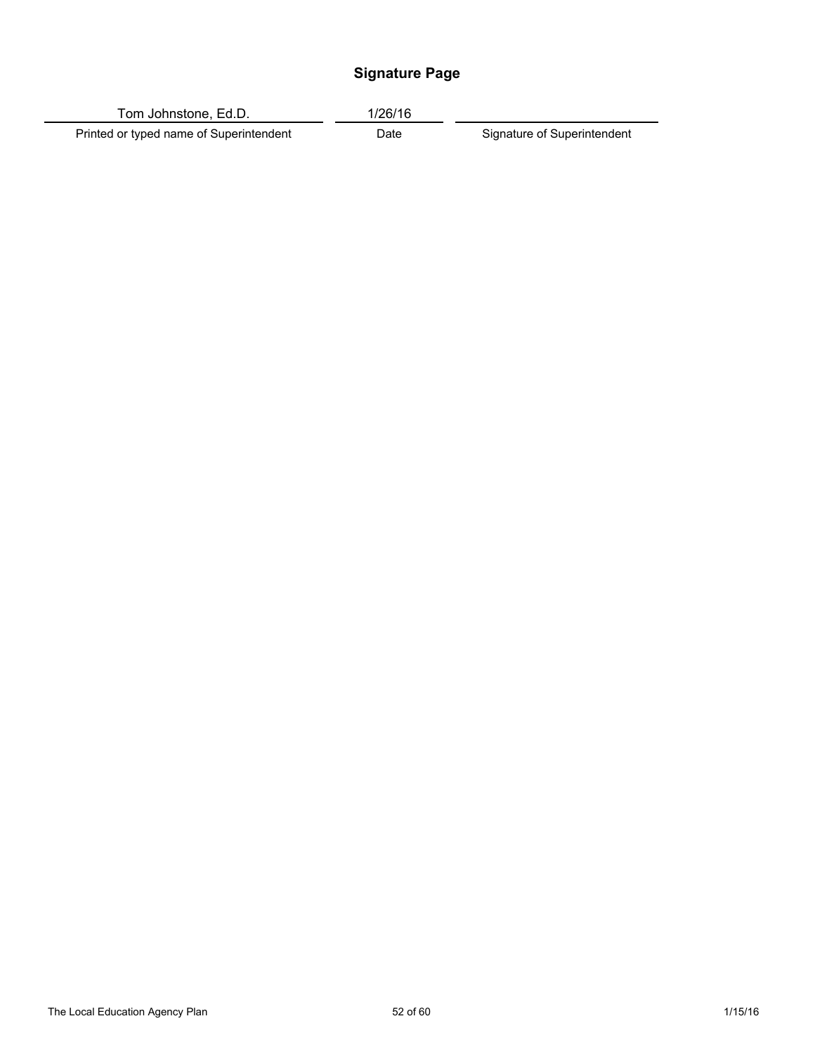## Signature Page

| Tom Johnstone, Ed.D. | 1/26/16 | |
|---|---|---|
| Printed or typed name of Superintendent | Date | Signature of Superintendent |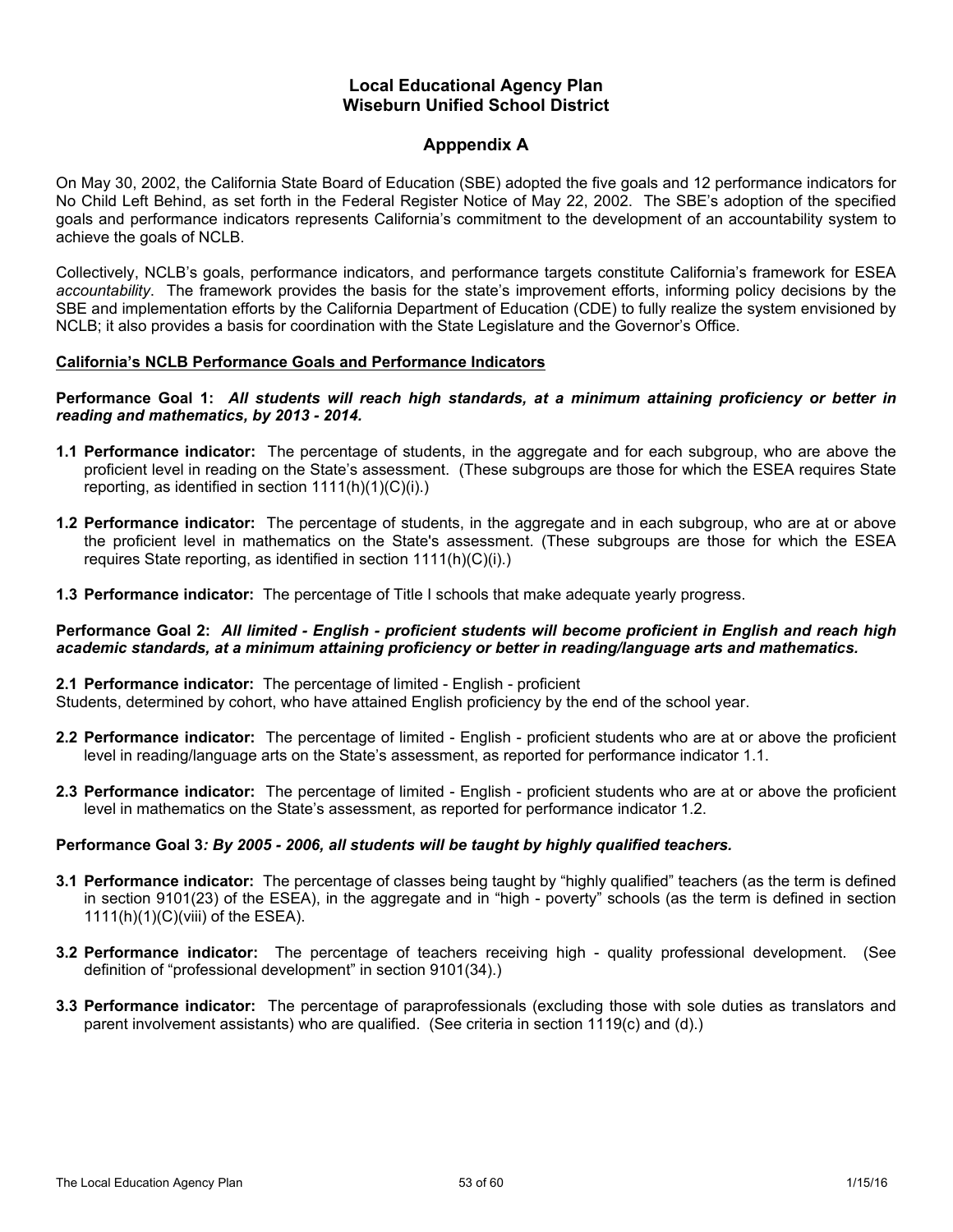# Local Educational Agency Plan
# Wiseburn Unified School District

## Apppendix A

On May 30, 2002, the California State Board of Education (SBE) adopted the five goals and 12 performance indicators for No Child Left Behind, as set forth in the Federal Register Notice of May 22, 2002. The SBE's adoption of the specified goals and performance indicators represents California's commitment to the development of an accountability system to achieve the goals of NCLB.

Collectively, NCLB's goals, performance indicators, and performance targets constitute California's framework for ESEA *accountability*. The framework provides the basis for the state's improvement efforts, informing policy decisions by the SBE and implementation efforts by the California Department of Education (CDE) to fully realize the system envisioned by NCLB; it also provides a basis for coordination with the State Legislature and the Governor's Office.

**California's NCLB Performance Goals and Performance Indicators**

**Performance Goal 1:** ***All students will reach high standards, at a minimum attaining proficiency or better in reading and mathematics, by 2013 - 2014.***

**1.1 Performance indicator:** The percentage of students, in the aggregate and for each subgroup, who are above the proficient level in reading on the State's assessment. (These subgroups are those for which the ESEA requires State reporting, as identified in section 1111(h)(1)(C)(i).)

**1.2 Performance indicator:** The percentage of students, in the aggregate and in each subgroup, who are at or above the proficient level in mathematics on the State's assessment. (These subgroups are those for which the ESEA requires State reporting, as identified in section 1111(h)(C)(i).)

**1.3 Performance indicator:** The percentage of Title I schools that make adequate yearly progress.

**Performance Goal 2:** ***All limited - English - proficient students will become proficient in English and reach high academic standards, at a minimum attaining proficiency or better in reading/language arts and mathematics.***

**2.1 Performance indicator:** The percentage of limited - English - proficient
Students, determined by cohort, who have attained English proficiency by the end of the school year.

**2.2 Performance indicator:** The percentage of limited - English - proficient students who are at or above the proficient level in reading/language arts on the State's assessment, as reported for performance indicator 1.1.

**2.3 Performance indicator:** The percentage of limited - English - proficient students who are at or above the proficient level in mathematics on the State's assessment, as reported for performance indicator 1.2.

**Performance Goal 3*: By 2005 - 2006, all students will be taught by highly qualified teachers.***

**3.1 Performance indicator:** The percentage of classes being taught by "highly qualified" teachers (as the term is defined in section 9101(23) of the ESEA), in the aggregate and in "high - poverty" schools (as the term is defined in section 1111(h)(1)(C)(viii) of the ESEA).

**3.2 Performance indicator:** The percentage of teachers receiving high - quality professional development. (See definition of "professional development" in section 9101(34).)

**3.3 Performance indicator:** The percentage of paraprofessionals (excluding those with sole duties as translators and parent involvement assistants) who are qualified. (See criteria in section 1119(c) and (d).)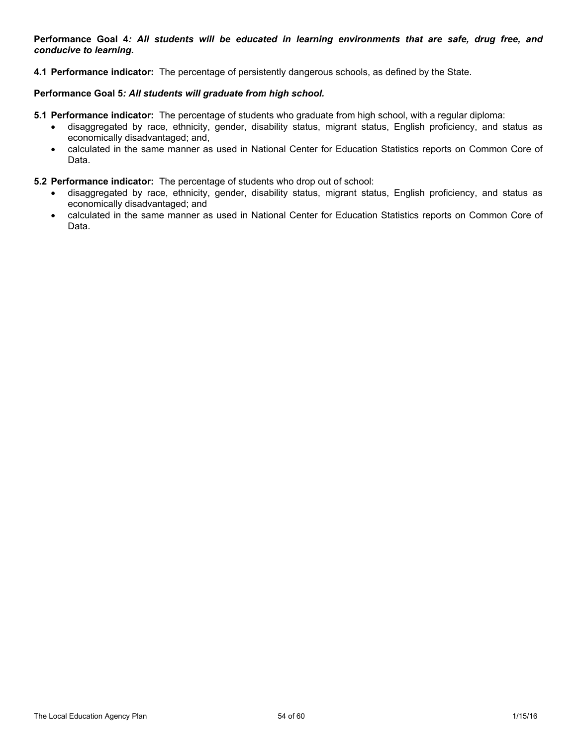**Performance Goal 4*: All students will be educated in learning environments that are safe, drug free, and conducive to learning.***

**4.1 Performance indicator:** The percentage of persistently dangerous schools, as defined by the State.

**Performance Goal 5*: All students will graduate from high school.***

**5.1 Performance indicator:** The percentage of students who graduate from high school, with a regular diploma:

- disaggregated by race, ethnicity, gender, disability status, migrant status, English proficiency, and status as economically disadvantaged; and,
- calculated in the same manner as used in National Center for Education Statistics reports on Common Core of Data.

**5.2 Performance indicator:** The percentage of students who drop out of school:

- disaggregated by race, ethnicity, gender, disability status, migrant status, English proficiency, and status as economically disadvantaged; and
- calculated in the same manner as used in National Center for Education Statistics reports on Common Core of Data.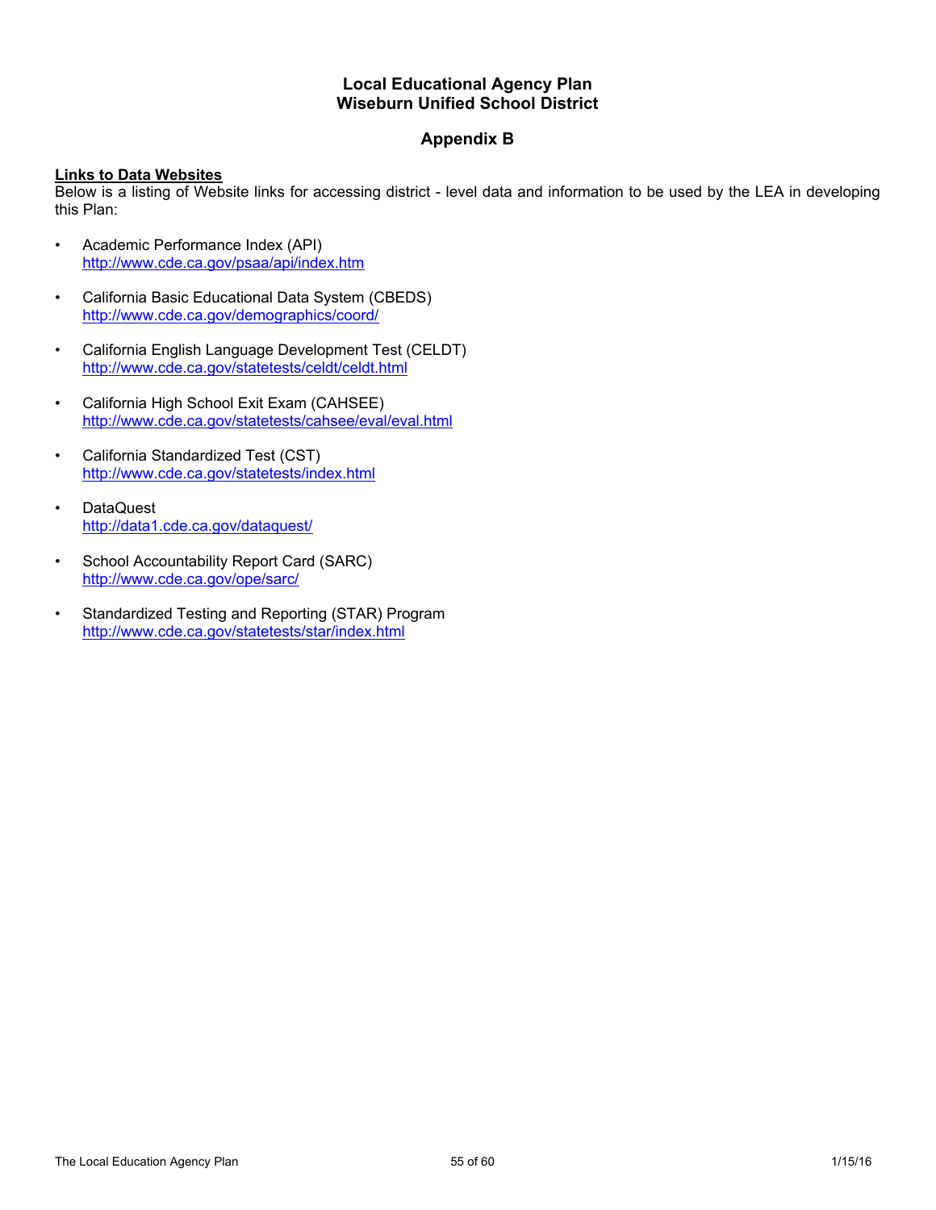# Local Educational Agency Plan
# Wiseburn Unified School District

## Appendix B

**Links to Data Websites**

Below is a listing of Website links for accessing district - level data and information to be used by the LEA in developing this Plan:

- Academic Performance Index (API)
  http://www.cde.ca.gov/psaa/api/index.htm
- California Basic Educational Data System (CBEDS)
  http://www.cde.ca.gov/demographics/coord/
- California English Language Development Test (CELDT)
  http://www.cde.ca.gov/statetests/celdt/celdt.html
- California High School Exit Exam (CAHSEE)
  http://www.cde.ca.gov/statetests/cahsee/eval/eval.html
- California Standardized Test (CST)
  http://www.cde.ca.gov/statetests/index.html
- DataQuest
  http://data1.cde.ca.gov/dataquest/
- School Accountability Report Card (SARC)
  http://www.cde.ca.gov/ope/sarc/
- Standardized Testing and Reporting (STAR) Program
  http://www.cde.ca.gov/statetests/star/index.html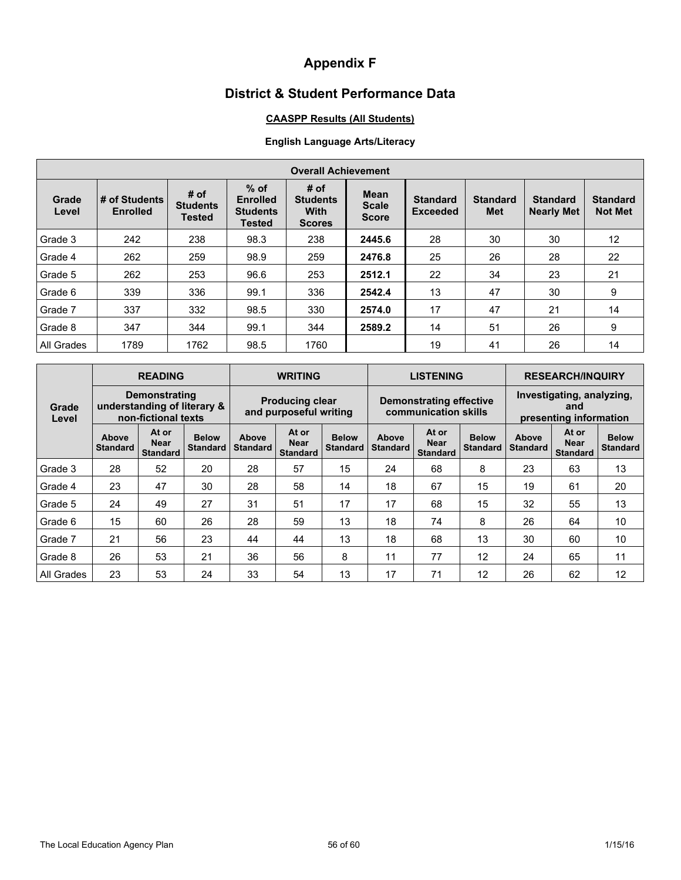# Appendix F

## District & Student Performance Data

**CAASPP Results (All Students)**

**English Language Arts/Literacy**

| Overall Achievement | | | | | | | | | |
|---|---|---|---|---|---|---|---|---|---|
| **Grade Level** | **# of Students Enrolled** | **# of Students Tested** | **% of Enrolled Students Tested** | **# of Students With Scores** | **Mean Scale Score** | **Standard Exceeded** | **Standard Met** | **Standard Nearly Met** | **Standard Not Met** |
| Grade 3 | 242 | 238 | 98.3 | 238 | **2445.6** | 28 | 30 | 30 | 12 |
| Grade 4 | 262 | 259 | 98.9 | 259 | **2476.8** | 25 | 26 | 28 | 22 |
| Grade 5 | 262 | 253 | 96.6 | 253 | **2512.1** | 22 | 34 | 23 | 21 |
| Grade 6 | 339 | 336 | 99.1 | 336 | **2542.4** | 13 | 47 | 30 | 9 |
| Grade 7 | 337 | 332 | 98.5 | 330 | **2574.0** | 17 | 47 | 21 | 14 |
| Grade 8 | 347 | 344 | 99.1 | 344 | **2589.2** | 14 | 51 | 26 | 9 |
| All Grades | 1789 | 1762 | 98.5 | 1760 | | 19 | 41 | 26 | 14 |

| Grade Level | READING | | | WRITING | | | LISTENING | | | RESEARCH/INQUIRY | | |
|---|---|---|---|---|---|---|---|---|---|---|---|---|
| | Demonstrating understanding of literary & non-fictional texts | | | Producing clear and purposeful writing | | | Demonstrating effective communication skills | | | Investigating, analyzing, and presenting information | | |
| | Above Standard | At or Near Standard | Below Standard | Above Standard | At or Near Standard | Below Standard | Above Standard | At or Near Standard | Below Standard | Above Standard | At or Near Standard | Below Standard |
| Grade 3 | 28 | 52 | 20 | 28 | 57 | 15 | 24 | 68 | 8 | 23 | 63 | 13 |
| Grade 4 | 23 | 47 | 30 | 28 | 58 | 14 | 18 | 67 | 15 | 19 | 61 | 20 |
| Grade 5 | 24 | 49 | 27 | 31 | 51 | 17 | 17 | 68 | 15 | 32 | 55 | 13 |
| Grade 6 | 15 | 60 | 26 | 28 | 59 | 13 | 18 | 74 | 8 | 26 | 64 | 10 |
| Grade 7 | 21 | 56 | 23 | 44 | 44 | 13 | 18 | 68 | 13 | 30 | 60 | 10 |
| Grade 8 | 26 | 53 | 21 | 36 | 56 | 8 | 11 | 77 | 12 | 24 | 65 | 11 |
| All Grades | 23 | 53 | 24 | 33 | 54 | 13 | 17 | 71 | 12 | 26 | 62 | 12 |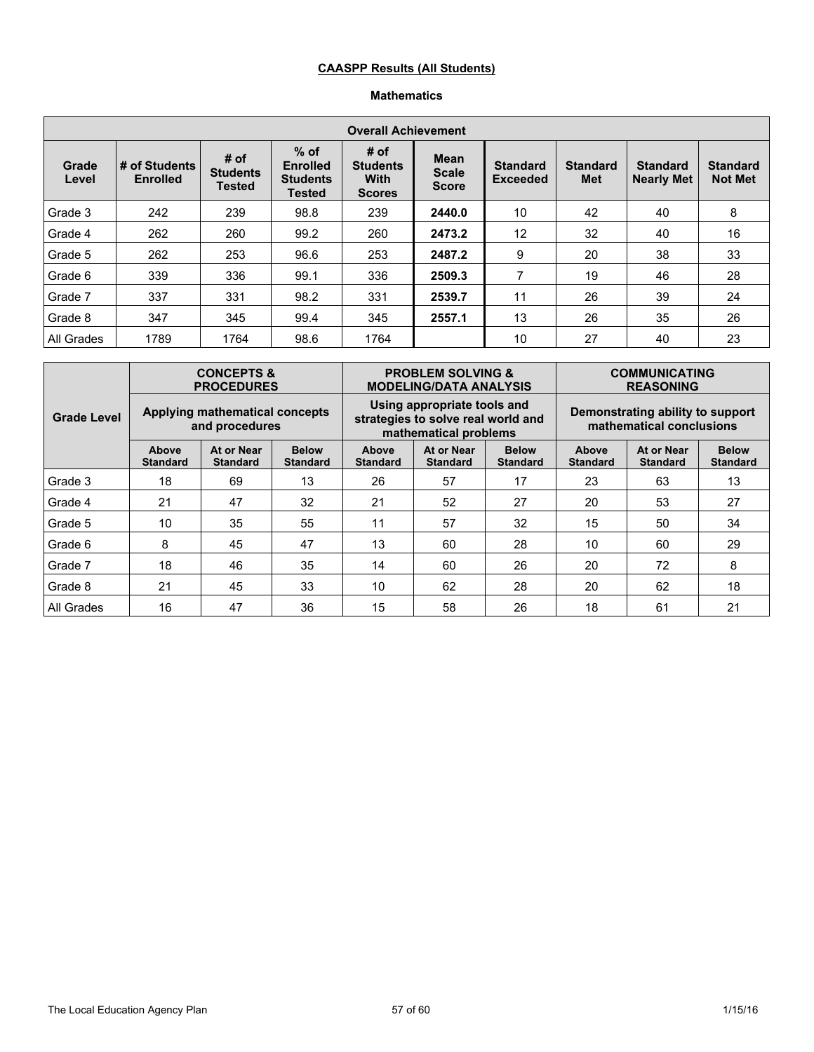**CAASPP Results (All Students)**

**Mathematics**

| Overall Achievement | | | | | | | | | |
|---|---|---|---|---|---|---|---|---|---|
| Grade Level | # of Students Enrolled | # of Students Tested | % of Enrolled Students Tested | # of Students With Scores | Mean Scale Score | Standard Exceeded | Standard Met | Standard Nearly Met | Standard Not Met |
| Grade 3 | 242 | 239 | 98.8 | 239 | **2440.0** | 10 | 42 | 40 | 8 |
| Grade 4 | 262 | 260 | 99.2 | 260 | **2473.2** | 12 | 32 | 40 | 16 |
| Grade 5 | 262 | 253 | 96.6 | 253 | **2487.2** | 9 | 20 | 38 | 33 |
| Grade 6 | 339 | 336 | 99.1 | 336 | **2509.3** | 7 | 19 | 46 | 28 |
| Grade 7 | 337 | 331 | 98.2 | 331 | **2539.7** | 11 | 26 | 39 | 24 |
| Grade 8 | 347 | 345 | 99.4 | 345 | **2557.1** | 13 | 26 | 35 | 26 |
| All Grades | 1789 | 1764 | 98.6 | 1764 | | 10 | 27 | 40 | 23 |

| Grade Level | CONCEPTS & PROCEDURES | | | PROBLEM SOLVING & MODELING/DATA ANALYSIS | | | COMMUNICATING REASONING | | |
|---|---|---|---|---|---|---|---|---|---|
| | Applying mathematical concepts and procedures | | | Using appropriate tools and strategies to solve real world and mathematical problems | | | Demonstrating ability to support mathematical conclusions | | |
| | Above Standard | At or Near Standard | Below Standard | Above Standard | At or Near Standard | Below Standard | Above Standard | At or Near Standard | Below Standard |
| Grade 3 | 18 | 69 | 13 | 26 | 57 | 17 | 23 | 63 | 13 |
| Grade 4 | 21 | 47 | 32 | 21 | 52 | 27 | 20 | 53 | 27 |
| Grade 5 | 10 | 35 | 55 | 11 | 57 | 32 | 15 | 50 | 34 |
| Grade 6 | 8 | 45 | 47 | 13 | 60 | 28 | 10 | 60 | 29 |
| Grade 7 | 18 | 46 | 35 | 14 | 60 | 26 | 20 | 72 | 8 |
| Grade 8 | 21 | 45 | 33 | 10 | 62 | 28 | 20 | 62 | 18 |
| All Grades | 16 | 47 | 36 | 15 | 58 | 26 | 18 | 61 | 21 |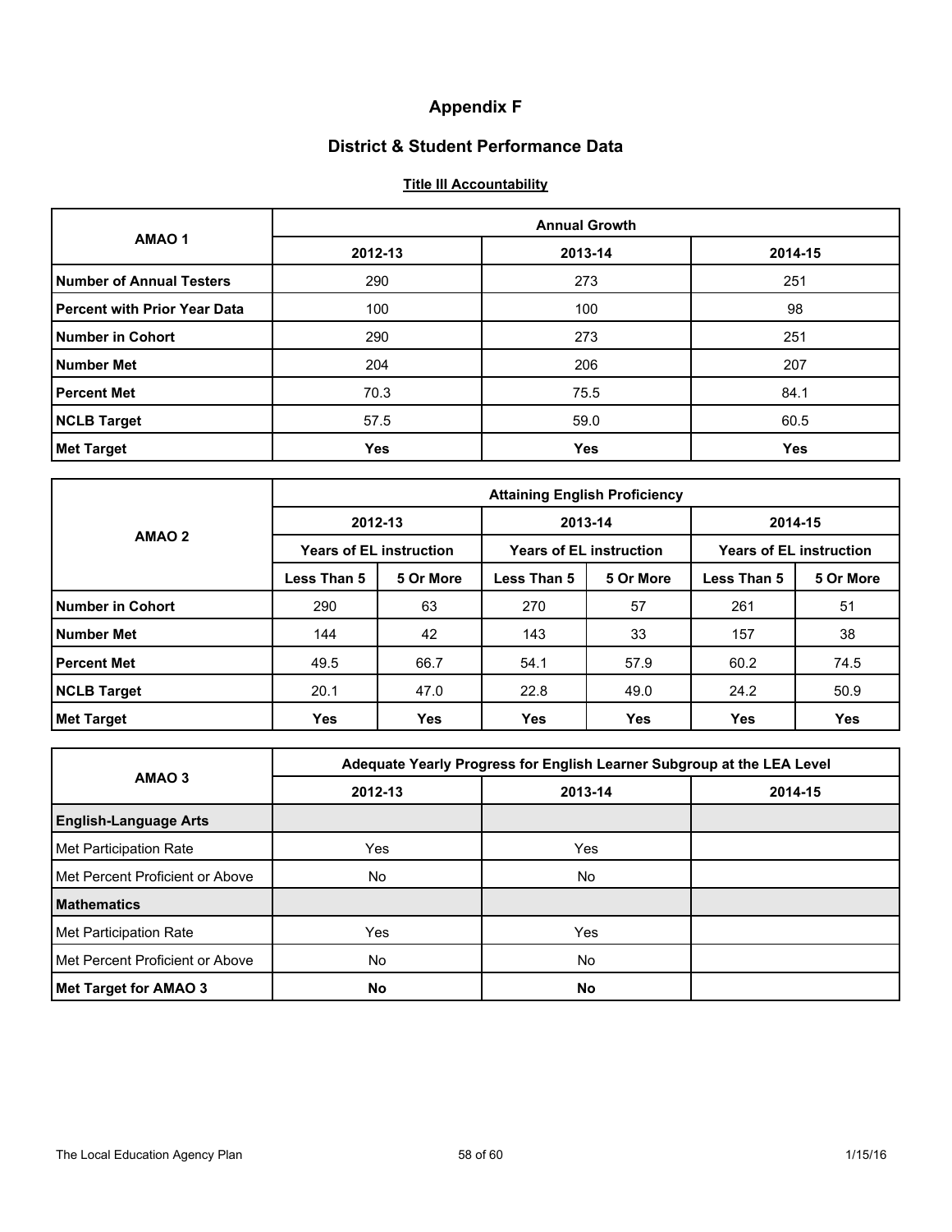# Appendix F

## District & Student Performance Data

### Title III Accountability

| AMAO 1 | Annual Growth | | |
|---|---|---|---|
| | 2012-13 | 2013-14 | 2014-15 |
| Number of Annual Testers | 290 | 273 | 251 |
| Percent with Prior Year Data | 100 | 100 | 98 |
| Number in Cohort | 290 | 273 | 251 |
| Number Met | 204 | 206 | 207 |
| Percent Met | 70.3 | 75.5 | 84.1 |
| NCLB Target | 57.5 | 59.0 | 60.5 |
| **Met Target** | **Yes** | **Yes** | **Yes** |

| AMAO 2 | Attaining English Proficiency | | | | | |
|---|---|---|---|---|---|---|
| | 2012-13 | | 2013-14 | | 2014-15 | |
| | Years of EL instruction | | Years of EL instruction | | Years of EL instruction | |
| | Less Than 5 | 5 Or More | Less Than 5 | 5 Or More | Less Than 5 | 5 Or More |
| Number in Cohort | 290 | 63 | 270 | 57 | 261 | 51 |
| Number Met | 144 | 42 | 143 | 33 | 157 | 38 |
| Percent Met | 49.5 | 66.7 | 54.1 | 57.9 | 60.2 | 74.5 |
| NCLB Target | 20.1 | 47.0 | 22.8 | 49.0 | 24.2 | 50.9 |
| **Met Target** | **Yes** | **Yes** | **Yes** | **Yes** | **Yes** | **Yes** |

| AMAO 3 | Adequate Yearly Progress for English Learner Subgroup at the LEA Level | | |
|---|---|---|---|
| | 2012-13 | 2013-14 | 2014-15 |
| **English-Language Arts** | | | |
| Met Participation Rate | Yes | Yes | |
| Met Percent Proficient or Above | No | No | |
| **Mathematics** | | | |
| Met Participation Rate | Yes | Yes | |
| Met Percent Proficient or Above | No | No | |
| **Met Target for AMAO 3** | **No** | **No** | |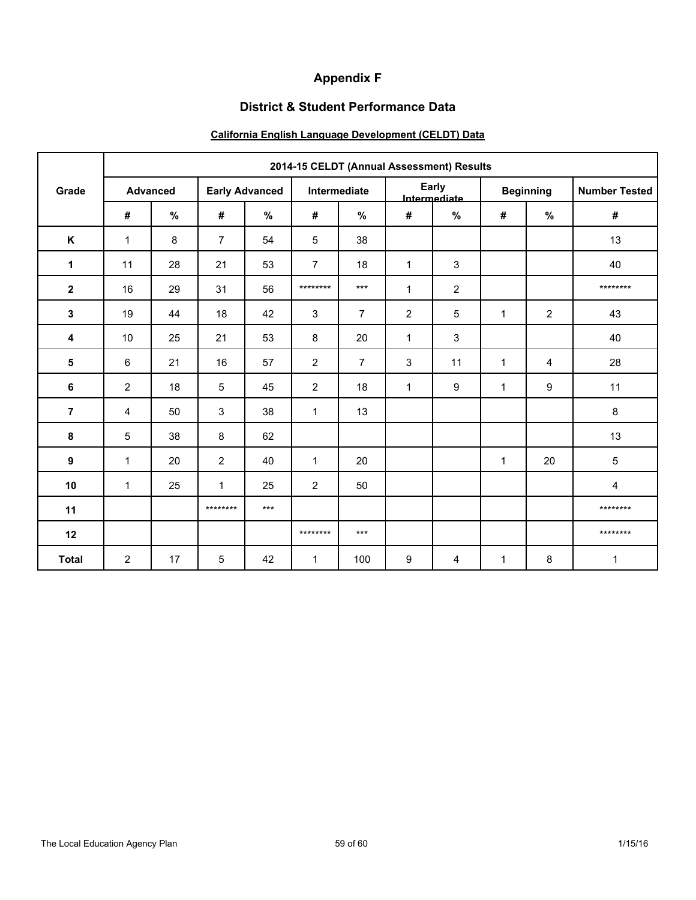# Appendix F

## District & Student Performance Data

### California English Language Development (CELDT) Data

| Grade | 2014-15 CELDT (Annual Assessment) Results | | | | | | | | | | |
|---|---|---|---|---|---|---|---|---|---|---|---|
| | Advanced | | Early Advanced | | Intermediate | | Early Intermediate | | Beginning | | Number Tested |
| | # | % | # | % | # | % | # | % | # | % | # |
| K | 1 | 8 | 7 | 54 | 5 | 38 | | | | | 13 |
| 1 | 11 | 28 | 21 | 53 | 7 | 18 | 1 | 3 | | | 40 |
| 2 | 16 | 29 | 31 | 56 | ******** | *** | 1 | 2 | | | ******** |
| 3 | 19 | 44 | 18 | 42 | 3 | 7 | 2 | 5 | 1 | 2 | 43 |
| 4 | 10 | 25 | 21 | 53 | 8 | 20 | 1 | 3 | | | 40 |
| 5 | 6 | 21 | 16 | 57 | 2 | 7 | 3 | 11 | 1 | 4 | 28 |
| 6 | 2 | 18 | 5 | 45 | 2 | 18 | 1 | 9 | 1 | 9 | 11 |
| 7 | 4 | 50 | 3 | 38 | 1 | 13 | | | | | 8 |
| 8 | 5 | 38 | 8 | 62 | | | | | | | 13 |
| 9 | 1 | 20 | 2 | 40 | 1 | 20 | | | 1 | 20 | 5 |
| 10 | 1 | 25 | 1 | 25 | 2 | 50 | | | | | 4 |
| 11 | | | ******** | *** | | | | | | | ******** |
| 12 | | | | | ******** | *** | | | | | ******** |
| Total | 2 | 17 | 5 | 42 | 1 | 100 | 9 | 4 | 1 | 8 | 1 |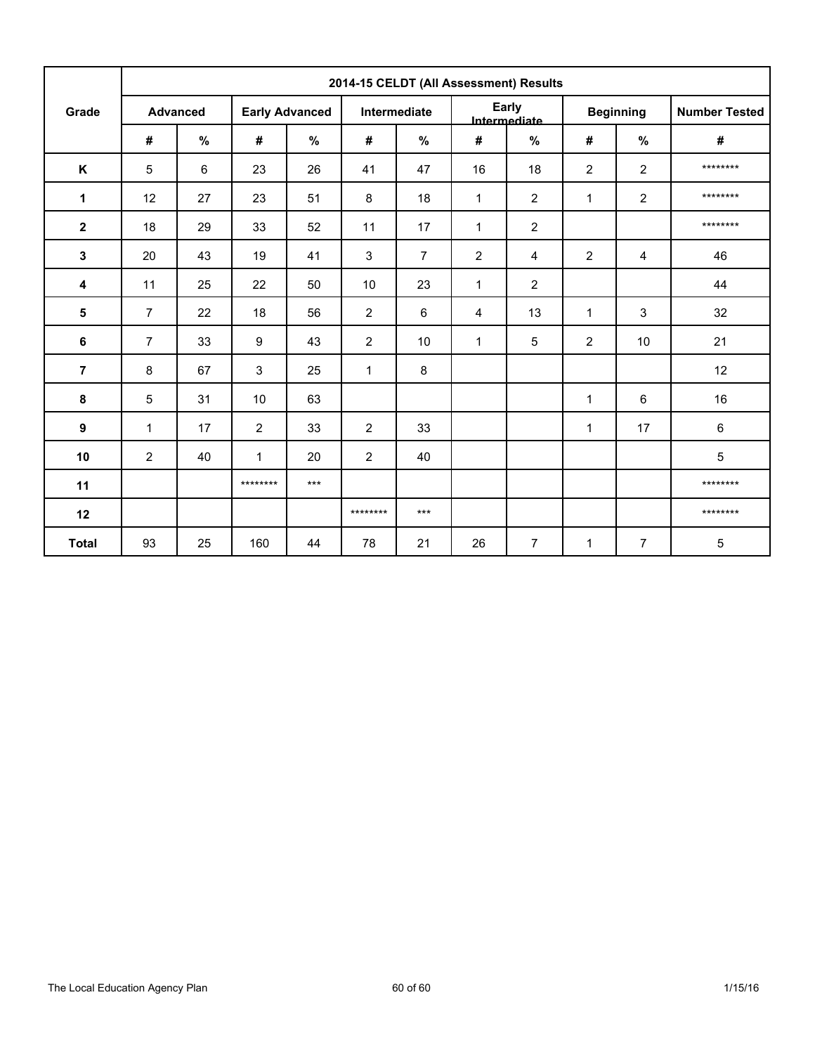| Grade | 2014-15 CELDT (All Assessment) Results | | | | | | | | | | |
|---|---|---|---|---|---|---|---|---|---|---|---|
| | Advanced | | Early Advanced | | Intermediate | | Early Intermediate | | Beginning | | Number Tested |
| | # | % | # | % | # | % | # | % | # | % | # |
| K | 5 | 6 | 23 | 26 | 41 | 47 | 16 | 18 | 2 | 2 | ******** |
| 1 | 12 | 27 | 23 | 51 | 8 | 18 | 1 | 2 | 1 | 2 | ******** |
| 2 | 18 | 29 | 33 | 52 | 11 | 17 | 1 | 2 | | | ******** |
| 3 | 20 | 43 | 19 | 41 | 3 | 7 | 2 | 4 | 2 | 4 | 46 |
| 4 | 11 | 25 | 22 | 50 | 10 | 23 | 1 | 2 | | | 44 |
| 5 | 7 | 22 | 18 | 56 | 2 | 6 | 4 | 13 | 1 | 3 | 32 |
| 6 | 7 | 33 | 9 | 43 | 2 | 10 | 1 | 5 | 2 | 10 | 21 |
| 7 | 8 | 67 | 3 | 25 | 1 | 8 | | | | | 12 |
| 8 | 5 | 31 | 10 | 63 | | | | | 1 | 6 | 16 |
| 9 | 1 | 17 | 2 | 33 | 2 | 33 | | | 1 | 17 | 6 |
| 10 | 2 | 40 | 1 | 20 | 2 | 40 | | | | | 5 |
| 11 | | | ******** | *** | | | | | | | ******** |
| 12 | | | | | ******** | *** | | | | | ******** |
| Total | 93 | 25 | 160 | 44 | 78 | 21 | 26 | 7 | 1 | 7 | 5 |